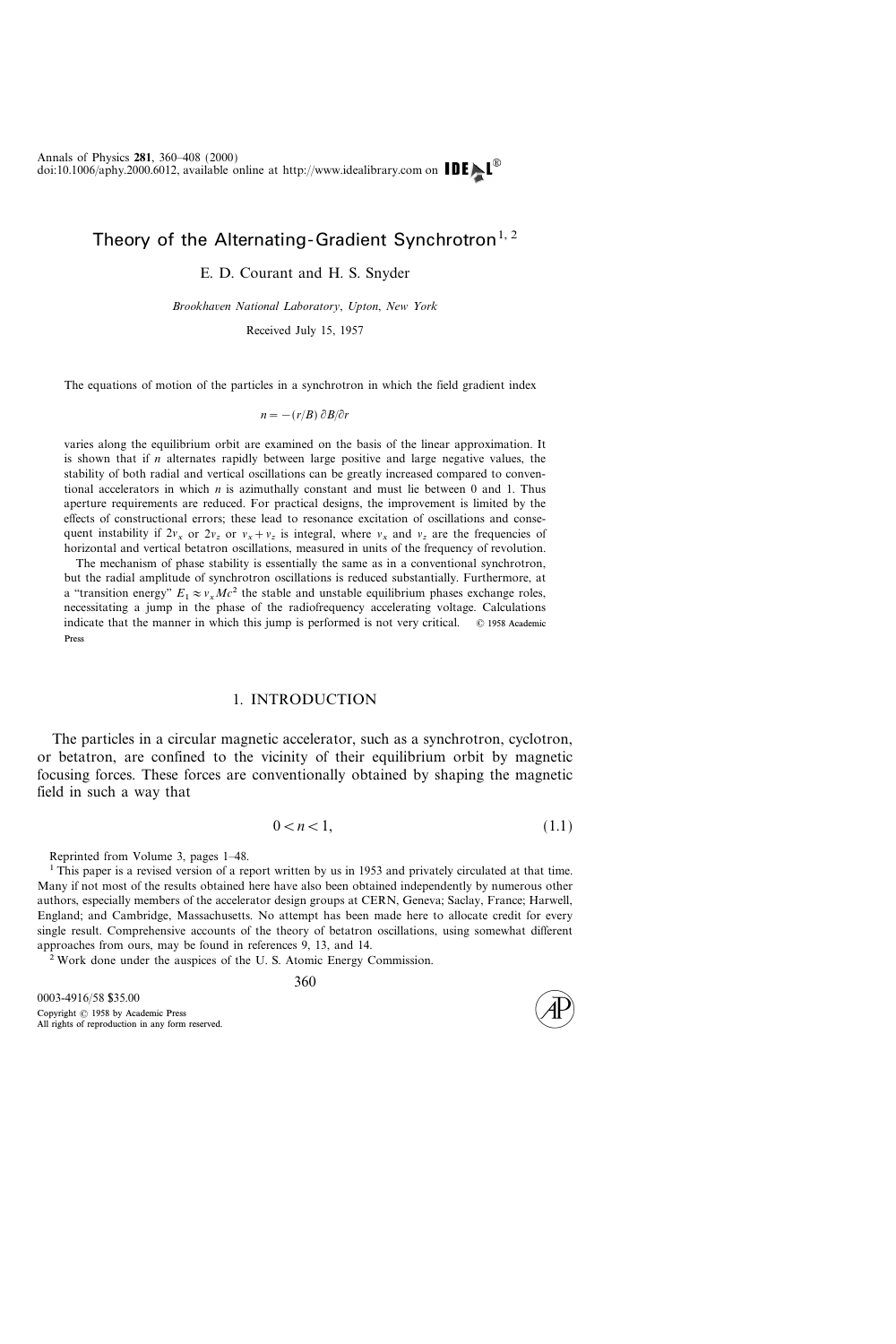# Theory of the Alternating-Gradient Synchrotron[1, 2]

E. D. Courant and H. S. Snyder

*Brookhaven National Laboratory, Upton, New York*

Received July 15, 1957

The equations of motion of the particles in a synchrotron in which the field gradient index

$$n = -(r/B)\, \partial B/\partial r$$

varies along the equilibrium orbit are examined on the basis of the linear approximation. It is shown that if $n$ alternates rapidly between large positive and large negative values, the stability of both radial and vertical oscillations can be greatly increased compared to conventional accelerators in which $n$ is azimuthally constant and must lie between 0 and 1. Thus aperture requirements are reduced. For practical designs, the improvement is limited by the effects of constructional errors; these lead to resonance excitation of oscillations and consequent instability if $2\nu_x$ or $2\nu_z$ or $\nu_x + \nu_z$ is integral, where $\nu_x$ and $\nu_z$ are the frequencies of horizontal and vertical betatron oscillations, measured in units of the frequency of revolution.

The mechanism of phase stability is essentially the same as in a conventional synchrotron, but the radial amplitude of synchrotron oscillations is reduced substantially. Furthermore, at a "transition energy" $E_1 \approx \nu_x Mc^2$ the stable and unstable equilibrium phases exchange roles, necessitating a jump in the phase of the radiofrequency accelerating voltage. Calculations indicate that the manner in which this jump is performed is not very critical. © 1958 Academic Press

## 1. INTRODUCTION

The particles in a circular magnetic accelerator, such as a synchrotron, cyclotron, or betatron, are confined to the vicinity of their equilibrium orbit by magnetic focusing forces. These forces are conventionally obtained by shaping the magnetic field in such a way that

$$0 < n < 1, \tag{1.1}$$

Reprinted from Volume 3, pages 1–48.

[1] This paper is a revised version of a report written by us in 1953 and privately circulated at that time. Many if not most of the results obtained here have also been obtained independently by numerous other authors, especially members of the accelerator design groups at CERN, Geneva; Saclay, France; Harwell, England; and Cambridge, Massachusetts. No attempt has been made here to allocate credit for every single result. Comprehensive accounts of the theory of betatron oscillations, using somewhat different approaches from ours, may be found in references 9, 13, and 14.

[2] Work done under the auspices of the U. S. Atomic Energy Commission.

0003-4916/58 $35.00
Copyright © 1958 by Academic Press
All rights of reproduction in any form reserved.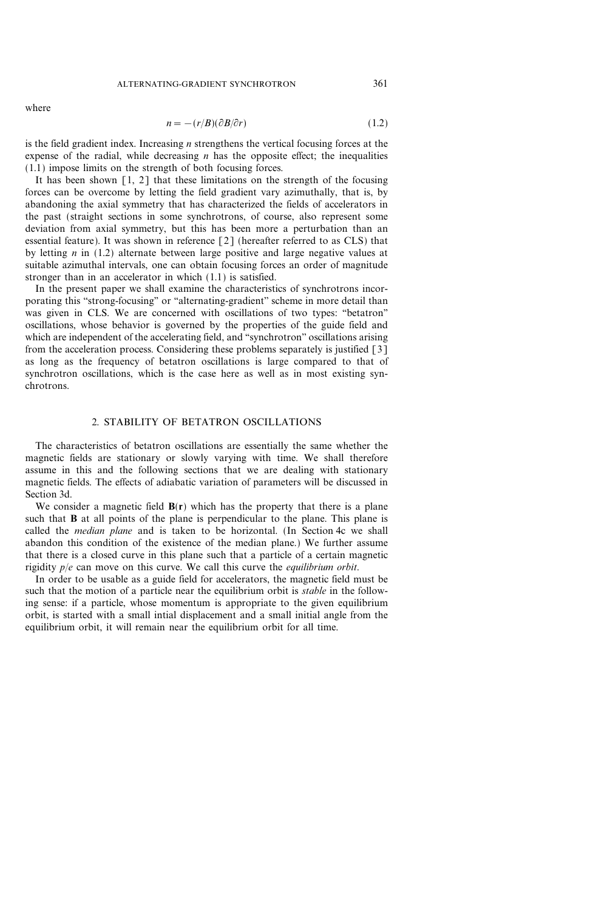where

$$n = -(r/B)(\partial B/\partial r) \tag{1.2}$$

is the field gradient index. Increasing $n$ strengthens the vertical focusing forces at the expense of the radial, while decreasing $n$ has the opposite effect; the inequalities (1.1) impose limits on the strength of both focusing forces.

It has been shown [1, 2] that these limitations on the strength of the focusing forces can be overcome by letting the field gradient vary azimuthally, that is, by abandoning the axial symmetry that has characterized the fields of accelerators in the past (straight sections in some synchrotrons, of course, also represent some deviation from axial symmetry, but this has been more a perturbation than an essential feature). It was shown in reference [2] (hereafter referred to as CLS) that by letting $n$ in (1.2) alternate between large positive and large negative values at suitable azimuthal intervals, one can obtain focusing forces an order of magnitude stronger than in an accelerator in which (1.1) is satisfied.

In the present paper we shall examine the characteristics of synchrotrons incorporating this "strong-focusing" or "alternating-gradient" scheme in more detail than was given in CLS. We are concerned with oscillations of two types: "betatron" oscillations, whose behavior is governed by the properties of the guide field and which are independent of the accelerating field, and "synchrotron" oscillations arising from the acceleration process. Considering these problems separately is justified [3] as long as the frequency of betatron oscillations is large compared to that of synchrotron oscillations, which is the case here as well as in most existing synchrotrons.

## 2. STABILITY OF BETATRON OSCILLATIONS

The characteristics of betatron oscillations are essentially the same whether the magnetic fields are stationary or slowly varying with time. We shall therefore assume in this and the following sections that we are dealing with stationary magnetic fields. The effects of adiabatic variation of parameters will be discussed in Section 3d.

We consider a magnetic field $\mathbf{B}(\mathbf{r})$ which has the property that there is a plane such that $\mathbf{B}$ at all points of the plane is perpendicular to the plane. This plane is called the *median plane* and is taken to be horizontal. (In Section 4c we shall abandon this condition of the existence of the median plane.) We further assume that there is a closed curve in this plane such that a particle of a certain magnetic rigidity $p/e$ can move on this curve. We call this curve the *equilibrium orbit*.

In order to be usable as a guide field for accelerators, the magnetic field must be such that the motion of a particle near the equilibrium orbit is *stable* in the following sense: if a particle, whose momentum is appropriate to the given equilibrium orbit, is started with a small intial displacement and a small initial angle from the equilibrium orbit, it will remain near the equilibrium orbit for all time.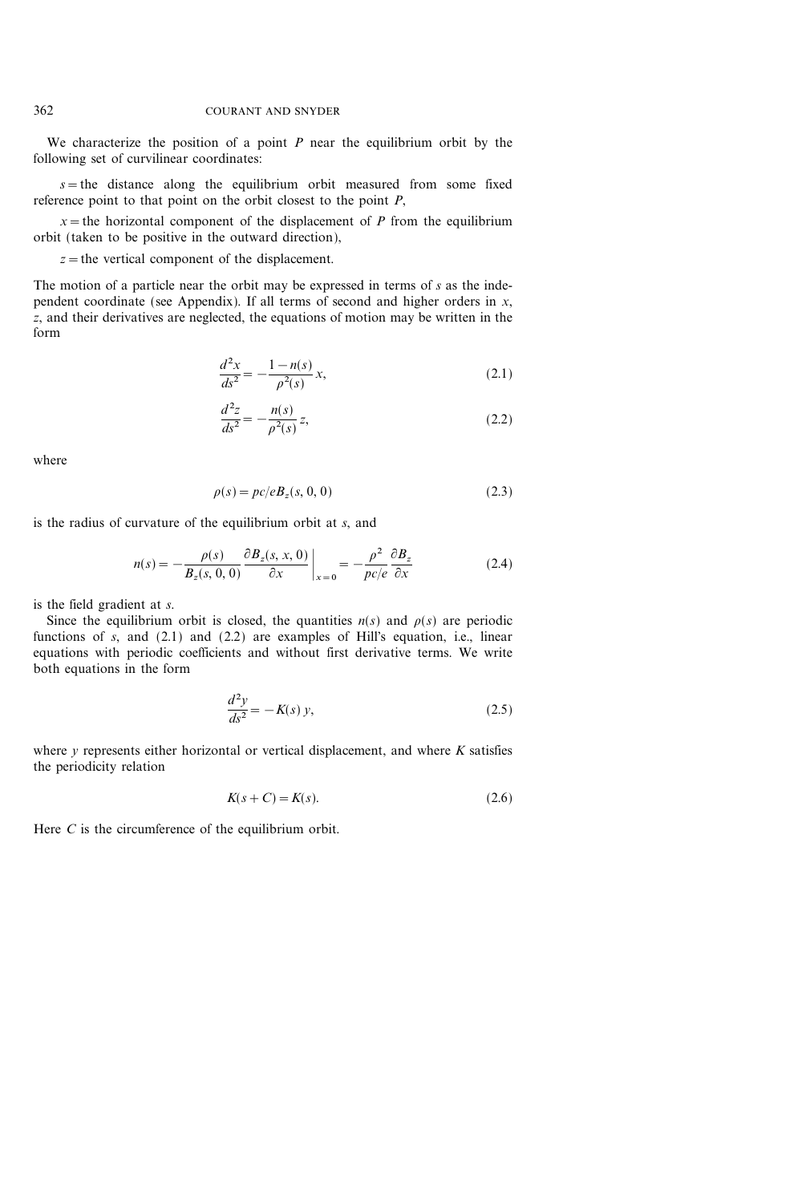We characterize the position of a point $P$ near the equilibrium orbit by the following set of curvilinear coordinates:

$s$ = the distance along the equilibrium orbit measured from some fixed reference point to that point on the orbit closest to the point $P$,

$x$ = the horizontal component of the displacement of $P$ from the equilibrium orbit (taken to be positive in the outward direction),

$z$ = the vertical component of the displacement.

The motion of a particle near the orbit may be expressed in terms of $s$ as the independent coordinate (see Appendix). If all terms of second and higher orders in $x$, $z$, and their derivatives are neglected, the equations of motion may be written in the form

$$\frac{d^2x}{ds^2} = -\frac{1-n(s)}{\rho^2(s)}\,x, \tag{2.1}$$

$$\frac{d^2z}{ds^2} = -\frac{n(s)}{\rho^2(s)}\,z, \tag{2.2}$$

where

$$\rho(s) = pc/eB_z(s, 0, 0) \tag{2.3}$$

is the radius of curvature of the equilibrium orbit at $s$, and

$$n(s) = -\frac{\rho(s)}{B_z(s, 0, 0)}\,\frac{\partial B_z(s, x, 0)}{\partial x}\bigg|_{x=0} = -\frac{\rho^2}{pc/e}\,\frac{\partial B_z}{\partial x} \tag{2.4}$$

is the field gradient at $s$.

Since the equilibrium orbit is closed, the quantities $n(s)$ and $\rho(s)$ are periodic functions of $s$, and (2.1) and (2.2) are examples of Hill's equation, i.e., linear equations with periodic coefficients and without first derivative terms. We write both equations in the form

$$\frac{d^2y}{ds^2} = -K(s)\,y, \tag{2.5}$$

where $y$ represents either horizontal or vertical displacement, and where $K$ satisfies the periodicity relation

$$K(s + C) = K(s). \tag{2.6}$$

Here $C$ is the circumference of the equilibrium orbit.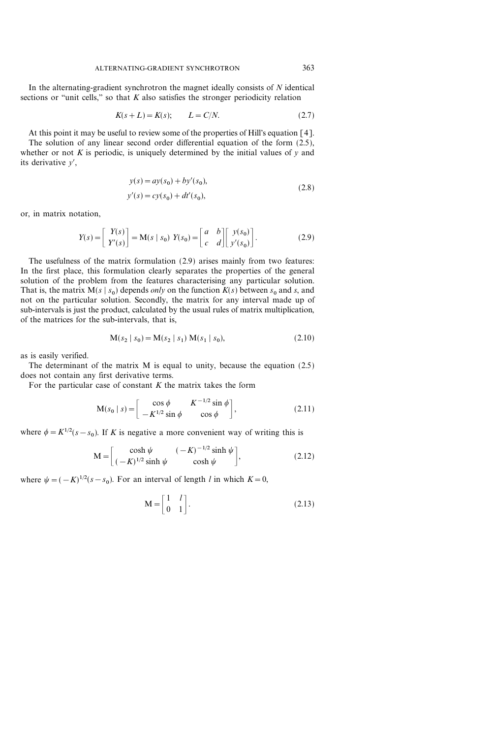In the alternating-gradient synchrotron the magnet ideally consists of $N$ identical sections or "unit cells," so that $K$ also satisfies the stronger periodicity relation

$$K(s+L) = K(s); \qquad L = C/N. \tag{2.7}$$

At this point it may be useful to review some of the properties of Hill's equation [4].

The solution of any linear second order differential equation of the form (2.5), whether or not $K$ is periodic, is uniquely determined by the initial values of $y$ and its derivative $y'$,

$$\begin{aligned} y(s) &= ay(s_0) + by'(s_0), \\ y'(s) &= cy(s_0) + dt'(s_0), \end{aligned} \tag{2.8}$$

or, in matrix notation,

$$Y(s) = \begin{bmatrix} Y(s) \\ Y'(s) \end{bmatrix} = \mathrm{M}(s \mid s_0)\ Y(s_0) = \begin{bmatrix} a & b \\ c & d \end{bmatrix} \begin{bmatrix} y(s_0) \\ y'(s_0) \end{bmatrix}. \tag{2.9}$$

The usefulness of the matrix formulation (2.9) arises mainly from two features: In the first place, this formulation clearly separates the properties of the general solution of the problem from the features characterising any particular solution. That is, the matrix $\mathrm{M}(s \mid s_0)$ depends *only* on the function $K(s)$ between $s_0$ and $s$, and not on the particular solution. Secondly, the matrix for any interval made up of sub-intervals is just the product, calculated by the usual rules of matrix multiplication, of the matrices for the sub-intervals, that is,

$$\mathrm{M}(s_2 \mid s_0) = \mathrm{M}(s_2 \mid s_1)\ \mathrm{M}(s_1 \mid s_0), \tag{2.10}$$

as is easily verified.

The determinant of the matrix M is equal to unity, because the equation (2.5) does not contain any first derivative terms.

For the particular case of constant $K$ the matrix takes the form

$$\mathrm{M}(s_0 \mid s) = \begin{bmatrix} \cos\phi & K^{-1/2}\sin\phi \\ -K^{1/2}\sin\phi & \cos\phi \end{bmatrix}, \tag{2.11}$$

where $\phi = K^{1/2}(s - s_0)$. If $K$ is negative a more convenient way of writing this is

$$\mathrm{M} = \begin{bmatrix} \cosh\psi & (-K)^{-1/2}\sinh\psi \\ (-K)^{1/2}\sinh\psi & \cosh\psi \end{bmatrix}, \tag{2.12}$$

where $\psi = (-K)^{1/2}(s - s_0)$. For an interval of length $l$ in which $K = 0$,

$$\mathrm{M} = \begin{bmatrix} 1 & l \\ 0 & 1 \end{bmatrix}. \tag{2.13}$$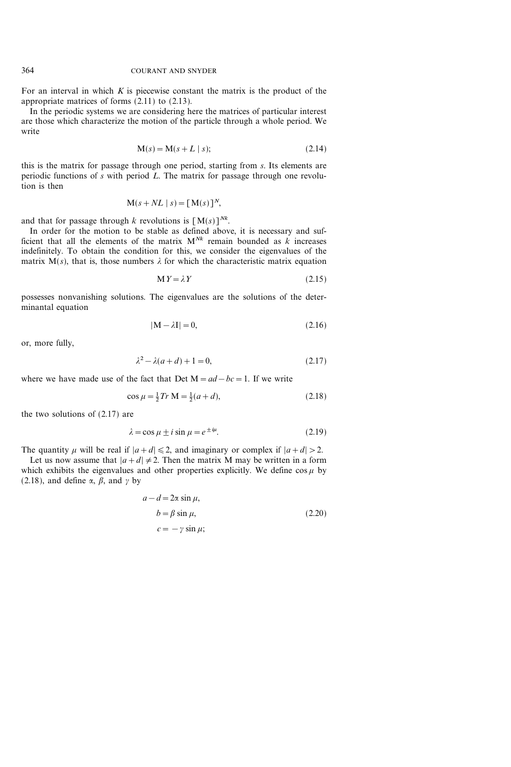For an interval in which $K$ is piecewise constant the matrix is the product of the appropriate matrices of forms (2.11) to (2.13).

In the periodic systems we are considering here the matrices of particular interest are those which characterize the motion of the particle through a whole period. We write

$$\mathrm{M}(s) = \mathrm{M}(s + L \mid s); \tag{2.14}$$

this is the matrix for passage through one period, starting from $s$. Its elements are periodic functions of $s$ with period $L$. The matrix for passage through one revolution is then

$$\mathrm{M}(s + NL \mid s) = [\mathrm{M}(s)]^N,$$

and that for passage through $k$ revolutions is $[\mathrm{M}(s)]^{Nk}$.

In order for the motion to be stable as defined above, it is necessary and sufficient that all the elements of the matrix $\mathrm{M}^{Nk}$ remain bounded as $k$ increases indefinitely. To obtain the condition for this, we consider the eigenvalues of the matrix $\mathrm{M}(s)$, that is, those numbers $\lambda$ for which the characteristic matrix equation

$$\mathrm{M}\, Y = \lambda Y \tag{2.15}$$

possesses nonvanishing solutions. The eigenvalues are the solutions of the determinantal equation

$$|\mathrm{M} - \lambda \mathrm{I}| = 0, \tag{2.16}$$

or, more fully,

$$\lambda^2 - \lambda(a + d) + 1 = 0, \tag{2.17}$$

where we have made use of the fact that $\operatorname{Det} \mathrm{M} = ad - bc = 1$. If we write

$$\cos \mu = \tfrac{1}{2} Tr\, \mathrm{M} = \tfrac{1}{2}(a + d), \tag{2.18}$$

the two solutions of (2.17) are

$$\lambda = \cos \mu \pm i \sin \mu = e^{\pm i\mu}. \tag{2.19}$$

The quantity $\mu$ will be real if $|a + d| \leqslant 2$, and imaginary or complex if $|a + d| > 2$.

Let us now assume that $|a + d| \neq 2$. Then the matrix M may be written in a form which exhibits the eigenvalues and other properties explicitly. We define $\cos \mu$ by (2.18), and define $\alpha$, $\beta$, and $\gamma$ by

$$\begin{aligned} a - d &= 2\alpha \sin \mu, \\ b &= \beta \sin \mu, \\ c &= -\gamma \sin \mu; \end{aligned} \tag{2.20}$$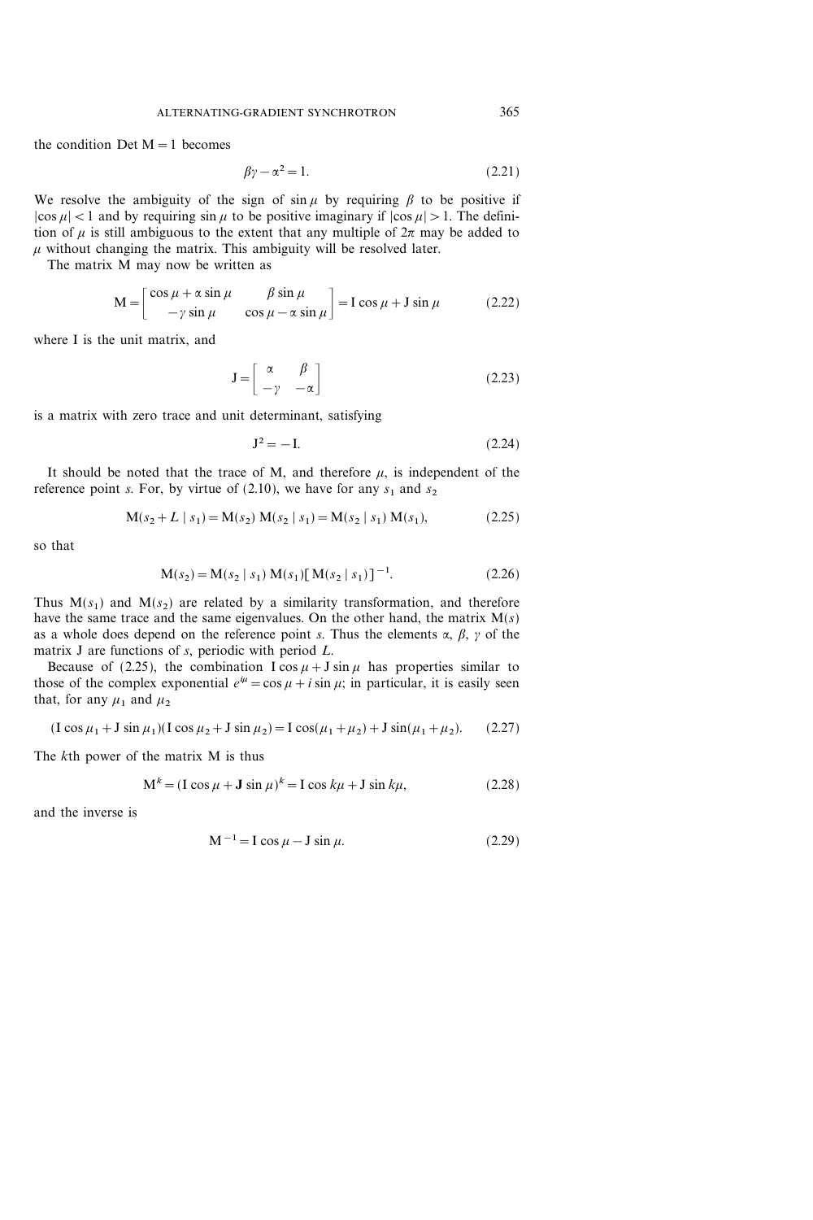the condition Det M = 1 becomes

$$\beta\gamma - \alpha^2 = 1. \tag{2.21}$$

We resolve the ambiguity of the sign of $\sin\mu$ by requiring $\beta$ to be positive if $|\cos\mu| < 1$ and by requiring $\sin\mu$ to be positive imaginary if $|\cos\mu| > 1$. The definition of $\mu$ is still ambiguous to the extent that any multiple of $2\pi$ may be added to $\mu$ without changing the matrix. This ambiguity will be resolved later.

The matrix M may now be written as

$$\mathrm{M} = \begin{bmatrix} \cos\mu + \alpha\sin\mu & \beta\sin\mu \\ -\gamma\sin\mu & \cos\mu - \alpha\sin\mu \end{bmatrix} = \mathrm{I}\cos\mu + \mathrm{J}\sin\mu \tag{2.22}$$

where I is the unit matrix, and

$$\mathrm{J} = \begin{bmatrix} \alpha & \beta \\ -\gamma & -\alpha \end{bmatrix} \tag{2.23}$$

is a matrix with zero trace and unit determinant, satisfying

$$\mathrm{J}^2 = -\mathrm{I}. \tag{2.24}$$

It should be noted that the trace of M, and therefore $\mu$, is independent of the reference point $s$. For, by virtue of (2.10), we have for any $s_1$ and $s_2$

$$\mathrm{M}(s_2 + L \mid s_1) = \mathrm{M}(s_2)\,\mathrm{M}(s_2 \mid s_1) = \mathrm{M}(s_2 \mid s_1)\,\mathrm{M}(s_1), \tag{2.25}$$

so that

$$\mathrm{M}(s_2) = \mathrm{M}(s_2 \mid s_1)\,\mathrm{M}(s_1)[\mathrm{M}(s_2 \mid s_1)]^{-1}. \tag{2.26}$$

Thus $\mathrm{M}(s_1)$ and $\mathrm{M}(s_2)$ are related by a similarity transformation, and therefore have the same trace and the same eigenvalues. On the other hand, the matrix $\mathrm{M}(s)$ as a whole does depend on the reference point $s$. Thus the elements $\alpha$, $\beta$, $\gamma$ of the matrix J are functions of $s$, periodic with period $L$.

Because of (2.25), the combination $\mathrm{I}\cos\mu + \mathrm{J}\sin\mu$ has properties similar to those of the complex exponential $e^{i\mu} = \cos\mu + i\sin\mu$; in particular, it is easily seen that, for any $\mu_1$ and $\mu_2$

$$(\mathrm{I}\cos\mu_1 + \mathrm{J}\sin\mu_1)(\mathrm{I}\cos\mu_2 + \mathrm{J}\sin\mu_2) = \mathrm{I}\cos(\mu_1 + \mu_2) + \mathrm{J}\sin(\mu_1 + \mu_2). \tag{2.27}$$

The $k$th power of the matrix M is thus

$$\mathrm{M}^k = (\mathrm{I}\cos\mu + \mathbf{J}\sin\mu)^k = \mathrm{I}\cos k\mu + \mathrm{J}\sin k\mu, \tag{2.28}$$

and the inverse is

$$\mathrm{M}^{-1} = \mathrm{I}\cos\mu - \mathrm{J}\sin\mu. \tag{2.29}$$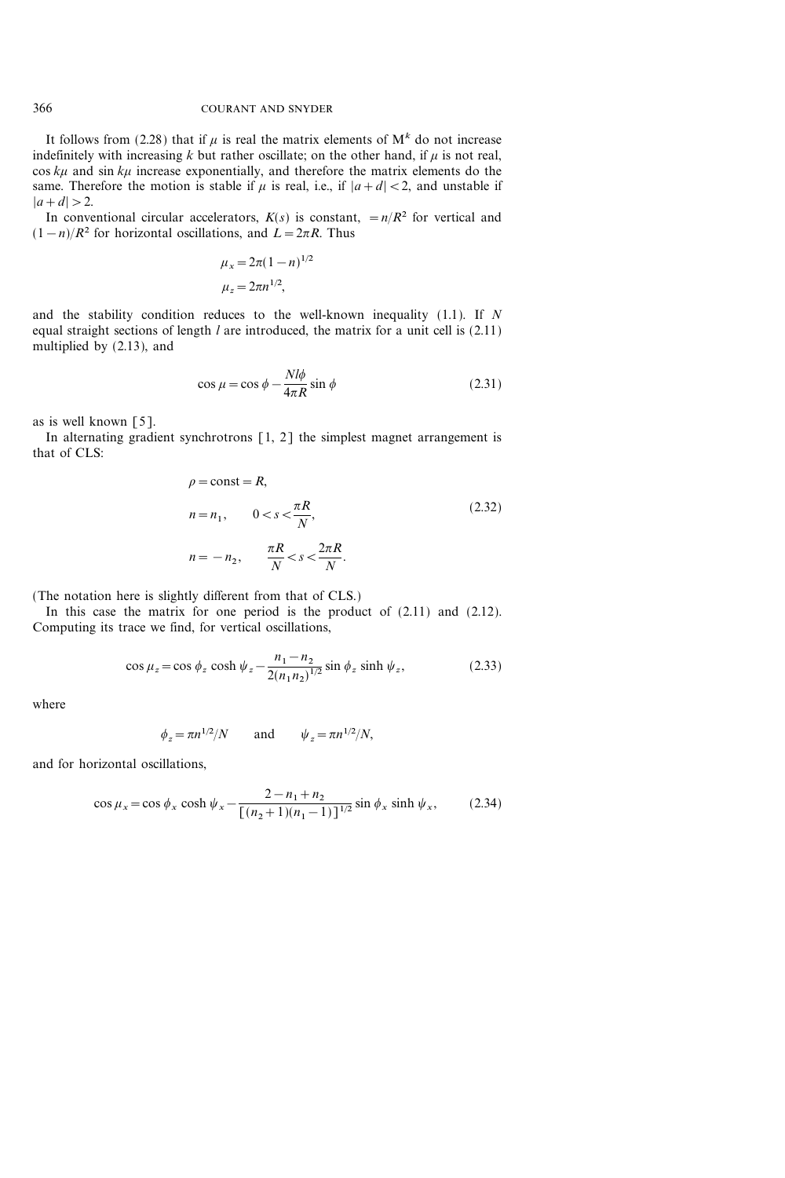It follows from (2.28) that if $\mu$ is real the matrix elements of $M^k$ do not increase indefinitely with increasing $k$ but rather oscillate; on the other hand, if $\mu$ is not real, $\cos k\mu$ and $\sin k\mu$ increase exponentially, and therefore the matrix elements do the same. Therefore the motion is stable if $\mu$ is real, i.e., if $|a+d|<2$, and unstable if $|a+d|>2$.

In conventional circular accelerators, $K(s)$ is constant, $=n/R^2$ for vertical and $(1-n)/R^2$ for horizontal oscillations, and $L=2\pi R$. Thus

$$
\begin{aligned}
\mu_x &= 2\pi(1-n)^{1/2} \\
\mu_z &= 2\pi n^{1/2},
\end{aligned}
$$

and the stability condition reduces to the well-known inequality (1.1). If $N$ equal straight sections of length $l$ are introduced, the matrix for a unit cell is (2.11) multiplied by (2.13), and

$$
\cos\mu = \cos\phi - \frac{Nl\phi}{4\pi R}\sin\phi \tag{2.31}
$$

as is well known [5].

In alternating gradient synchrotrons [1, 2] the simplest magnet arrangement is that of CLS:

$$
\begin{aligned}
&\rho = \text{const} = R, \\
&n = n_1, \qquad 0 < s < \frac{\pi R}{N}, \\
&n = -n_2, \qquad \frac{\pi R}{N} < s < \frac{2\pi R}{N}.
\end{aligned} \tag{2.32}
$$

(The notation here is slightly different from that of CLS.)

In this case the matrix for one period is the product of (2.11) and (2.12). Computing its trace we find, for vertical oscillations,

$$
\cos\mu_z = \cos\phi_z \cosh\psi_z - \frac{n_1-n_2}{2(n_1 n_2)^{1/2}}\sin\phi_z \sinh\psi_z, \tag{2.33}
$$

where

$$
\phi_z = \pi n^{1/2}/N \qquad \text{and} \qquad \psi_z = \pi n^{1/2}/N,
$$

and for horizontal oscillations,

$$
\cos\mu_x = \cos\phi_x \cosh\psi_x - \frac{2-n_1+n_2}{[(n_2+1)(n_1-1)]^{1/2}}\sin\phi_x \sinh\psi_x, \tag{2.34}
$$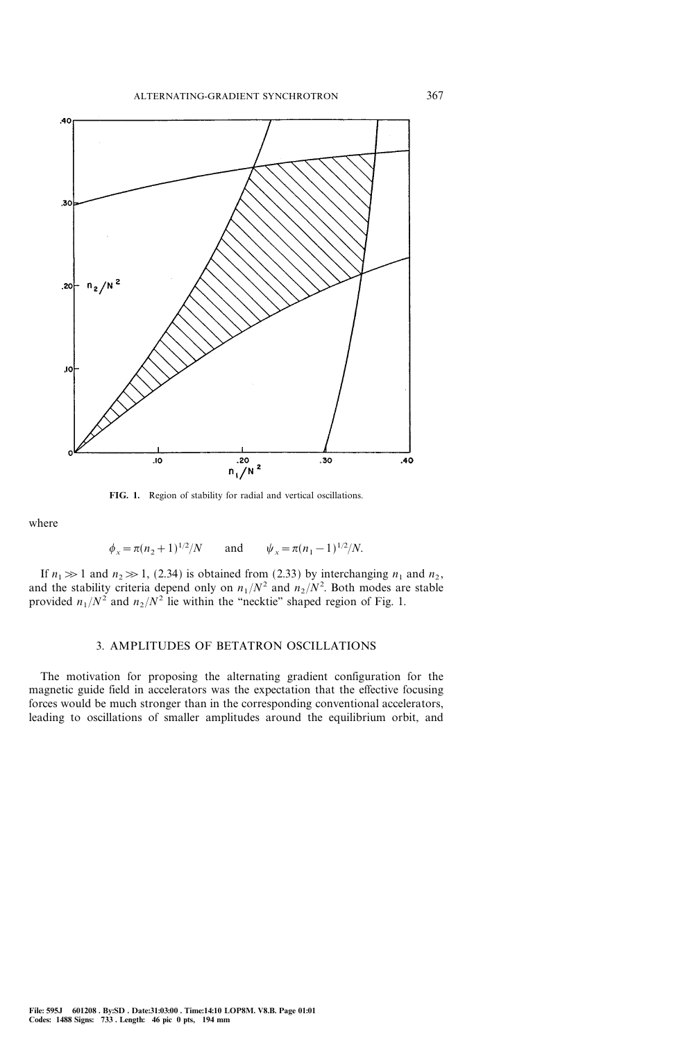FIG. 1. Region of stability for radial and vertical oscillations.

where

$$\phi_x = \pi(n_2+1)^{1/2}/N \qquad \text{and} \qquad \psi_x = \pi(n_1-1)^{1/2}/N.$$

If $n_1 \gg 1$ and $n_2 \gg 1$, (2.34) is obtained from (2.33) by interchanging $n_1$ and $n_2$, and the stability criteria depend only on $n_1/N^2$ and $n_2/N^2$. Both modes are stable provided $n_1/N^2$ and $n_2/N^2$ lie within the "necktie" shaped region of Fig. 1.

## 3. AMPLITUDES OF BETATRON OSCILLATIONS

The motivation for proposing the alternating gradient configuration for the magnetic guide field in accelerators was the expectation that the effective focusing forces would be much stronger than in the corresponding conventional accelerators, leading to oscillations of smaller amplitudes around the equilibrium orbit, and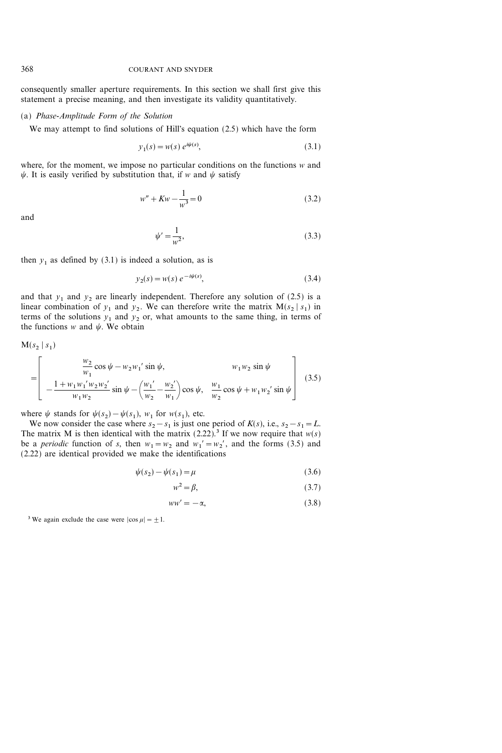consequently smaller aperture requirements. In this section we shall first give this statement a precise meaning, and then investigate its validity quantitatively.

### (a) *Phase-Amplitude Form of the Solution*

We may attempt to find solutions of Hill's equation (2.5) which have the form

$$y_1(s) = w(s)\, e^{i\psi(s)}, \tag{3.1}$$

where, for the moment, we impose no particular conditions on the functions $w$ and $\psi$. It is easily verified by substitution that, if $w$ and $\psi$ satisfy

$$w'' + Kw - \frac{1}{w^3} = 0 \tag{3.2}$$

and

$$\psi' = \frac{1}{w^2}, \tag{3.3}$$

then $y_1$ as defined by (3.1) is indeed a solution, as is

$$y_2(s) = w(s)\, e^{-i\psi(s)}, \tag{3.4}$$

and that $y_1$ and $y_2$ are linearly independent. Therefore any solution of (2.5) is a linear combination of $y_1$ and $y_2$. We can therefore write the matrix $\mathrm{M}(s_2 \mid s_1)$ in terms of the solutions $y_1$ and $y_2$ or, what amounts to the same thing, in terms of the functions $w$ and $\psi$. We obtain

$$\mathrm{M}(s_2 \mid s_1) = \begin{bmatrix} \dfrac{w_2}{w_1}\cos\psi - w_2 w_1' \sin\psi, & w_1 w_2 \sin\psi \\[2ex] -\dfrac{1 + w_1 w_1' w_2 w_2'}{w_1 w_2}\sin\psi - \left(\dfrac{w_1'}{w_2} - \dfrac{w_2'}{w_1}\right)\cos\psi, & \dfrac{w_1}{w_2}\cos\psi + w_1 w_2' \sin\psi \end{bmatrix} \tag{3.5}$$

where $\psi$ stands for $\psi(s_2) - \psi(s_1)$, $w_1$ for $w(s_1)$, etc.

We now consider the case where $s_2 - s_1$ is just one period of $K(s)$, i.e., $s_2 - s_1 = L$. The matrix M is then identical with the matrix (2.22).[3] If we now require that $w(s)$ be a *periodic* function of $s$, then $w_1 = w_2$ and $w_1' = w_2'$, and the forms (3.5) and (2.22) are identical provided we make the identifications

$$\psi(s_2) - \psi(s_1) = \mu \tag{3.6}$$

$$w^2 = \beta, \tag{3.7}$$

$$ww' = -\alpha, \tag{3.8}$$

[3] We again exclude the case were $|\cos\mu| = \pm 1$.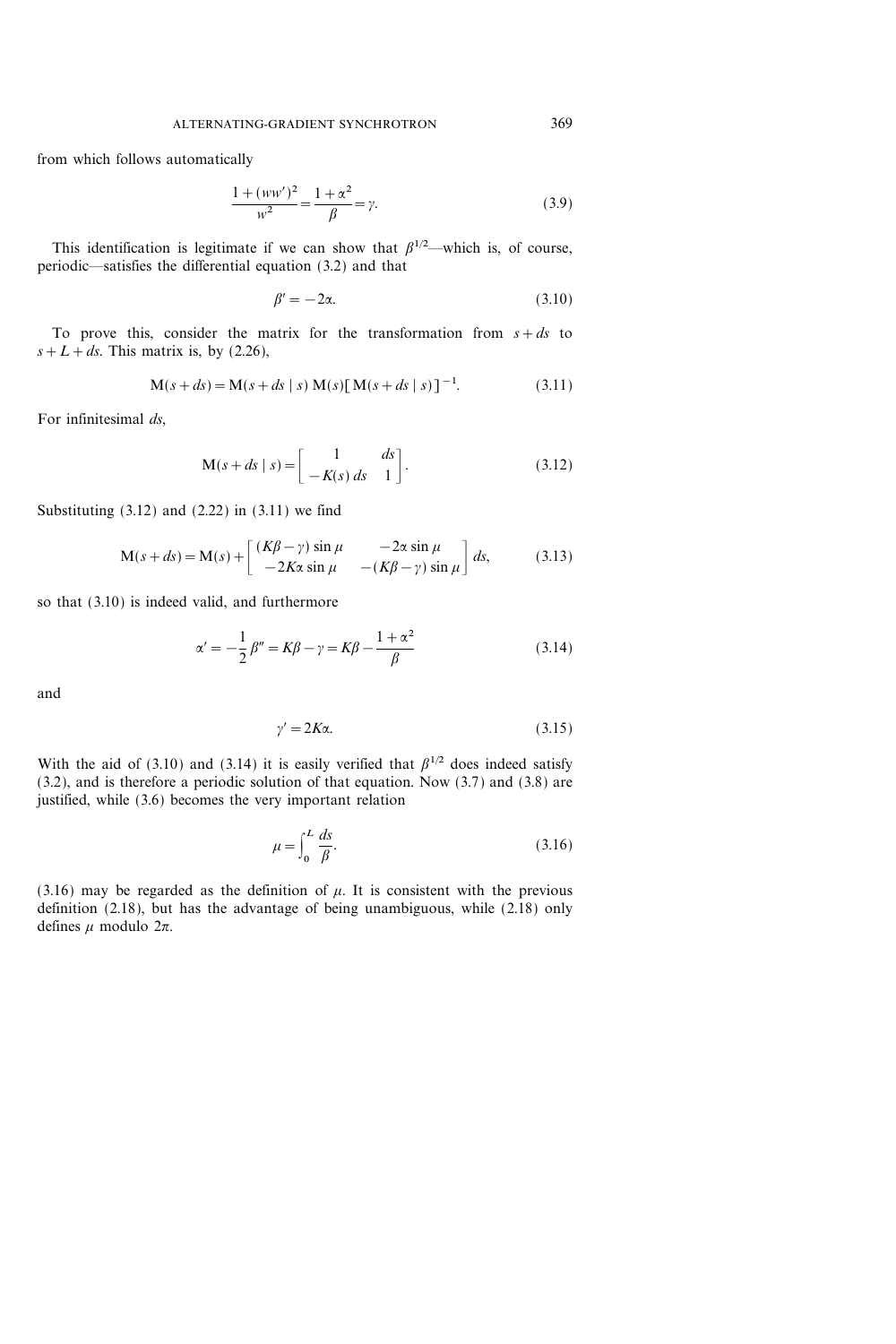from which follows automatically

$$\frac{1+(ww')^2}{w^2} = \frac{1+\alpha^2}{\beta} = \gamma. \tag{3.9}$$

This identification is legitimate if we can show that $\beta^{1/2}$—which is, of course, periodic—satisfies the differential equation (3.2) and that

$$\beta' = -2\alpha. \tag{3.10}$$

To prove this, consider the matrix for the transformation from $s+ds$ to $s+L+ds$. This matrix is, by (2.26),

$$\mathrm{M}(s+ds) = \mathrm{M}(s+ds \mid s)\,\mathrm{M}(s)[\mathrm{M}(s+ds \mid s)]^{-1}. \tag{3.11}$$

For infinitesimal $ds$,

$$\mathrm{M}(s+ds \mid s) = \begin{bmatrix} 1 & ds \\ -K(s)\,ds & 1 \end{bmatrix}. \tag{3.12}$$

Substituting (3.12) and (2.22) in (3.11) we find

$$\mathrm{M}(s+ds) = \mathrm{M}(s) + \begin{bmatrix} (K\beta-\gamma)\sin\mu & -2\alpha\sin\mu \\ -2K\alpha\sin\mu & -(K\beta-\gamma)\sin\mu \end{bmatrix} ds, \tag{3.13}$$

so that (3.10) is indeed valid, and furthermore

$$\alpha' = -\frac{1}{2}\beta'' = K\beta - \gamma = K\beta - \frac{1+\alpha^2}{\beta} \tag{3.14}$$

and

$$\gamma' = 2K\alpha. \tag{3.15}$$

With the aid of (3.10) and (3.14) it is easily verified that $\beta^{1/2}$ does indeed satisfy (3.2), and is therefore a periodic solution of that equation. Now (3.7) and (3.8) are justified, while (3.6) becomes the very important relation

$$\mu = \int_0^L \frac{ds}{\beta}. \tag{3.16}$$

(3.16) may be regarded as the definition of $\mu$. It is consistent with the previous definition (2.18), but has the advantage of being unambiguous, while (2.18) only defines $\mu$ modulo $2\pi$.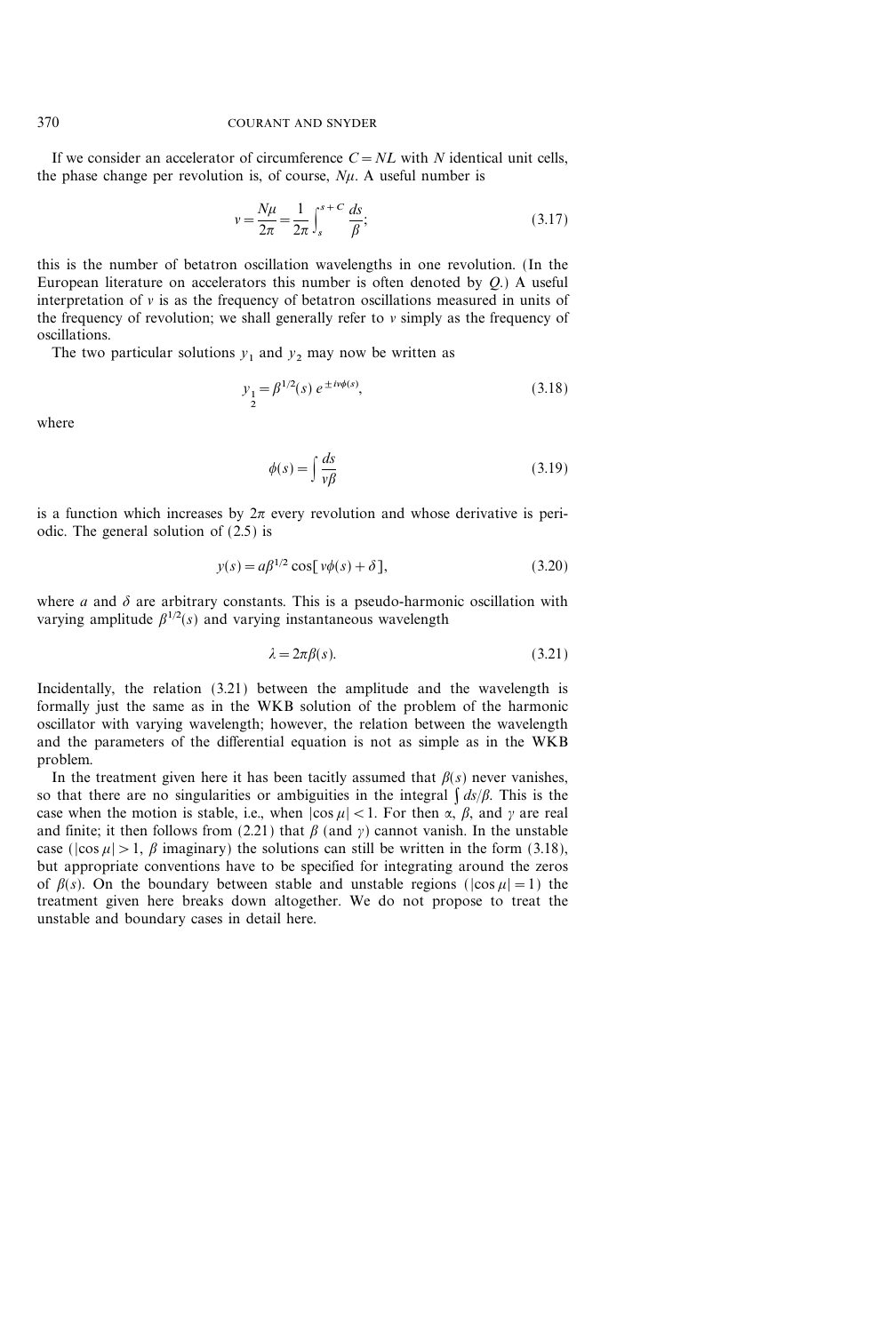If we consider an accelerator of circumference $C = NL$ with $N$ identical unit cells, the phase change per revolution is, of course, $N\mu$. A useful number is

$$\nu = \frac{N\mu}{2\pi} = \frac{1}{2\pi}\int_s^{s+C} \frac{ds}{\beta}; \tag{3.17}$$

this is the number of betatron oscillation wavelengths in one revolution. (In the European literature on accelerators this number is often denoted by $Q$.) A useful interpretation of $\nu$ is as the frequency of betatron oscillations measured in units of the frequency of revolution; we shall generally refer to $\nu$ simply as the frequency of oscillations.

The two particular solutions $y_1$ and $y_2$ may now be written as

$$y_{\substack{1\\2}} = \beta^{1/2}(s)\, e^{\pm i\nu\phi(s)}, \tag{3.18}$$

where

$$\phi(s) = \int \frac{ds}{\nu\beta} \tag{3.19}$$

is a function which increases by $2\pi$ every revolution and whose derivative is periodic. The general solution of (2.5) is

$$y(s) = a\beta^{1/2} \cos[\nu\phi(s) + \delta], \tag{3.20}$$

where $a$ and $\delta$ are arbitrary constants. This is a pseudo-harmonic oscillation with varying amplitude $\beta^{1/2}(s)$ and varying instantaneous wavelength

$$\lambda = 2\pi\beta(s). \tag{3.21}$$

Incidentally, the relation (3.21) between the amplitude and the wavelength is formally just the same as in the WKB solution of the problem of the harmonic oscillator with varying wavelength; however, the relation between the wavelength and the parameters of the differential equation is not as simple as in the WKB problem.

In the treatment given here it has been tacitly assumed that $\beta(s)$ never vanishes, so that there are no singularities or ambiguities in the integral $\int ds/\beta$. This is the case when the motion is stable, i.e., when $|\cos\mu| < 1$. For then $\alpha$, $\beta$, and $\gamma$ are real and finite; it then follows from (2.21) that $\beta$ (and $\gamma$) cannot vanish. In the unstable case ($|\cos\mu| > 1$, $\beta$ imaginary) the solutions can still be written in the form (3.18), but appropriate conventions have to be specified for integrating around the zeros of $\beta(s)$. On the boundary between stable and unstable regions ($|\cos\mu| = 1$) the treatment given here breaks down altogether. We do not propose to treat the unstable and boundary cases in detail here.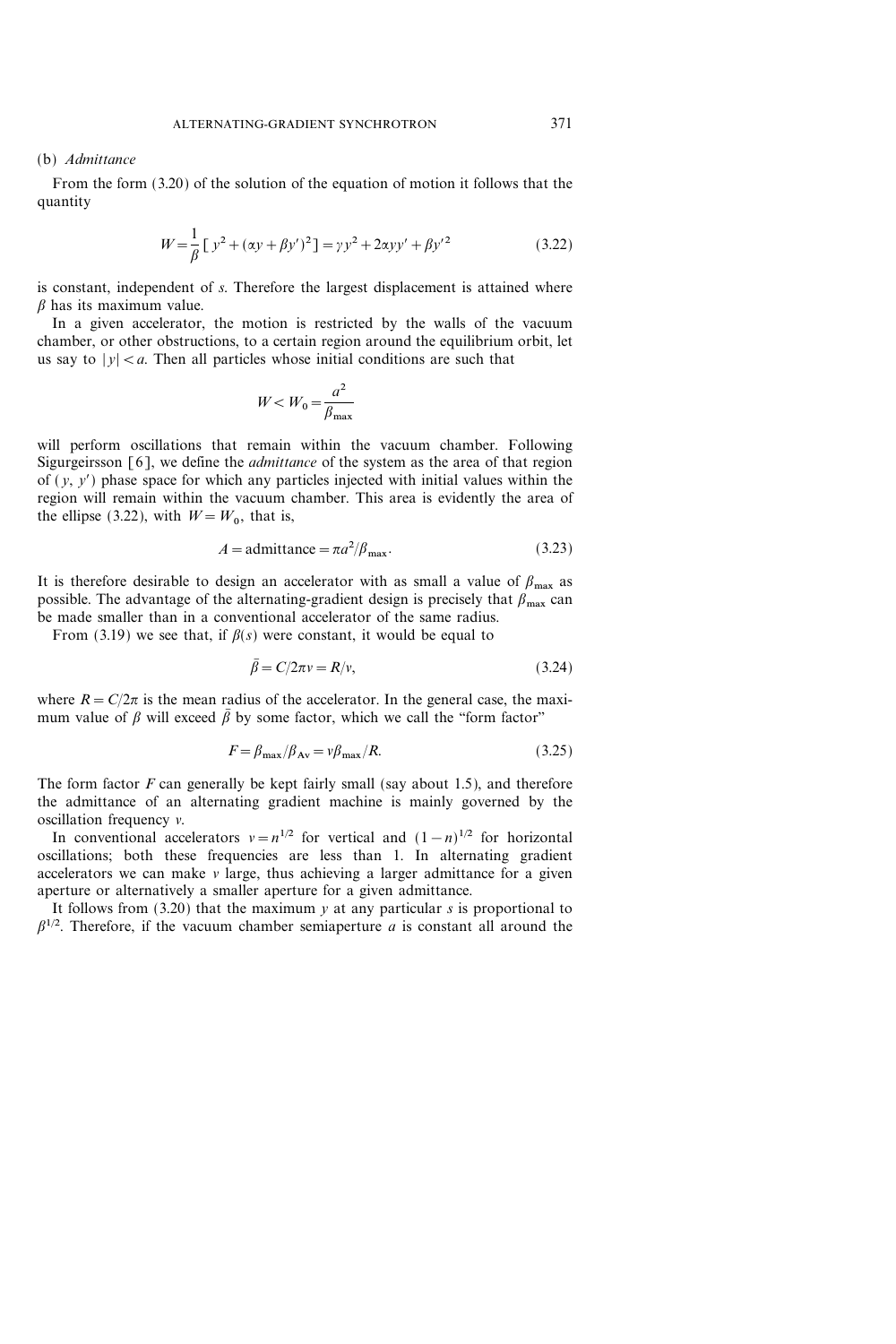### (b) *Admittance*

From the form (3.20) of the solution of the equation of motion it follows that the quantity

$$W = \frac{1}{\beta}\left[\,y^2 + (\alpha y + \beta y')^2\right] = \gamma y^2 + 2\alpha y y' + \beta y'^2 \tag{3.22}$$

is constant, independent of $s$. Therefore the largest displacement is attained where $\beta$ has its maximum value.

In a given accelerator, the motion is restricted by the walls of the vacuum chamber, or other obstructions, to a certain region around the equilibrium orbit, let us say to $|y| < a$. Then all particles whose initial conditions are such that

$$W < W_0 = \frac{a^2}{\beta_{\max}}$$

will perform oscillations that remain within the vacuum chamber. Following Sigurgeirsson [6], we define the *admittance* of the system as the area of that region of $(y, y')$ phase space for which any particles injected with initial values within the region will remain within the vacuum chamber. This area is evidently the area of the ellipse (3.22), with $W = W_0$, that is,

$$A = \text{admittance} = \pi a^2/\beta_{\max}. \tag{3.23}$$

It is therefore desirable to design an accelerator with as small a value of $\beta_{\max}$ as possible. The advantage of the alternating-gradient design is precisely that $\beta_{\max}$ can be made smaller than in a conventional accelerator of the same radius.

From (3.19) we see that, if $\beta(s)$ were constant, it would be equal to

$$\bar{\beta} = C/2\pi v = R/v, \tag{3.24}$$

where $R = C/2\pi$ is the mean radius of the accelerator. In the general case, the maximum value of $\beta$ will exceed $\bar{\beta}$ by some factor, which we call the "form factor"

$$F = \beta_{\max}/\beta_{\mathrm{Av}} = v\beta_{\max}/R. \tag{3.25}$$

The form factor $F$ can generally be kept fairly small (say about 1.5), and therefore the admittance of an alternating gradient machine is mainly governed by the oscillation frequency $v$.

In conventional accelerators $v = n^{1/2}$ for vertical and $(1-n)^{1/2}$ for horizontal oscillations; both these frequencies are less than 1. In alternating gradient accelerators we can make $v$ large, thus achieving a larger admittance for a given aperture or alternatively a smaller aperture for a given admittance.

It follows from (3.20) that the maximum $y$ at any particular $s$ is proportional to $\beta^{1/2}$. Therefore, if the vacuum chamber semiaperture $a$ is constant all around the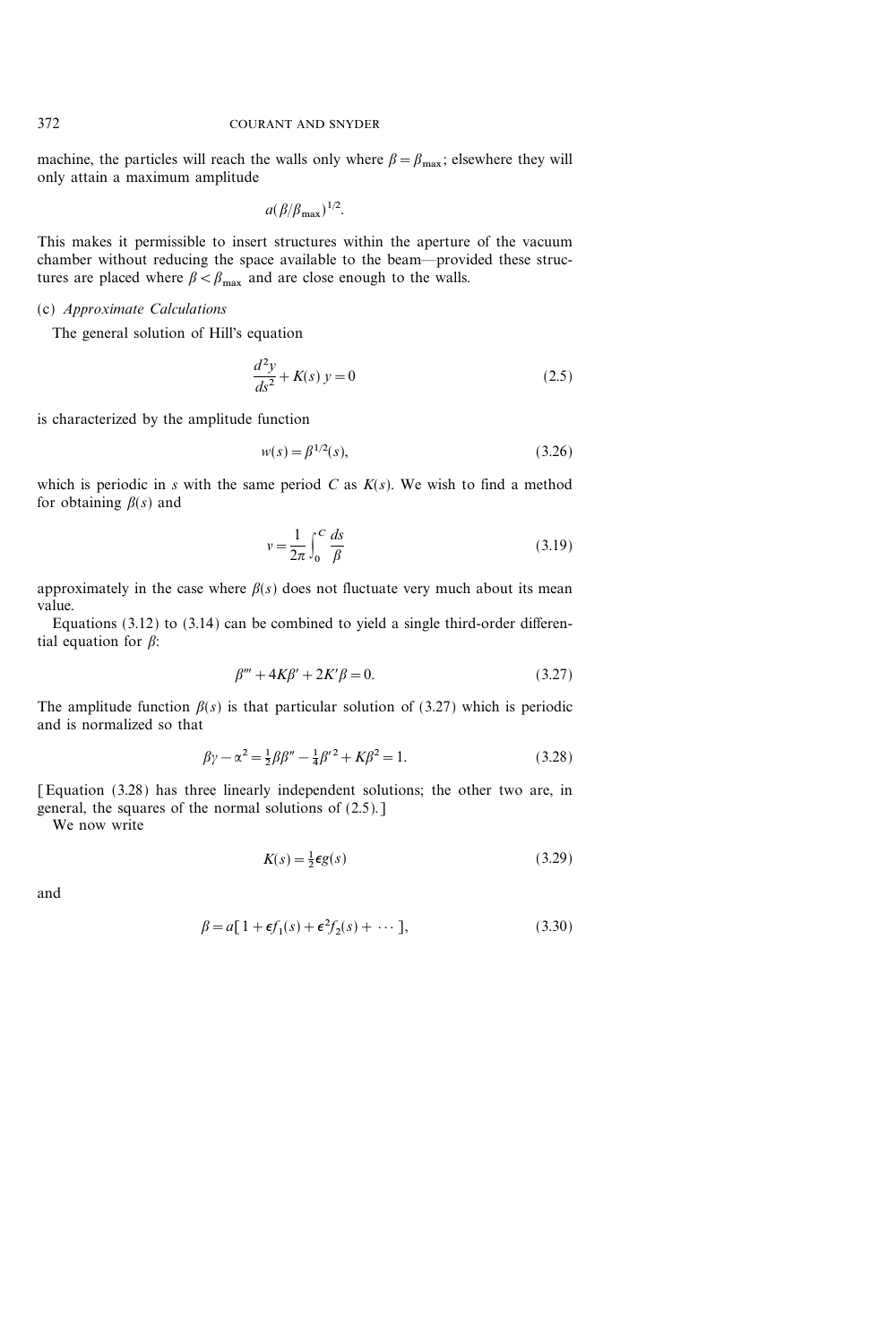machine, the particles will reach the walls only where $\beta = \beta_{\max}$; elsewhere they will only attain a maximum amplitude

$$a(\beta/\beta_{\max})^{1/2}.$$

This makes it permissible to insert structures within the aperture of the vacuum chamber without reducing the space available to the beam—provided these structures are placed where $\beta < \beta_{\max}$ and are close enough to the walls.

### (c) *Approximate Calculations*

The general solution of Hill's equation

$$\frac{d^2y}{ds^2} + K(s)\, y = 0 \tag{2.5}$$

is characterized by the amplitude function

$$w(s) = \beta^{1/2}(s), \tag{3.26}$$

which is periodic in $s$ with the same period $C$ as $K(s)$. We wish to find a method for obtaining $\beta(s)$ and

$$\nu = \frac{1}{2\pi}\int_0^C \frac{ds}{\beta} \tag{3.19}$$

approximately in the case where $\beta(s)$ does not fluctuate very much about its mean value.

Equations (3.12) to (3.14) can be combined to yield a single third-order differential equation for $\beta$:

$$\beta''' + 4K\beta' + 2K'\beta = 0. \tag{3.27}$$

The amplitude function $\beta(s)$ is that particular solution of (3.27) which is periodic and is normalized so that

$$\beta\gamma - \alpha^2 = \tfrac{1}{2}\beta\beta'' - \tfrac{1}{4}\beta'^2 + K\beta^2 = 1. \tag{3.28}$$

[Equation (3.28) has three linearly independent solutions; the other two are, in general, the squares of the normal solutions of (2.5).]

We now write

$$K(s) = \tfrac{1}{2}\epsilon g(s) \tag{3.29}$$

and

$$\beta = a[1 + \epsilon f_1(s) + \epsilon^2 f_2(s) + \cdots], \tag{3.30}$$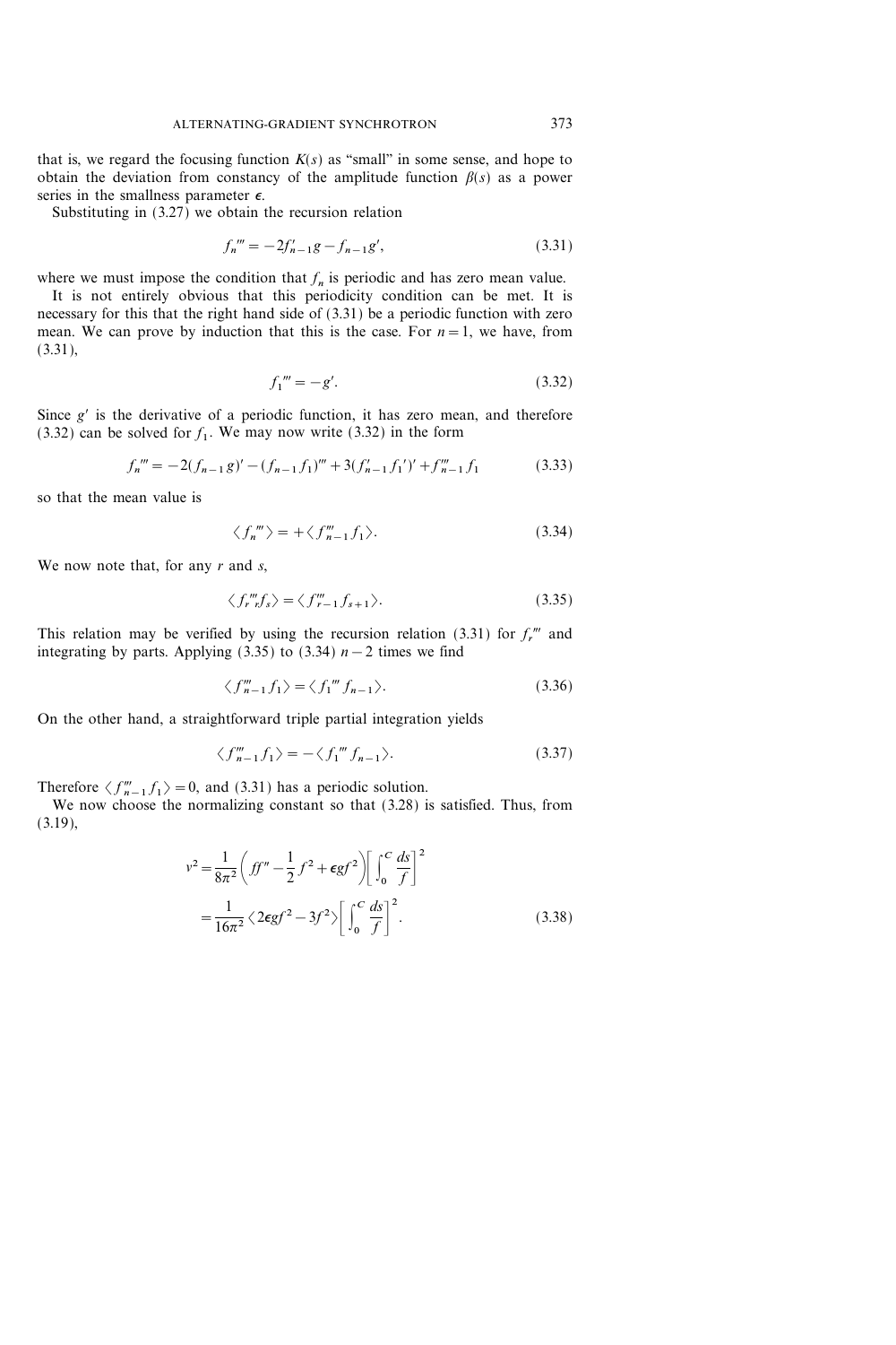that is, we regard the focusing function $K(s)$ as "small" in some sense, and hope to obtain the deviation from constancy of the amplitude function $\beta(s)$ as a power series in the smallness parameter $\epsilon$.

Substituting in (3.27) we obtain the recursion relation

$$f_n''' = -2f_{n-1}'g - f_{n-1}g', \tag{3.31}$$

where we must impose the condition that $f_n$ is periodic and has zero mean value.

It is not entirely obvious that this periodicity condition can be met. It is necessary for this that the right hand side of (3.31) be a periodic function with zero mean. We can prove by induction that this is the case. For $n = 1$, we have, from (3.31),

$$f_1''' = -g'. \tag{3.32}$$

Since $g'$ is the derivative of a periodic function, it has zero mean, and therefore (3.32) can be solved for $f_1$. We may now write (3.32) in the form

$$f_n''' = -2(f_{n-1}g)' - (f_{n-1}f_1)''' + 3(f_{n-1}'f_1')' + f_{n-1}'''f_1 \tag{3.33}$$

so that the mean value is

$$\langle f_n''' \rangle = +\langle f_{n-1}''' f_1 \rangle. \tag{3.34}$$

We now note that, for any $r$ and $s$,

$$\langle f_r''' f_s \rangle = \langle f_{r-1}''' f_{s+1} \rangle. \tag{3.35}$$

This relation may be verified by using the recursion relation (3.31) for $f_r'''$ and integrating by parts. Applying (3.35) to (3.34) $n-2$ times we find

$$\langle f_{n-1}''' f_1 \rangle = \langle f_1''' f_{n-1} \rangle. \tag{3.36}$$

On the other hand, a straightforward triple partial integration yields

$$\langle f_{n-1}''' f_1 \rangle = -\langle f_1''' f_{n-1} \rangle. \tag{3.37}$$

Therefore $\langle f_{n-1}''' f_1 \rangle = 0$, and (3.31) has a periodic solution.

We now choose the normalizing constant so that (3.28) is satisfied. Thus, from (3.19),

$$\begin{aligned} \nu^2 &= \frac{1}{8\pi^2}\left(ff'' - \frac{1}{2}f'^2 + \epsilon g f^2\right)\left[\int_0^C \frac{ds}{f}\right]^2 \\ &= \frac{1}{16\pi^2}\langle 2\epsilon g f^2 - 3f'^2 \rangle \left[\int_0^C \frac{ds}{f}\right]^2. \end{aligned} \tag{3.38}$$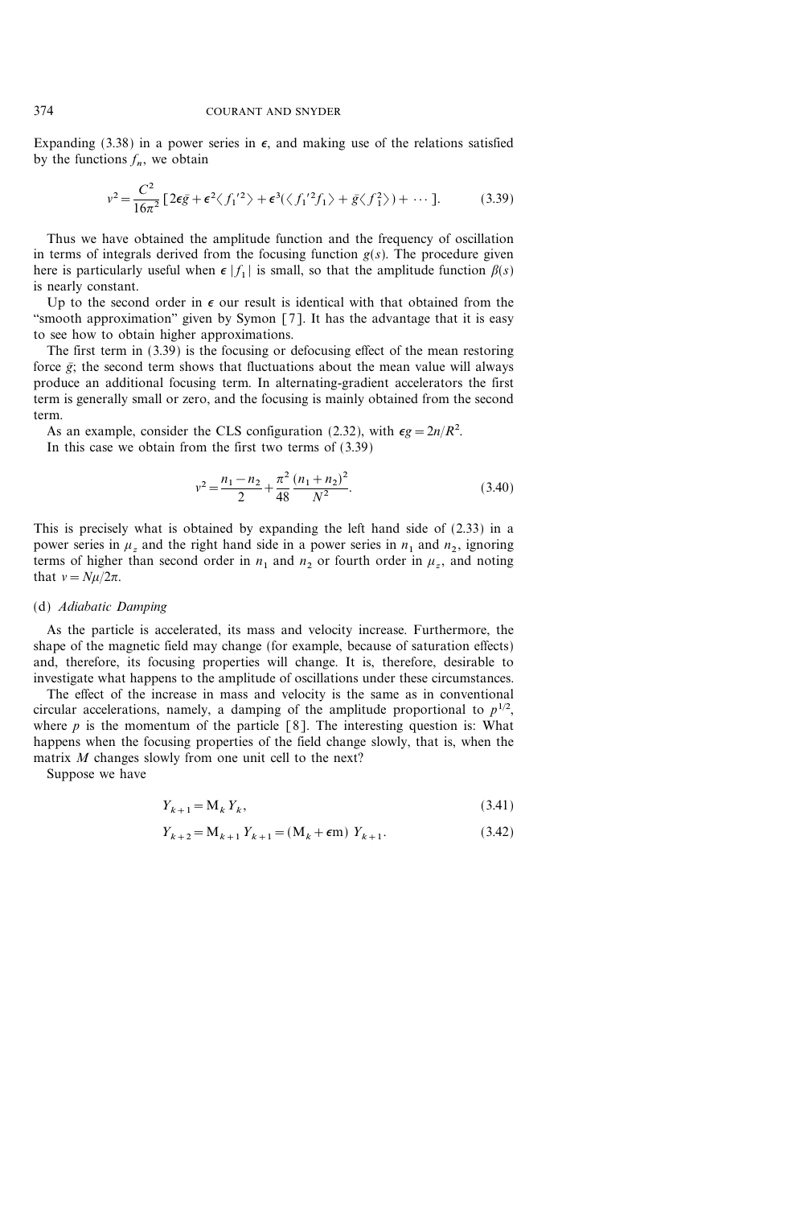Expanding (3.38) in a power series in $\epsilon$, and making use of the relations satisfied by the functions $f_n$, we obtain

$$\nu^2 = \frac{C^2}{16\pi^2}\left[2\epsilon\bar{g} + \epsilon^2\langle f_1'^2\rangle + \epsilon^3(\langle f_1'^2 f_1\rangle + \bar{g}\langle f_1^2\rangle) + \cdots\right]. \tag{3.39}$$

Thus we have obtained the amplitude function and the frequency of oscillation in terms of integrals derived from the focusing function $g(s)$. The procedure given here is particularly useful when $\epsilon\,|f_1|$ is small, so that the amplitude function $\beta(s)$ is nearly constant.

Up to the second order in $\epsilon$ our result is identical with that obtained from the "smooth approximation" given by Symon [7]. It has the advantage that it is easy to see how to obtain higher approximations.

The first term in (3.39) is the focusing or defocusing effect of the mean restoring force $\bar{g}$; the second term shows that fluctuations about the mean value will always produce an additional focusing term. In alternating-gradient accelerators the first term is generally small or zero, and the focusing is mainly obtained from the second term.

As an example, consider the CLS configuration (2.32), with $\epsilon g = 2n/R^2$.

In this case we obtain from the first two terms of (3.39)

$$\nu^2 = \frac{n_1 - n_2}{2} + \frac{\pi^2}{48}\frac{(n_1 + n_2)^2}{N^2}. \tag{3.40}$$

This is precisely what is obtained by expanding the left hand side of (2.33) in a power series in $\mu_z$ and the right hand side in a power series in $n_1$ and $n_2$, ignoring terms of higher than second order in $n_1$ and $n_2$ or fourth order in $\mu_z$, and noting that $\nu = N\mu/2\pi$.

### (d) *Adiabatic Damping*

As the particle is accelerated, its mass and velocity increase. Furthermore, the shape of the magnetic field may change (for example, because of saturation effects) and, therefore, its focusing properties will change. It is, therefore, desirable to investigate what happens to the amplitude of oscillations under these circumstances.

The effect of the increase in mass and velocity is the same as in conventional circular accelerations, namely, a damping of the amplitude proportional to $p^{1/2}$, where $p$ is the momentum of the particle [8]. The interesting question is: What happens when the focusing properties of the field change slowly, that is, when the matrix $M$ changes slowly from one unit cell to the next?

Suppose we have

$$Y_{k+1} = \mathrm{M}_k\,Y_k, \tag{3.41}$$

$$Y_{k+2} = \mathrm{M}_{k+1}\,Y_{k+1} = (\mathrm{M}_k + \epsilon\mathrm{m})\,Y_{k+1}. \tag{3.42}$$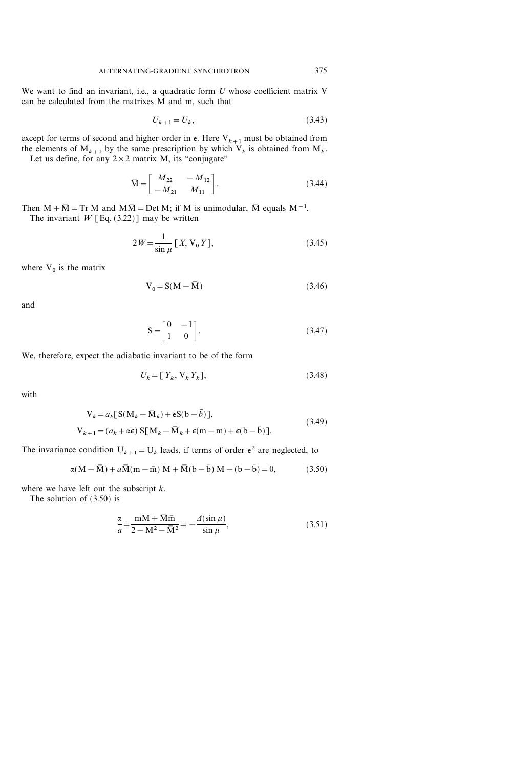We want to find an invariant, i.e., a quadratic form $U$ whose coefficient matrix V can be calculated from the matrixes M and m, such that

$$U_{k+1} = U_k, \tag{3.43}$$

except for terms of second and higher order in $\epsilon$. Here $V_{k+1}$ must be obtained from the elements of $M_{k+1}$ by the same prescription by which $V_k$ is obtained from $M_k$.

Let us define, for any $2 \times 2$ matrix M, its "conjugate"

$$\bar{M} = \begin{bmatrix} M_{22} & -M_{12} \\ -M_{21} & M_{11} \end{bmatrix}. \tag{3.44}$$

Then $M + \bar{M} = \text{Tr } M$ and $M\bar{M} = \text{Det } M$; if M is unimodular, $\bar{M}$ equals $M^{-1}$.

The invariant $W$ [Eq. (3.22)] may be written

$$2W = \frac{1}{\sin \mu} [X, V_0 Y], \tag{3.45}$$

where $V_0$ is the matrix

$$V_0 = S(M - \bar{M}) \tag{3.46}$$

and

$$S = \begin{bmatrix} 0 & -1 \\ 1 & 0 \end{bmatrix}. \tag{3.47}$$

We, therefore, expect the adiabatic invariant to be of the form

$$U_k = [Y_k, V_k Y_k], \tag{3.48}$$

with

$$\begin{aligned} V_k &= a_k[S(M_k - \bar{M}_k) + \epsilon S(b - \bar{b})], \\ V_{k+1} &= (a_k + \alpha\epsilon)\, S[M_k - \bar{M}_k + \epsilon(m - m) + \epsilon(b - \bar{b})]. \end{aligned} \tag{3.49}$$

The invariance condition $U_{k+1} = U_k$ leads, if terms of order $\epsilon^2$ are neglected, to

$$\alpha(M - \bar{M}) + a\bar{M}(m - \bar{m})\, M + \bar{M}(b - \bar{b})\, M - (b - \bar{b}) = 0, \tag{3.50}$$

where we have left out the subscript $k$.

The solution of (3.50) is

$$\frac{\alpha}{a} = \frac{mM + \bar{M}\bar{m}}{2 - M^2 - \bar{M}^2} = -\frac{\Delta(\sin \mu)}{\sin \mu}, \tag{3.51}$$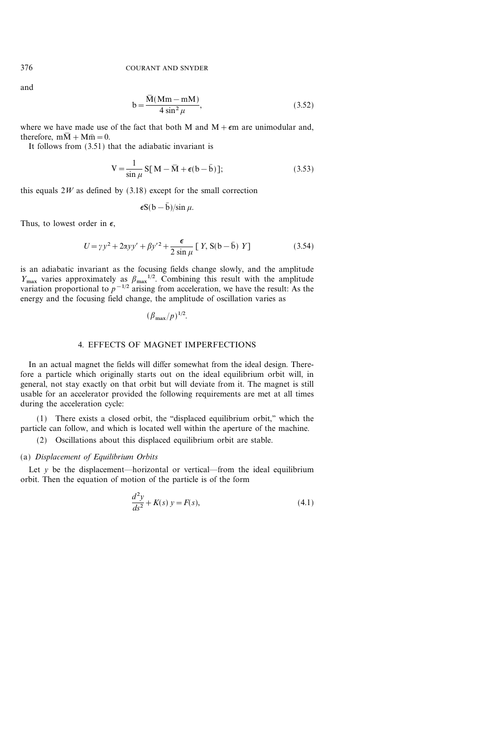and

$$\mathrm{b} = \frac{\bar{\mathrm{M}}(\mathrm{Mm} - \mathrm{mM})}{4\sin^2\mu}, \tag{3.52}$$

where we have made use of the fact that both M and $\mathrm{M} + \epsilon\mathrm{m}$ are unimodular and, therefore, $\mathrm{m}\bar{\mathrm{M}} + \mathrm{M}\bar{\mathrm{m}} = 0$.

It follows from (3.51) that the adiabatic invariant is

$$\mathrm{V} = \frac{1}{\sin\mu}\,\mathrm{S}[\mathrm{M} - \bar{\mathrm{M}} + \epsilon(\mathrm{b} - \bar{\mathrm{b}})]; \tag{3.53}$$

this equals $2W$ as defined by (3.18) except for the small correction

$$\epsilon\mathrm{S}(\mathrm{b} - \bar{\mathrm{b}})/\sin\mu.$$

Thus, to lowest order in $\epsilon$,

$$U = \gamma y^2 + 2\alpha y y' + \beta y'^2 + \frac{\epsilon}{2\sin\mu}\,[\,Y, \mathrm{S}(\mathrm{b} - \bar{\mathrm{b}})\,Y] \tag{3.54}$$

is an adiabatic invariant as the focusing fields change slowly, and the amplitude $Y_{\max}$ varies approximately as $\beta_{\max}{}^{1/2}$. Combining this result with the amplitude variation proportional to $p^{-1/2}$ arising from acceleration, we have the result: As the energy and the focusing field change, the amplitude of oscillation varies as

$$(\beta_{\max}/p)^{1/2}.$$

## 4. EFFECTS OF MAGNET IMPERFECTIONS

In an actual magnet the fields will differ somewhat from the ideal design. Therefore a particle which originally starts out on the ideal equilibrium orbit will, in general, not stay exactly on that orbit but will deviate from it. The magnet is still usable for an accelerator provided the following requirements are met at all times during the acceleration cycle:

(1) There exists a closed orbit, the "displaced equilibrium orbit," which the particle can follow, and which is located well within the aperture of the machine.

(2) Oscillations about this displaced equilibrium orbit are stable.

### (a) *Displacement of Equilibrium Orbits*

Let $y$ be the displacement—horizontal or vertical—from the ideal equilibrium orbit. Then the equation of motion of the particle is of the form

$$\frac{d^2y}{ds^2} + K(s)\,y = F(s), \tag{4.1}$$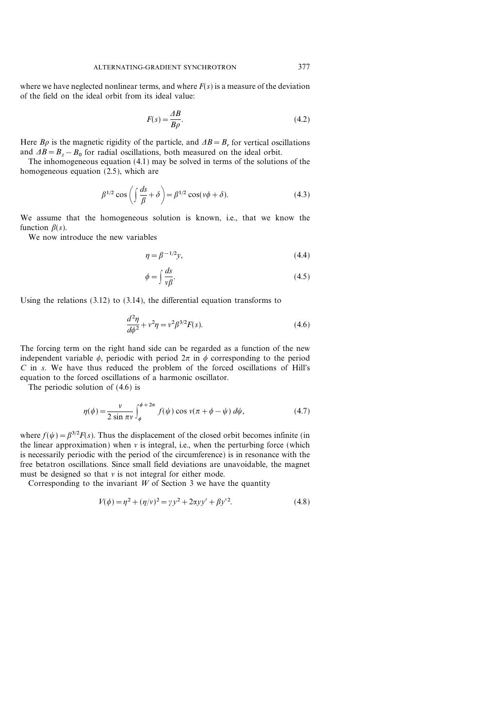where we have neglected nonlinear terms, and where $F(s)$ is a measure of the deviation of the field on the ideal orbit from its ideal value:

$$F(s) = \frac{\Delta B}{B\rho}. \tag{4.2}$$

Here $B\rho$ is the magnetic rigidity of the particle, and $\Delta B = B_r$ for vertical oscillations and $\Delta B = B_z - B_0$ for radial oscillations, both measured on the ideal orbit.

The inhomogeneous equation (4.1) may be solved in terms of the solutions of the homogeneous equation (2.5), which are

$$\beta^{1/2} \cos\left(\int \frac{ds}{\beta} + \delta\right) = \beta^{1/2} \cos(\nu\phi + \delta). \tag{4.3}$$

We assume that the homogeneous solution is known, i.e., that we know the function $\beta(s)$.

We now introduce the new variables

$$\eta = \beta^{-1/2} y, \tag{4.4}$$

$$\phi = \int \frac{ds}{\nu\beta}. \tag{4.5}$$

Using the relations (3.12) to (3.14), the differential equation transforms to

$$\frac{d^2\eta}{d\phi^2} + \nu^2 \eta = \nu^2 \beta^{3/2} F(s). \tag{4.6}$$

The forcing term on the right hand side can be regarded as a function of the new independent variable $\phi$, periodic with period $2\pi$ in $\phi$ corresponding to the period $C$ in $s$. We have thus reduced the problem of the forced oscillations of Hill's equation to the forced oscillations of a harmonic oscillator.

The periodic solution of (4.6) is

$$\eta(\phi) = \frac{\nu}{2 \sin \pi\nu} \int_{\phi}^{\phi + 2\pi} f(\psi) \cos \nu(\pi + \phi - \psi)\, d\psi, \tag{4.7}$$

where $f(\psi) = \beta^{3/2} F(s)$. Thus the displacement of the closed orbit becomes infinite (in the linear approximation) when $\nu$ is integral, i.e., when the perturbing force (which is necessarily periodic with the period of the circumference) is in resonance with the free betatron oscillations. Since small field deviations are unavoidable, the magnet must be designed so that $\nu$ is not integral for either mode.

Corresponding to the invariant $W$ of Section 3 we have the quantity

$$V(\phi) = \eta^2 + (\dot{\eta}/\nu)^2 = \gamma y^2 + 2\alpha y y' + \beta y'^2. \tag{4.8}$$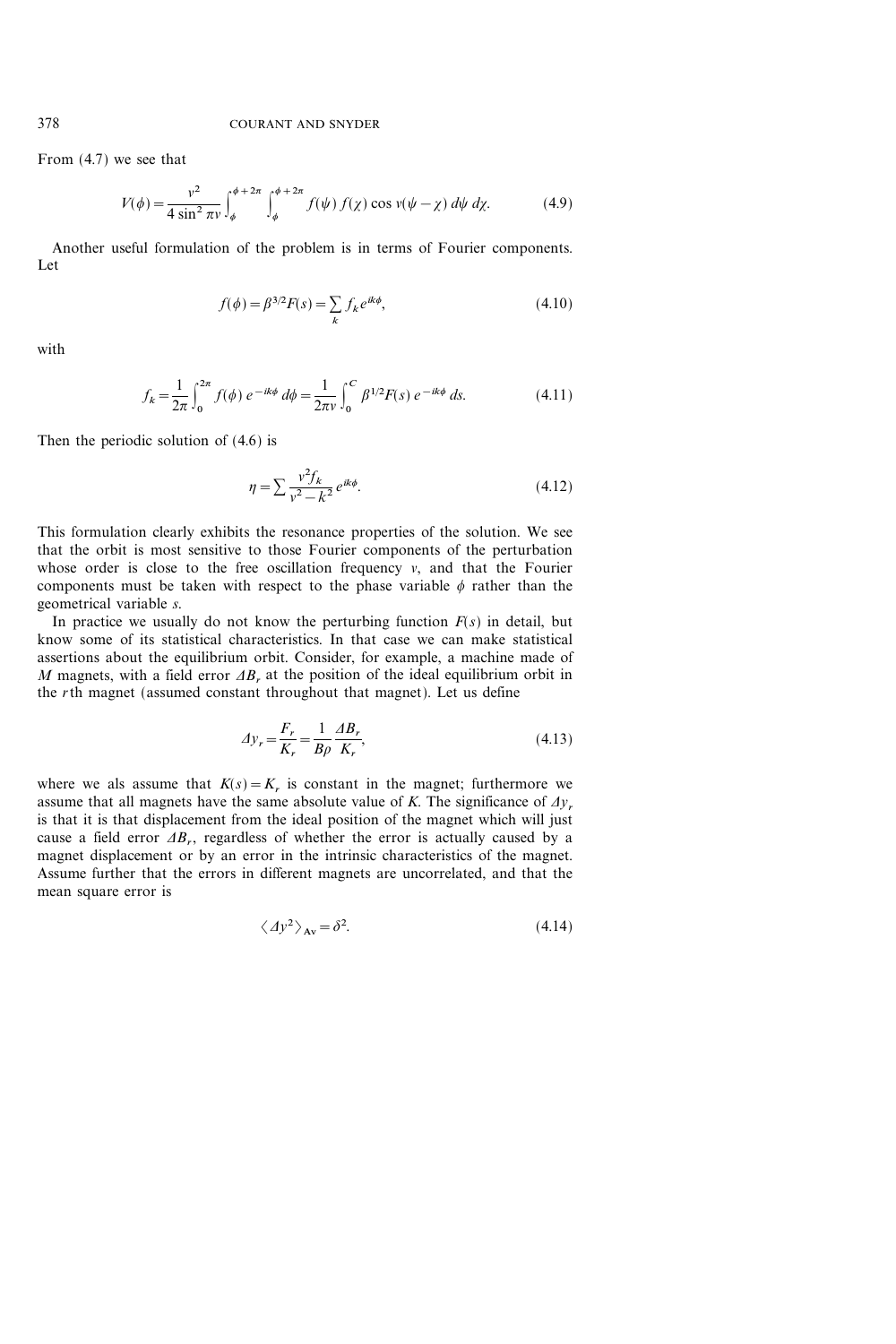From (4.7) we see that

$$V(\phi) = \frac{\nu^2}{4\sin^2 \pi\nu} \int_{\phi}^{\phi+2\pi} \int_{\phi}^{\phi+2\pi} f(\psi)\, f(\chi) \cos \nu(\psi - \chi)\, d\psi\, d\chi. \tag{4.9}$$

Another useful formulation of the problem is in terms of Fourier components. Let

$$f(\phi) = \beta^{3/2} F(s) = \sum_k f_k e^{ik\phi}, \tag{4.10}$$

with

$$f_k = \frac{1}{2\pi} \int_0^{2\pi} f(\phi)\, e^{-ik\phi}\, d\phi = \frac{1}{2\pi\nu} \int_0^C \beta^{1/2} F(s)\, e^{-ik\phi}\, ds. \tag{4.11}$$

Then the periodic solution of (4.6) is

$$\eta = \sum \frac{\nu^2 f_k}{\nu^2 - k^2} e^{ik\phi}. \tag{4.12}$$

This formulation clearly exhibits the resonance properties of the solution. We see that the orbit is most sensitive to those Fourier components of the perturbation whose order is close to the free oscillation frequency $\nu$, and that the Fourier components must be taken with respect to the phase variable $\phi$ rather than the geometrical variable $s$.

In practice we usually do not know the perturbing function $F(s)$ in detail, but know some of its statistical characteristics. In that case we can make statistical assertions about the equilibrium orbit. Consider, for example, a machine made of $M$ magnets, with a field error $\Delta B_r$ at the position of the ideal equilibrium orbit in the $r$th magnet (assumed constant throughout that magnet). Let us define

$$\Delta y_r = \frac{F_r}{K_r} = \frac{1}{B\rho} \frac{\Delta B_r}{K_r}, \tag{4.13}$$

where we als assume that $K(s) = K_r$ is constant in the magnet; furthermore we assume that all magnets have the same absolute value of $K$. The significance of $\Delta y_r$ is that it is that displacement from the ideal position of the magnet which will just cause a field error $\Delta B_r$, regardless of whether the error is actually caused by a magnet displacement or by an error in the intrinsic characteristics of the magnet. Assume further that the errors in different magnets are uncorrelated, and that the mean square error is

$$\langle \Delta y^2 \rangle_{\text{Av}} = \delta^2. \tag{4.14}$$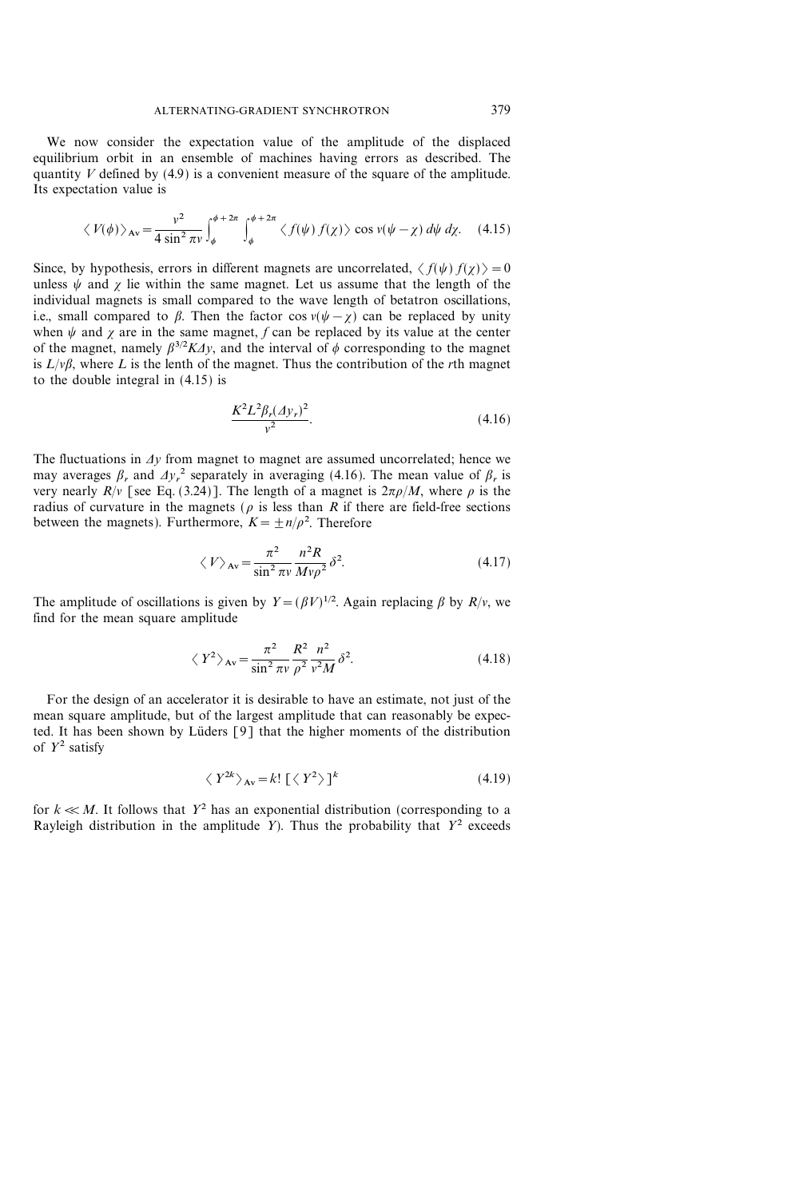We now consider the expectation value of the amplitude of the displaced equilibrium orbit in an ensemble of machines having errors as described. The quantity $V$ defined by (4.9) is a convenient measure of the square of the amplitude. Its expectation value is

$$\langle V(\phi) \rangle_{\text{Av}} = \frac{\nu^2}{4 \sin^2 \pi\nu} \int_{\phi}^{\phi+2\pi} \int_{\phi}^{\phi+2\pi} \langle f(\psi) f(\chi) \rangle \cos \nu(\psi - \chi) \, d\psi \, d\chi. \quad (4.15)$$

Since, by hypothesis, errors in different magnets are uncorrelated, $\langle f(\psi) f(\chi) \rangle = 0$ unless $\psi$ and $\chi$ lie within the same magnet. Let us assume that the length of the individual magnets is small compared to the wave length of betatron oscillations, i.e., small compared to $\beta$. Then the factor $\cos \nu(\psi - \chi)$ can be replaced by unity when $\psi$ and $\chi$ are in the same magnet, $f$ can be replaced by its value at the center of the magnet, namely $\beta^{3/2} K \Delta y$, and the interval of $\phi$ corresponding to the magnet is $L/\nu\beta$, where $L$ is the lenth of the magnet. Thus the contribution of the $r$th magnet to the double integral in (4.15) is

$$\frac{K^2 L^2 \beta_r (\Delta y_r)^2}{\nu^2}. \quad (4.16)$$

The fluctuations in $\Delta y$ from magnet to magnet are assumed uncorrelated; hence we may averages $\beta_r$ and $\Delta y_r^2$ separately in averaging (4.16). The mean value of $\beta_r$ is very nearly $R/\nu$ [see Eq. (3.24)]. The length of a magnet is $2\pi\rho/M$, where $\rho$ is the radius of curvature in the magnets ($\rho$ is less than $R$ if there are field-free sections between the magnets). Furthermore, $K = \pm n/\rho^2$. Therefore

$$\langle V \rangle_{\text{Av}} = \frac{\pi^2}{\sin^2 \pi\nu} \frac{n^2 R}{M \nu \rho^2} \delta^2. \quad (4.17)$$

The amplitude of oscillations is given by $Y = (\beta V)^{1/2}$. Again replacing $\beta$ by $R/\nu$, we find for the mean square amplitude

$$\langle Y^2 \rangle_{\text{Av}} = \frac{\pi^2}{\sin^2 \pi\nu} \frac{R^2}{\rho^2} \frac{n^2}{\nu^2 M} \delta^2. \quad (4.18)$$

For the design of an accelerator it is desirable to have an estimate, not just of the mean square amplitude, but of the largest amplitude that can reasonably be expected. It has been shown by Lüders [9] that the higher moments of the distribution of $Y^2$ satisfy

$$\langle Y^{2k} \rangle_{\text{Av}} = k! \left[ \langle Y^2 \rangle \right]^k \quad (4.19)$$

for $k \ll M$. It follows that $Y^2$ has an exponential distribution (corresponding to a Rayleigh distribution in the amplitude $Y$). Thus the probability that $Y^2$ exceeds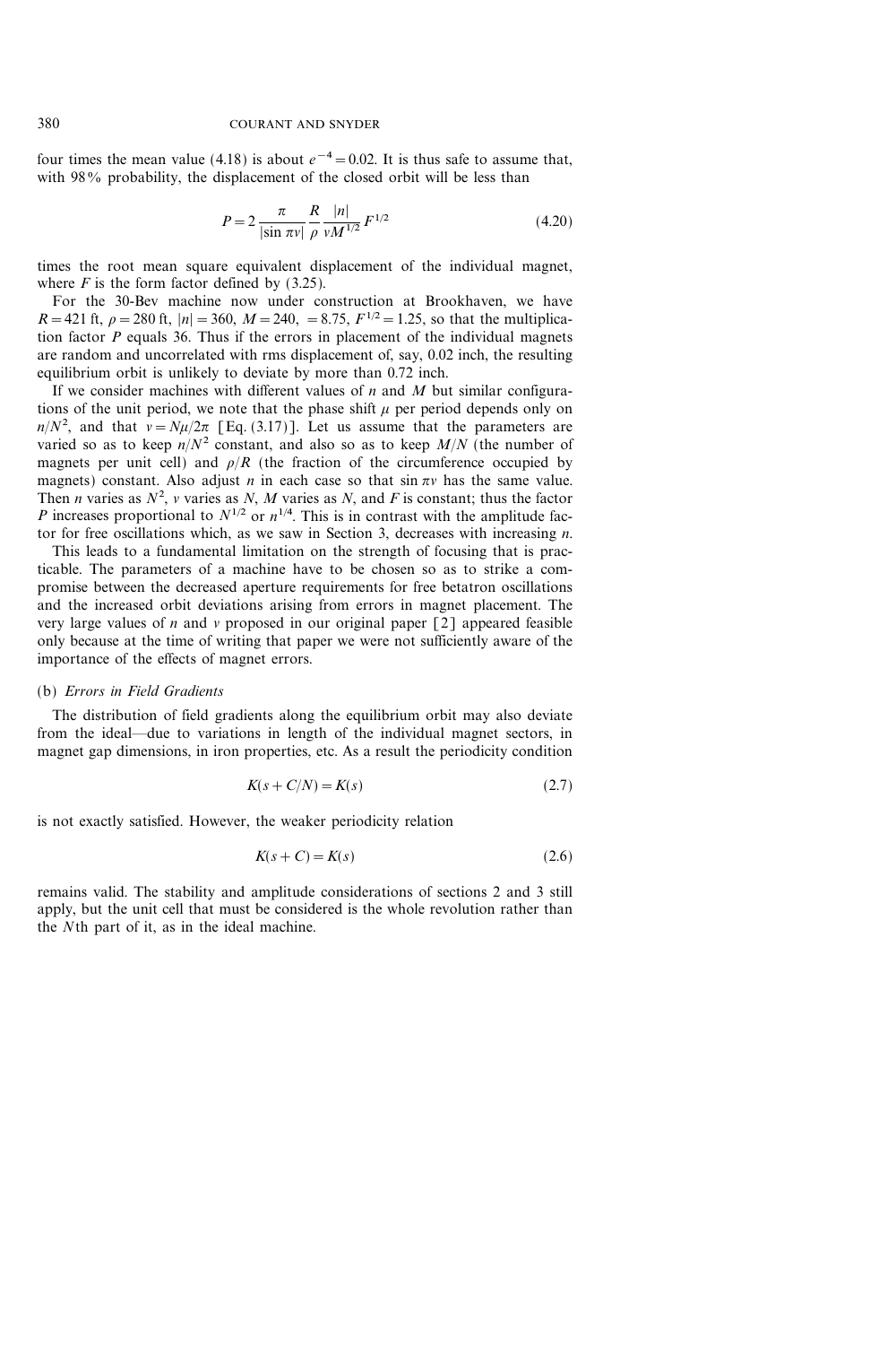four times the mean value (4.18) is about $e^{-4} = 0.02$. It is thus safe to assume that, with 98% probability, the displacement of the closed orbit will be less than

$$P = 2 \frac{\pi}{|\sin \pi\nu|} \frac{R}{\rho} \frac{|n|}{\nu M^{1/2}} F^{1/2} \tag{4.20}$$

times the root mean square equivalent displacement of the individual magnet, where $F$ is the form factor defined by (3.25).

For the 30-Bev machine now under construction at Brookhaven, we have $R = 421$ ft, $\rho = 280$ ft, $|n| = 360$, $M = 240$, $= 8.75$, $F^{1/2} = 1.25$, so that the multiplication factor $P$ equals 36. Thus if the errors in placement of the individual magnets are random and uncorrelated with rms displacement of, say, 0.02 inch, the resulting equilibrium orbit is unlikely to deviate by more than 0.72 inch.

If we consider machines with different values of $n$ and $M$ but similar configurations of the unit period, we note that the phase shift $\mu$ per period depends only on $n/N^2$, and that $\nu = N\mu/2\pi$ [Eq. (3.17)]. Let us assume that the parameters are varied so as to keep $n/N^2$ constant, and also so as to keep $M/N$ (the number of magnets per unit cell) and $\rho/R$ (the fraction of the circumference occupied by magnets) constant. Also adjust $n$ in each case so that $\sin \pi\nu$ has the same value. Then $n$ varies as $N^2$, $\nu$ varies as $N$, $M$ varies as $N$, and $F$ is constant; thus the factor $P$ increases proportional to $N^{1/2}$ or $n^{1/4}$. This is in contrast with the amplitude factor for free oscillations which, as we saw in Section 3, decreases with increasing $n$.

This leads to a fundamental limitation on the strength of focusing that is practicable. The parameters of a machine have to be chosen so as to strike a compromise between the decreased aperture requirements for free betatron oscillations and the increased orbit deviations arising from errors in magnet placement. The very large values of $n$ and $\nu$ proposed in our original paper [2] appeared feasible only because at the time of writing that paper we were not sufficiently aware of the importance of the effects of magnet errors.

### (b) *Errors in Field Gradients*

The distribution of field gradients along the equilibrium orbit may also deviate from the ideal—due to variations in length of the individual magnet sectors, in magnet gap dimensions, in iron properties, etc. As a result the periodicity condition

$$K(s + C/N) = K(s) \tag{2.7}$$

is not exactly satisfied. However, the weaker periodicity relation

$$K(s + C) = K(s) \tag{2.6}$$

remains valid. The stability and amplitude considerations of sections 2 and 3 still apply, but the unit cell that must be considered is the whole revolution rather than the $N$th part of it, as in the ideal machine.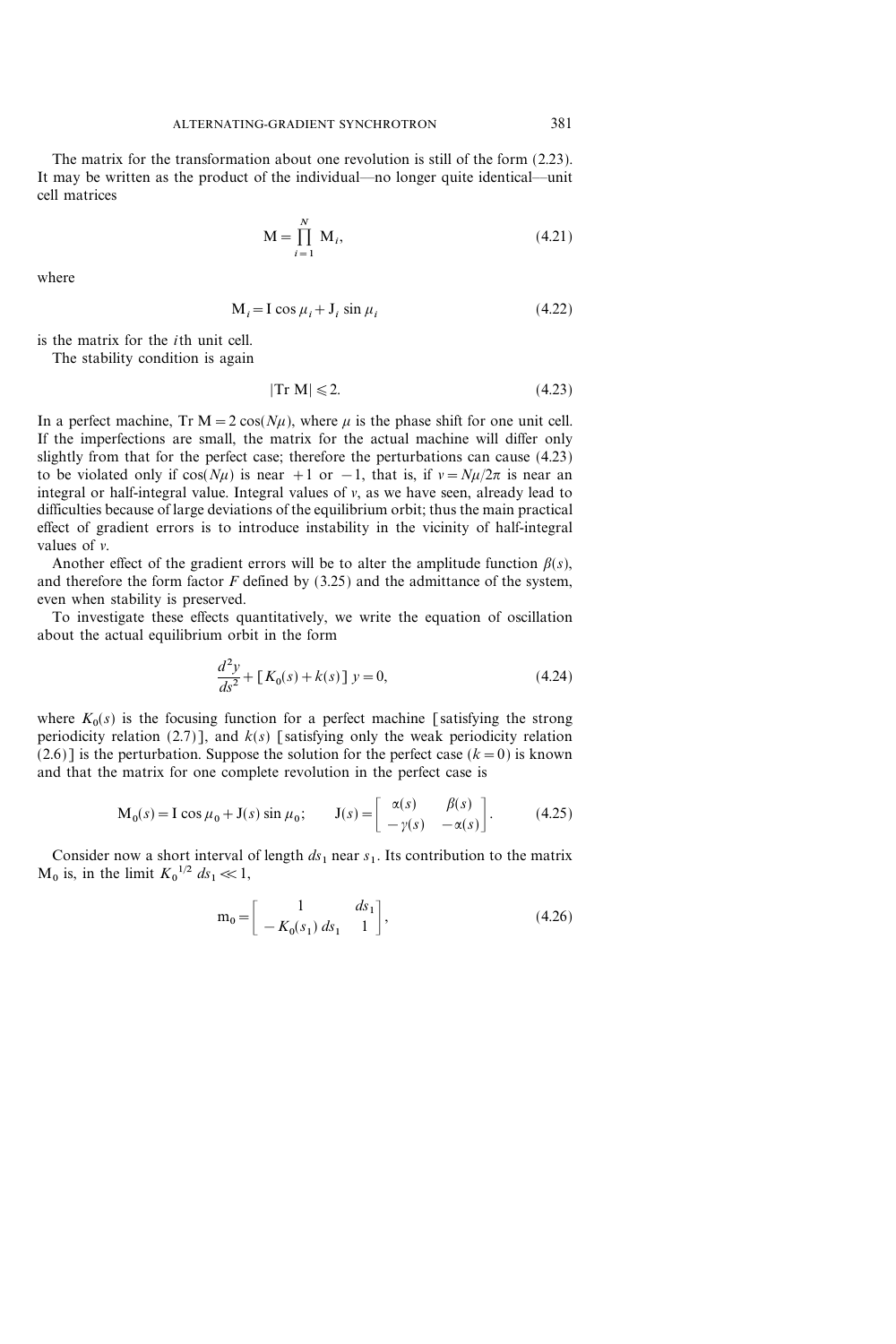The matrix for the transformation about one revolution is still of the form (2.23). It may be written as the product of the individual—no longer quite identical—unit cell matrices

$$\mathrm{M} = \prod_{i=1}^{N} \mathrm{M}_i, \tag{4.21}$$

where

$$\mathrm{M}_i = \mathrm{I} \cos \mu_i + \mathrm{J}_i \sin \mu_i \tag{4.22}$$

is the matrix for the $i$th unit cell.

The stability condition is again

$$|\mathrm{Tr}\ \mathrm{M}| \leqslant 2. \tag{4.23}$$

In a perfect machine, $\mathrm{Tr}\ \mathrm{M} = 2\cos(N\mu)$, where $\mu$ is the phase shift for one unit cell. If the imperfections are small, the matrix for the actual machine will differ only slightly from that for the perfect case; therefore the perturbations can cause (4.23) to be violated only if $\cos(N\mu)$ is near $+1$ or $-1$, that is, if $\nu = N\mu/2\pi$ is near an integral or half-integral value. Integral values of $\nu$, as we have seen, already lead to difficulties because of large deviations of the equilibrium orbit; thus the main practical effect of gradient errors is to introduce instability in the vicinity of half-integral values of $\nu$.

Another effect of the gradient errors will be to alter the amplitude function $\beta(s)$, and therefore the form factor $F$ defined by (3.25) and the admittance of the system, even when stability is preserved.

To investigate these effects quantitatively, we write the equation of oscillation about the actual equilibrium orbit in the form

$$\frac{d^2 y}{ds^2} + [K_0(s) + k(s)]\, y = 0, \tag{4.24}$$

where $K_0(s)$ is the focusing function for a perfect machine [satisfying the strong periodicity relation (2.7)], and $k(s)$ [satisfying only the weak periodicity relation (2.6)] is the perturbation. Suppose the solution for the perfect case ($k = 0$) is known and that the matrix for one complete revolution in the perfect case is

$$\mathrm{M}_0(s) = \mathrm{I} \cos \mu_0 + \mathrm{J}(s) \sin \mu_0; \qquad \mathrm{J}(s) = \begin{bmatrix} \alpha(s) & \beta(s) \\ -\gamma(s) & -\alpha(s) \end{bmatrix}. \tag{4.25}$$

Consider now a short interval of length $ds_1$ near $s_1$. Its contribution to the matrix $\mathrm{M}_0$ is, in the limit $K_0^{1/2}\, ds_1 \ll 1$,

$$\mathrm{m}_0 = \begin{bmatrix} 1 & ds_1 \\ -K_0(s_1)\, ds_1 & 1 \end{bmatrix}, \tag{4.26}$$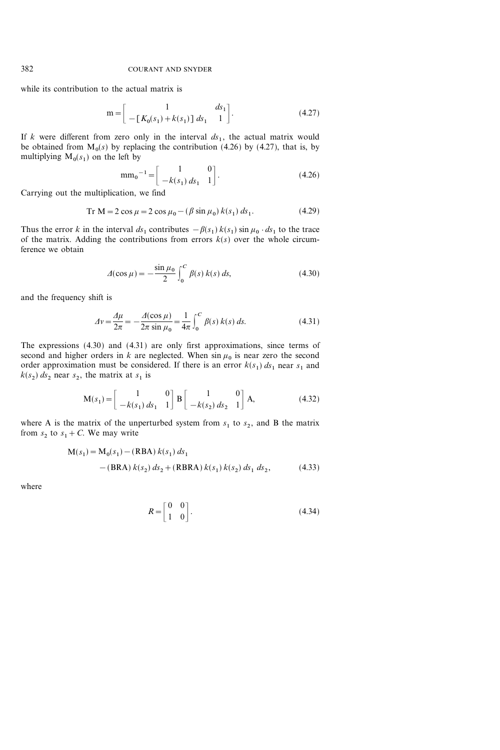while its contribution to the actual matrix is

$$\mathrm{m} = \begin{bmatrix} 1 & ds_1 \\ -[K_0(s_1) + k(s_1)]\, ds_1 & 1 \end{bmatrix}. \tag{4.27}$$

If $k$ were different from zero only in the interval $ds_1$, the actual matrix would be obtained from $\mathrm{M}_0(s)$ by replacing the contribution (4.26) by (4.27), that is, by multiplying $\mathrm{M}_0(s_1)$ on the left by

$$\mathrm{m}\mathrm{m}_0{}^{-1} = \begin{bmatrix} 1 & 0 \\ -k(s_1)\, ds_1 & 1 \end{bmatrix}. \tag{4.26}$$

Carrying out the multiplication, we find

$$\mathrm{Tr}\ \mathrm{M} = 2\cos\mu = 2\cos\mu_0 - (\beta \sin\mu_0)\, k(s_1)\, ds_1. \tag{4.29}$$

Thus the error $k$ in the interval $ds_1$ contributes $-\beta(s_1)\, k(s_1) \sin\mu_0 \cdot ds_1$ to the trace of the matrix. Adding the contributions from errors $k(s)$ over the whole circumference we obtain

$$\Delta(\cos\mu) = -\frac{\sin\mu_0}{2} \int_0^C \beta(s)\, k(s)\, ds, \tag{4.30}$$

and the frequency shift is

$$\Delta\nu = \frac{\Delta\mu}{2\pi} = -\frac{\Delta(\cos\mu)}{2\pi \sin\mu_0} = \frac{1}{4\pi} \int_0^C \beta(s)\, k(s)\, ds. \tag{4.31}$$

The expressions (4.30) and (4.31) are only first approximations, since terms of second and higher orders in $k$ are neglected. When $\sin\mu_0$ is near zero the second order approximation must be considered. If there is an error $k(s_1)\, ds_1$ near $s_1$ and $k(s_2)\, ds_2$ near $s_2$, the matrix at $s_1$ is

$$\mathrm{M}(s_1) = \begin{bmatrix} 1 & 0 \\ -k(s_1)\, ds_1 & 1 \end{bmatrix} \mathrm{B} \begin{bmatrix} 1 & 0 \\ -k(s_2)\, ds_2 & 1 \end{bmatrix} \mathrm{A}, \tag{4.32}$$

where A is the matrix of the unperturbed system from $s_1$ to $s_2$, and B the matrix from $s_2$ to $s_1 + C$. We may write

$$\begin{aligned} \mathrm{M}(s_1) = \mathrm{M}_0(s_1) &- (\mathrm{RBA})\, k(s_1)\, ds_1 \\ &- (\mathrm{BRA})\, k(s_2)\, ds_2 + (\mathrm{RBRA})\, k(s_1)\, k(s_2)\, ds_1\, ds_2, \end{aligned} \tag{4.33}$$

where

$$R = \begin{bmatrix} 0 & 0 \\ 1 & 0 \end{bmatrix}. \tag{4.34}$$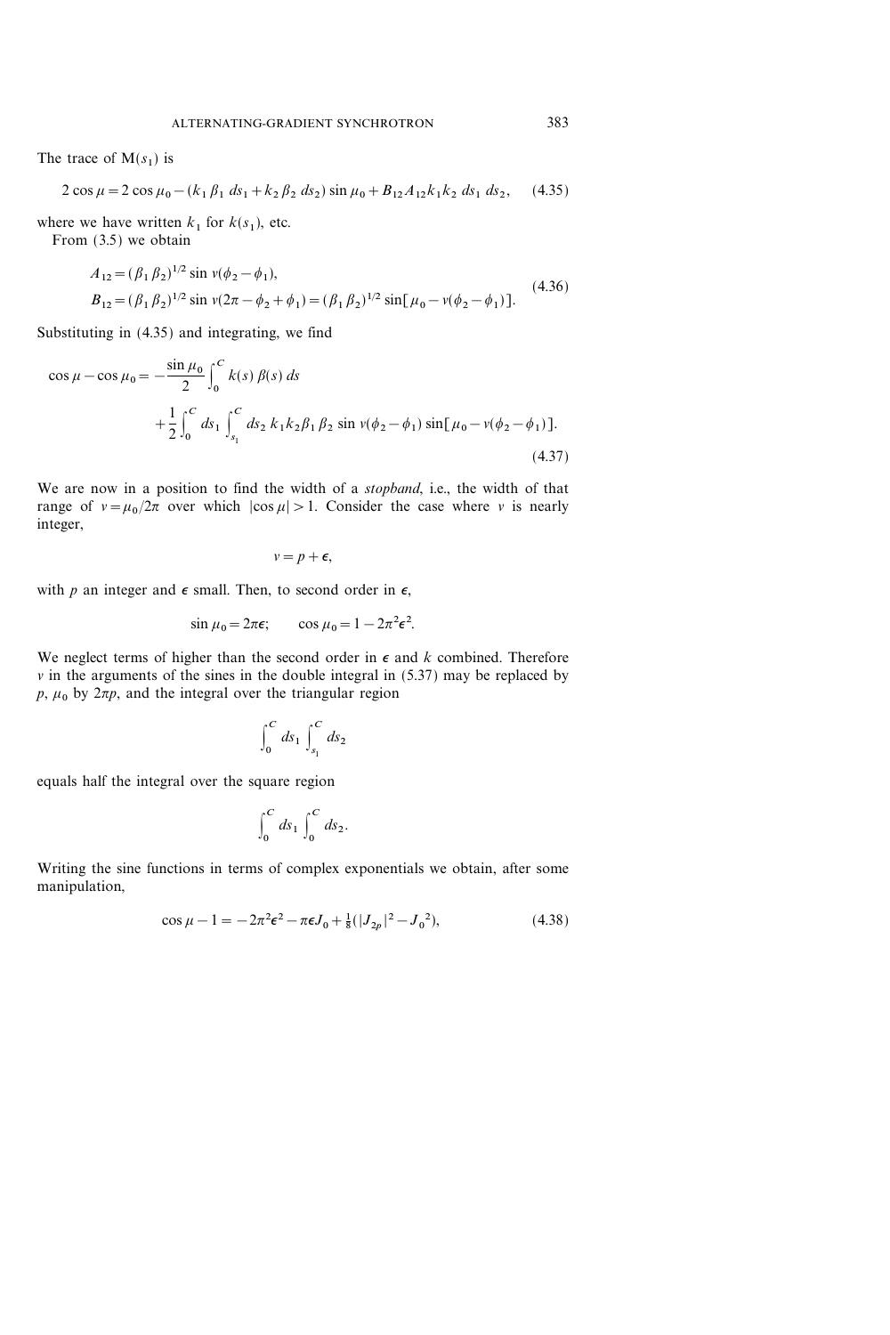The trace of $M(s_1)$ is

$$2 \cos \mu = 2 \cos \mu_0 - (k_1 \beta_1 \, ds_1 + k_2 \beta_2 \, ds_2) \sin \mu_0 + B_{12} A_{12} k_1 k_2 \, ds_1 \, ds_2, \quad (4.35)$$

where we have written $k_1$ for $k(s_1)$, etc.

From (3.5) we obtain

$$\begin{aligned} A_{12} &= (\beta_1 \beta_2)^{1/2} \sin \nu(\phi_2 - \phi_1), \\ B_{12} &= (\beta_1 \beta_2)^{1/2} \sin \nu(2\pi - \phi_2 + \phi_1) = (\beta_1 \beta_2)^{1/2} \sin[\mu_0 - \nu(\phi_2 - \phi_1)]. \end{aligned} \quad (4.36)$$

Substituting in (4.35) and integrating, we find

$$\cos \mu - \cos \mu_0 = -\frac{\sin \mu_0}{2} \int_0^C k(s) \, \beta(s) \, ds + \frac{1}{2} \int_0^C ds_1 \int_{s_1}^C ds_2 \, k_1 k_2 \beta_1 \beta_2 \sin \nu(\phi_2 - \phi_1) \sin[\mu_0 - \nu(\phi_2 - \phi_1)]. \quad (4.37)$$

We are now in a position to find the width of a *stopband*, i.e., the width of that range of $\nu = \mu_0 / 2\pi$ over which $|\cos \mu| > 1$. Consider the case where $\nu$ is nearly integer,

$$\nu = p + \epsilon,$$

with $p$ an integer and $\epsilon$ small. Then, to second order in $\epsilon$,

$$\sin \mu_0 = 2\pi\epsilon; \qquad \cos \mu_0 = 1 - 2\pi^2 \epsilon^2.$$

We neglect terms of higher than the second order in $\epsilon$ and $k$ combined. Therefore $\nu$ in the arguments of the sines in the double integral in (5.37) may be replaced by $p$, $\mu_0$ by $2\pi p$, and the integral over the triangular region

$$\int_0^C ds_1 \int_{s_1}^C ds_2$$

equals half the integral over the square region

$$\int_0^C ds_1 \int_0^C ds_2.$$

Writing the sine functions in terms of complex exponentials we obtain, after some manipulation,

$$\cos \mu - 1 = -2\pi^2 \epsilon^2 - \pi \epsilon J_0 + \tfrac{1}{8}(|J_{2p}|^2 - J_0^{\,2}), \quad (4.38)$$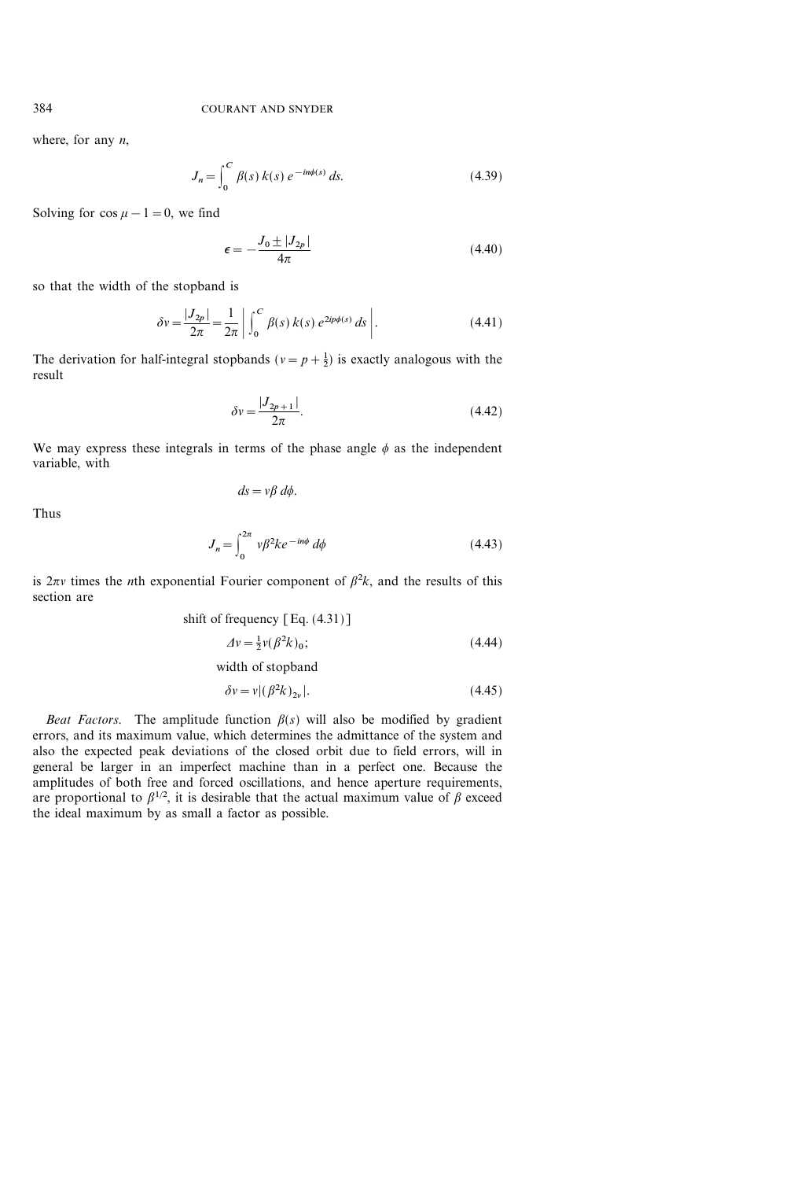where, for any $n$,

$$J_n = \int_0^C \beta(s)\, k(s)\, e^{-in\phi(s)}\, ds. \tag{4.39}$$

Solving for $\cos\mu - 1 = 0$, we find

$$\epsilon = -\frac{J_0 \pm |J_{2p}|}{4\pi} \tag{4.40}$$

so that the width of the stopband is

$$\delta\nu = \frac{|J_{2p}|}{2\pi} = \frac{1}{2\pi}\left| \int_0^C \beta(s)\, k(s)\, e^{2ip\phi(s)}\, ds \right|. \tag{4.41}$$

The derivation for half-integral stopbands ($\nu = p + \frac{1}{2}$) is exactly analogous with the result

$$\delta\nu = \frac{|J_{2p+1}|}{2\pi}. \tag{4.42}$$

We may express these integrals in terms of the phase angle $\phi$ as the independent variable, with

$$ds = \nu\beta\, d\phi.$$

Thus

$$J_n = \int_0^{2\pi} \nu\beta^2 k e^{-in\phi}\, d\phi \tag{4.43}$$

is $2\pi\nu$ times the $n$th exponential Fourier component of $\beta^2 k$, and the results of this section are

shift of frequency [Eq. (4.31)]

$$\Delta\nu = \tfrac{1}{2}\nu(\beta^2 k)_0; \tag{4.44}$$

width of stopband

$$\delta\nu = \nu|(\beta^2 k)_{2\nu}|. \tag{4.45}$$

*Beat Factors*. The amplitude function $\beta(s)$ will also be modified by gradient errors, and its maximum value, which determines the admittance of the system and also the expected peak deviations of the closed orbit due to field errors, will in general be larger in an imperfect machine than in a perfect one. Because the amplitudes of both free and forced oscillations, and hence aperture requirements, are proportional to $\beta^{1/2}$, it is desirable that the actual maximum value of $\beta$ exceed the ideal maximum by as small a factor as possible.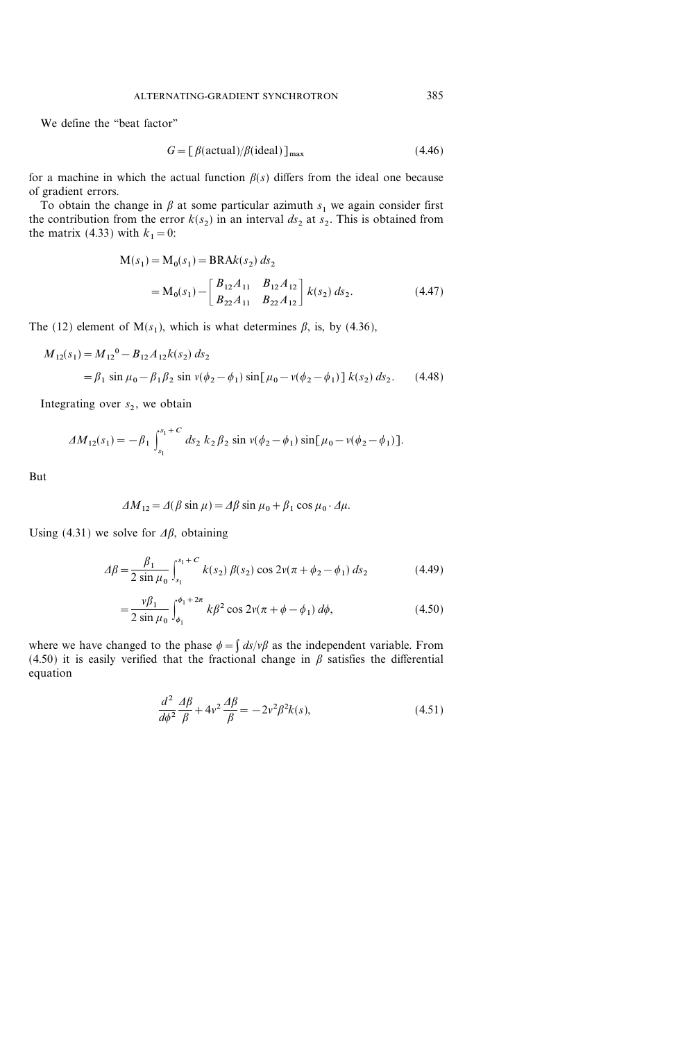We define the "beat factor"

$$G = [\beta(\text{actual})/\beta(\text{ideal})]_{\max} \tag{4.46}$$

for a machine in which the actual function $\beta(s)$ differs from the ideal one because of gradient errors.

To obtain the change in $\beta$ at some particular azimuth $s_1$ we again consider first the contribution from the error $k(s_2)$ in an interval $ds_2$ at $s_2$. This is obtained from the matrix (4.33) with $k_1 = 0$:

$$\begin{aligned} \mathrm{M}(s_1) &= \mathrm{M}_0(s_1) = \mathrm{BRA}k(s_2)\, ds_2 \\ &= \mathrm{M}_0(s_1) - \begin{bmatrix} B_{12}A_{11} & B_{12}A_{12} \\ B_{22}A_{11} & B_{22}A_{12} \end{bmatrix} k(s_2)\, ds_2. \end{aligned} \tag{4.47}$$

The (12) element of $\mathrm{M}(s_1)$, which is what determines $\beta$, is, by (4.36),

$$\begin{aligned} M_{12}(s_1) &= M_{12}{}^0 - B_{12}A_{12}k(s_2)\, ds_2 \\ &= \beta_1 \sin \mu_0 - \beta_1 \beta_2 \sin \nu(\phi_2 - \phi_1) \sin[\mu_0 - \nu(\phi_2 - \phi_1)]\, k(s_2)\, ds_2. \end{aligned} \tag{4.48}$$

Integrating over $s_2$, we obtain

$$\Delta M_{12}(s_1) = -\beta_1 \int_{s_1}^{s_1 + C} ds_2\, k_2 \beta_2 \sin \nu(\phi_2 - \phi_1) \sin[\mu_0 - \nu(\phi_2 - \phi_1)].$$

But

$$\Delta M_{12} = \Delta(\beta \sin \mu) = \Delta\beta \sin \mu_0 + \beta_1 \cos \mu_0 \cdot \Delta\mu.$$

Using (4.31) we solve for $\Delta\beta$, obtaining

$$\Delta\beta = \frac{\beta_1}{2 \sin \mu_0} \int_{s_1}^{s_1 + C} k(s_2)\, \beta(s_2) \cos 2\nu(\pi + \phi_2 - \phi_1)\, ds_2 \tag{4.49}$$

$$= \frac{\nu\beta_1}{2 \sin \mu_0} \int_{\phi_1}^{\phi_1 + 2\pi} k\beta^2 \cos 2\nu(\pi + \phi - \phi_1)\, d\phi, \tag{4.50}$$

where we have changed to the phase $\phi = \int ds/\nu\beta$ as the independent variable. From (4.50) it is easily verified that the fractional change in $\beta$ satisfies the differential equation

$$\frac{d^2}{d\phi^2} \frac{\Delta\beta}{\beta} + 4\nu^2 \frac{\Delta\beta}{\beta} = -2\nu^2 \beta^2 k(s), \tag{4.51}$$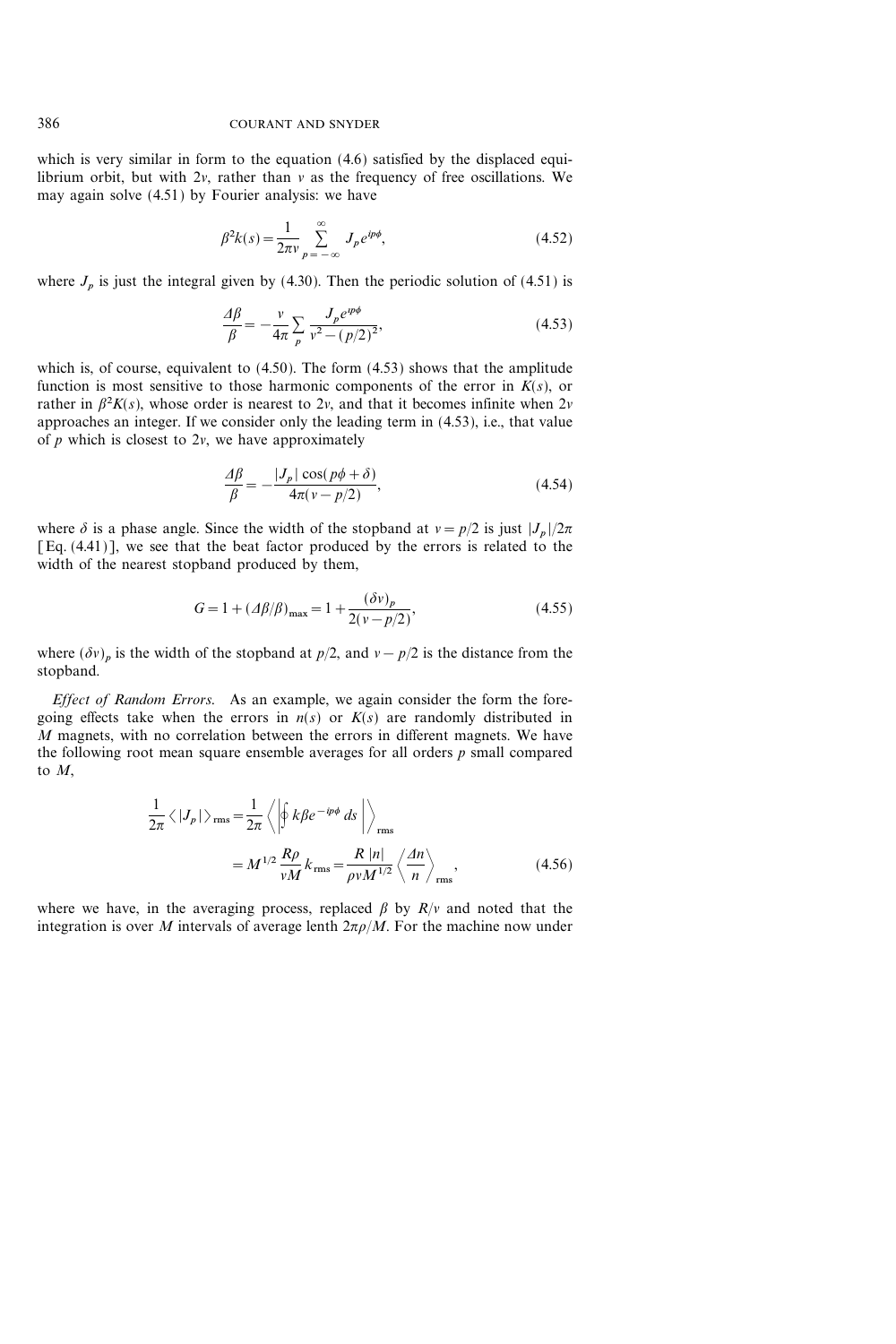which is very similar in form to the equation (4.6) satisfied by the displaced equilibrium orbit, but with $2\nu$, rather than $\nu$ as the frequency of free oscillations. We may again solve (4.51) by Fourier analysis: we have

$$\beta^2 k(s) = \frac{1}{2\pi\nu} \sum_{p=-\infty}^{\infty} J_p e^{ip\phi}, \tag{4.52}$$

where $J_p$ is just the integral given by (4.30). Then the periodic solution of (4.51) is

$$\frac{\Delta\beta}{\beta} = -\frac{\nu}{4\pi} \sum_p \frac{J_p e^{ip\phi}}{\nu^2 - (p/2)^2}, \tag{4.53}$$

which is, of course, equivalent to (4.50). The form (4.53) shows that the amplitude function is most sensitive to those harmonic components of the error in $K(s)$, or rather in $\beta^2 K(s)$, whose order is nearest to $2\nu$, and that it becomes infinite when $2\nu$ approaches an integer. If we consider only the leading term in (4.53), i.e., that value of $p$ which is closest to $2\nu$, we have approximately

$$\frac{\Delta\beta}{\beta} = -\frac{|J_p| \cos(p\phi + \delta)}{4\pi(\nu - p/2)}, \tag{4.54}$$

where $\delta$ is a phase angle. Since the width of the stopband at $\nu = p/2$ is just $|J_p|/2\pi$ [Eq. (4.41)], we see that the beat factor produced by the errors is related to the width of the nearest stopband produced by them,

$$G = 1 + (\Delta\beta/\beta)_{\max} = 1 + \frac{(\delta\nu)_p}{2(\nu - p/2)}, \tag{4.55}$$

where $(\delta\nu)_p$ is the width of the stopband at $p/2$, and $\nu - p/2$ is the distance from the stopband.

*Effect of Random Errors.* As an example, we again consider the form the foregoing effects take when the errors in $n(s)$ or $K(s)$ are randomly distributed in $M$ magnets, with no correlation between the errors in different magnets. We have the following root mean square ensemble averages for all orders $p$ small compared to $M$,

$$\begin{aligned} \frac{1}{2\pi} \langle |J_p| \rangle_{\text{rms}} &= \frac{1}{2\pi} \left\langle \left| \oint k\beta e^{-ip\phi}\, ds \right| \right\rangle_{\text{rms}} \\ &= M^{1/2} \frac{R\rho}{\nu M} k_{\text{rms}} = \frac{R\,|n|}{\rho\nu M^{1/2}} \left\langle \frac{\Delta n}{n} \right\rangle_{\text{rms}}, \end{aligned} \tag{4.56}$$

where we have, in the averaging process, replaced $\beta$ by $R/\nu$ and noted that the integration is over $M$ intervals of average lenth $2\pi\rho/M$. For the machine now under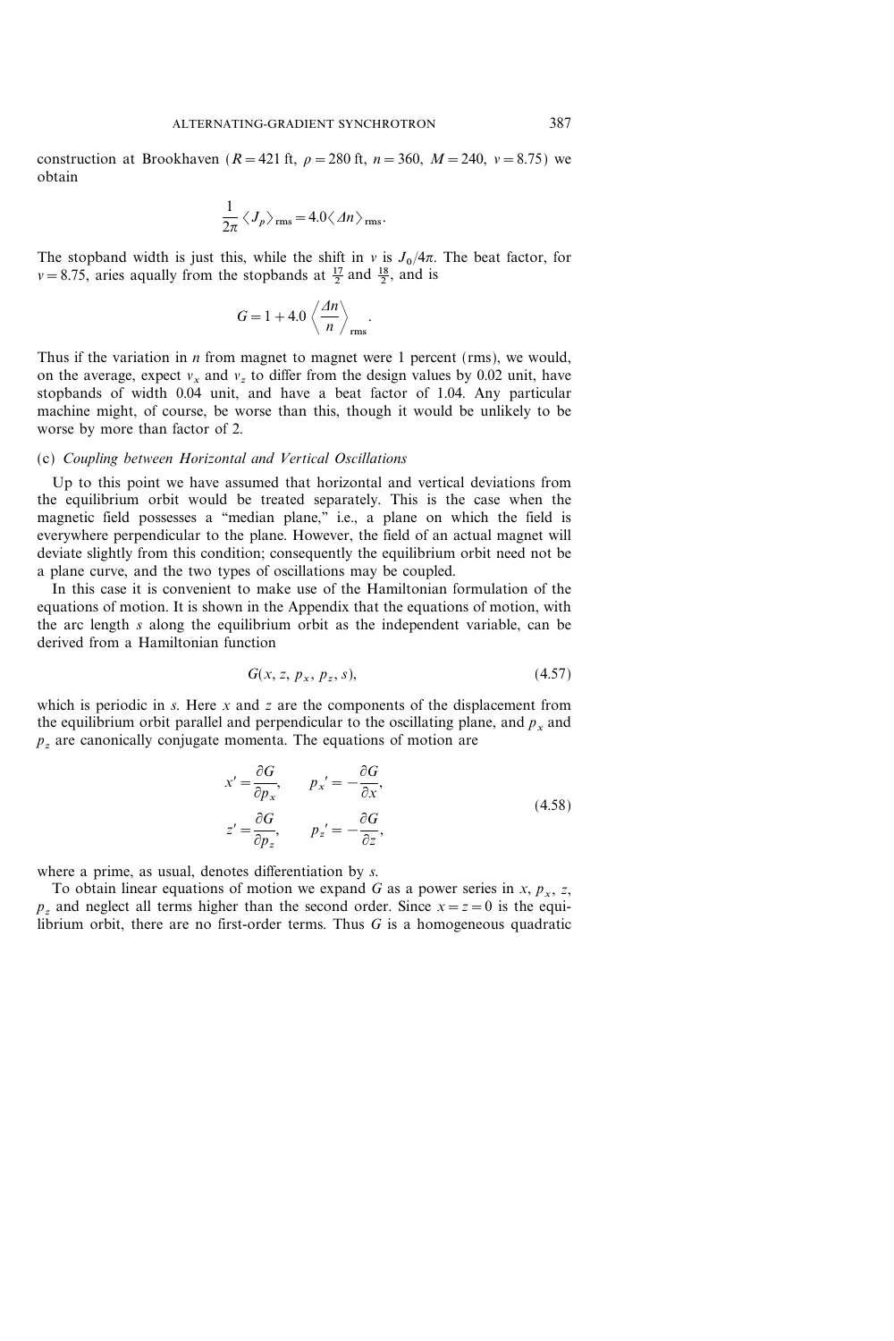construction at Brookhaven ($R = 421$ ft, $\rho = 280$ ft, $n = 360$, $M = 240$, $\nu = 8.75$) we obtain

$$\frac{1}{2\pi}\langle J_p\rangle_{\text{rms}} = 4.0\langle \Delta n\rangle_{\text{rms}}.$$

The stopband width is just this, while the shift in $\nu$ is $J_0/4\pi$. The beat factor, for $\nu = 8.75$, aries aqually from the stopbands at $\frac{17}{2}$ and $\frac{18}{2}$, and is

$$G = 1 + 4.0\left\langle\frac{\Delta n}{n}\right\rangle_{\text{rms}}.$$

Thus if the variation in $n$ from magnet to magnet were 1 percent (rms), we would, on the average, expect $\nu_x$ and $\nu_z$ to differ from the design values by 0.02 unit, have stopbands of width 0.04 unit, and have a beat factor of 1.04. Any particular machine might, of course, be worse than this, though it would be unlikely to be worse by more than factor of 2.

### (c) *Coupling between Horizontal and Vertical Oscillations*

Up to this point we have assumed that horizontal and vertical deviations from the equilibrium orbit would be treated separately. This is the case when the magnetic field possesses a "median plane," i.e., a plane on which the field is everywhere perpendicular to the plane. However, the field of an actual magnet will deviate slightly from this condition; consequently the equilibrium orbit need not be a plane curve, and the two types of oscillations may be coupled.

In this case it is convenient to make use of the Hamiltonian formulation of the equations of motion. It is shown in the Appendix that the equations of motion, with the arc length $s$ along the equilibrium orbit as the independent variable, can be derived from a Hamiltonian function

$$G(x, z, p_x, p_z, s), \tag{4.57}$$

which is periodic in $s$. Here $x$ and $z$ are the components of the displacement from the equilibrium orbit parallel and perpendicular to the oscillating plane, and $p_x$ and $p_z$ are canonically conjugate momenta. The equations of motion are

$$\begin{aligned} x' &= \frac{\partial G}{\partial p_x}, \qquad p_x' = -\frac{\partial G}{\partial x}, \\ z' &= \frac{\partial G}{\partial p_z}, \qquad p_z' = -\frac{\partial G}{\partial z}, \end{aligned} \tag{4.58}$$

where a prime, as usual, denotes differentiation by $s$.

To obtain linear equations of motion we expand $G$ as a power series in $x$, $p_x$, $z$, $p_z$ and neglect all terms higher than the second order. Since $x = z = 0$ is the equilibrium orbit, there are no first-order terms. Thus $G$ is a homogeneous quadratic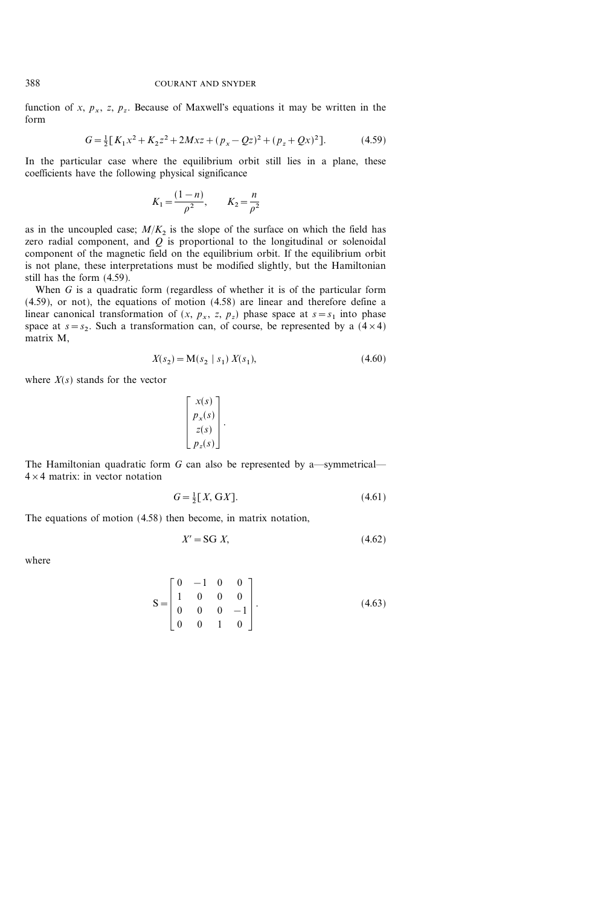function of $x$, $p_x$, $z$, $p_z$. Because of Maxwell's equations it may be written in the form

$$G = \tfrac{1}{2}[K_1 x^2 + K_2 z^2 + 2Mxz + (p_x - Qz)^2 + (p_z + Qx)^2]. \tag{4.59}$$

In the particular case where the equilibrium orbit still lies in a plane, these coefficients have the following physical significance

$$K_1 = \frac{(1-n)}{\rho^2}, \qquad K_2 = \frac{n}{\rho^2}$$

as in the uncoupled case; $M/K_2$ is the slope of the surface on which the field has zero radial component, and $Q$ is proportional to the longitudinal or solenoidal component of the magnetic field on the equilibrium orbit. If the equilibrium orbit is not plane, these interpretations must be modified slightly, but the Hamiltonian still has the form (4.59).

When $G$ is a quadratic form (regardless of whether it is of the particular form (4.59), or not), the equations of motion (4.58) are linear and therefore define a linear canonical transformation of ($x$, $p_x$, $z$, $p_z$) phase space at $s = s_1$ into phase space at $s = s_2$. Such a transformation can, of course, be represented by a $(4 \times 4)$ matrix M,

$$X(s_2) = \mathrm{M}(s_2 \mid s_1)\, X(s_1), \tag{4.60}$$

where $X(s)$ stands for the vector

$$\begin{bmatrix} x(s) \\ p_x(s) \\ z(s) \\ p_z(s) \end{bmatrix}.$$

The Hamiltonian quadratic form $G$ can also be represented by a—symmetrical—$4 \times 4$ matrix: in vector notation

$$G = \tfrac{1}{2}[X, \mathrm{G}X]. \tag{4.61}$$

The equations of motion (4.58) then become, in matrix notation,

$$X' = \mathrm{SG}\, X, \tag{4.62}$$

where

$$\mathrm{S} = \begin{bmatrix} 0 & -1 & 0 & 0 \\ 1 & 0 & 0 & 0 \\ 0 & 0 & 0 & -1 \\ 0 & 0 & 1 & 0 \end{bmatrix}. \tag{4.63}$$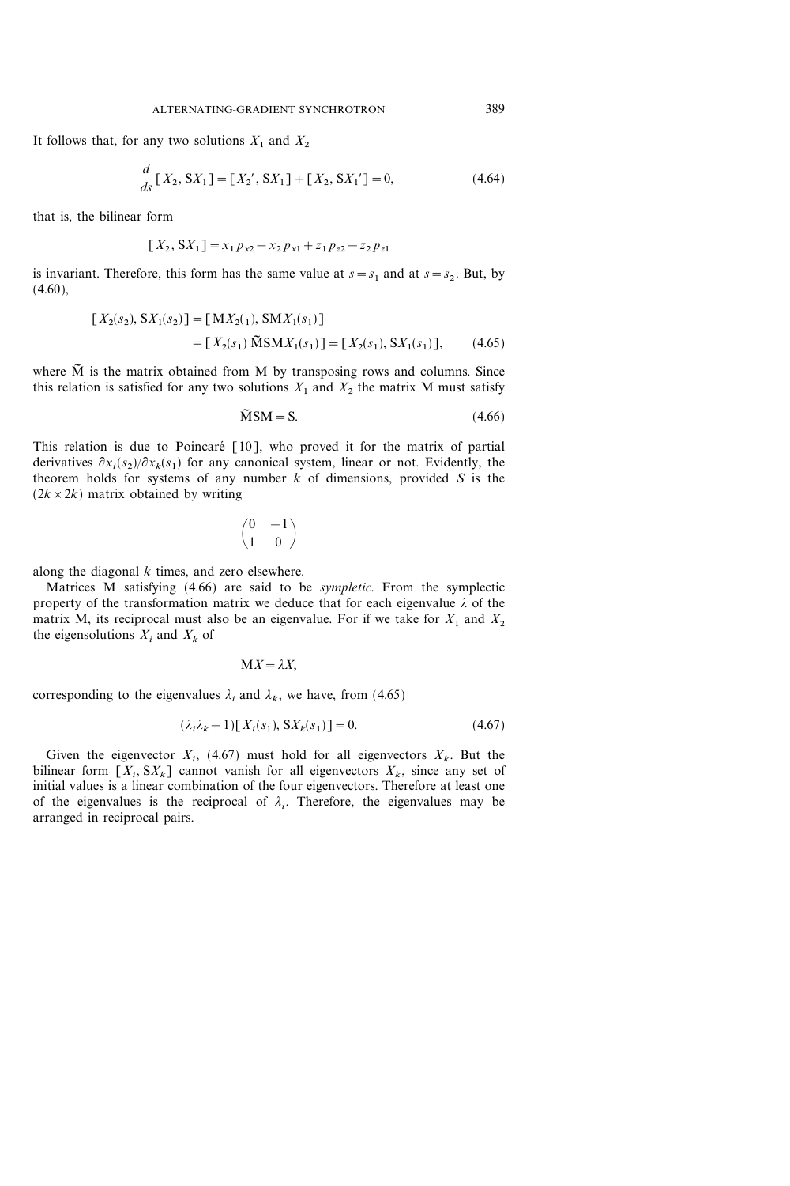It follows that, for any two solutions $X_1$ and $X_2$

$$\frac{d}{ds}[X_2, \mathrm{S}X_1] = [X_2', \mathrm{S}X_1] + [X_2, \mathrm{S}X_1'] = 0, \tag{4.64}$$

that is, the bilinear form

$$[X_2, \mathrm{S}X_1] = x_1 p_{x2} - x_2 p_{x1} + z_1 p_{z2} - z_2 p_{z1}$$

is invariant. Therefore, this form has the same value at $s = s_1$ and at $s = s_2$. But, by (4.60),

$$\begin{aligned}[X_2(s_2), \mathrm{S}X_1(s_2)] &= [\mathrm{M}X_2(_1), \mathrm{SM}X_1(s_1)] \\ &= [X_2(s_1)\, \tilde{\mathrm{M}}\mathrm{SM}X_1(s_1)] = [X_2(s_1), \mathrm{S}X_1(s_1)],\end{aligned} \tag{4.65}$$

where $\tilde{\mathrm{M}}$ is the matrix obtained from M by transposing rows and columns. Since this relation is satisfied for any two solutions $X_1$ and $X_2$ the matrix M must satisfy

$$\tilde{\mathrm{M}}\mathrm{SM} = \mathrm{S}. \tag{4.66}$$

This relation is due to Poincaré [10], who proved it for the matrix of partial derivatives $\partial x_i(s_2)/\partial x_k(s_1)$ for any canonical system, linear or not. Evidently, the theorem holds for systems of any number $k$ of dimensions, provided $S$ is the $(2k \times 2k)$ matrix obtained by writing

$$\begin{pmatrix} 0 & -1 \\ 1 & 0 \end{pmatrix}$$

along the diagonal $k$ times, and zero elsewhere.

Matrices M satisfying (4.66) are said to be *sympletic*. From the symplectic property of the transformation matrix we deduce that for each eigenvalue $\lambda$ of the matrix M, its reciprocal must also be an eigenvalue. For if we take for $X_1$ and $X_2$ the eigensolutions $X_i$ and $X_k$ of

$$\mathrm{M}X = \lambda X,$$

corresponding to the eigenvalues $\lambda_i$ and $\lambda_k$, we have, from (4.65)

$$(\lambda_i \lambda_k - 1)[X_i(s_1), \mathrm{S}X_k(s_1)] = 0. \tag{4.67}$$

Given the eigenvector $X_i$, (4.67) must hold for all eigenvectors $X_k$. But the bilinear form $[X_i, \mathrm{S}X_k]$ cannot vanish for all eigenvectors $X_k$, since any set of initial values is a linear combination of the four eigenvectors. Therefore at least one of the eigenvalues is the reciprocal of $\lambda_i$. Therefore, the eigenvalues may be arranged in reciprocal pairs.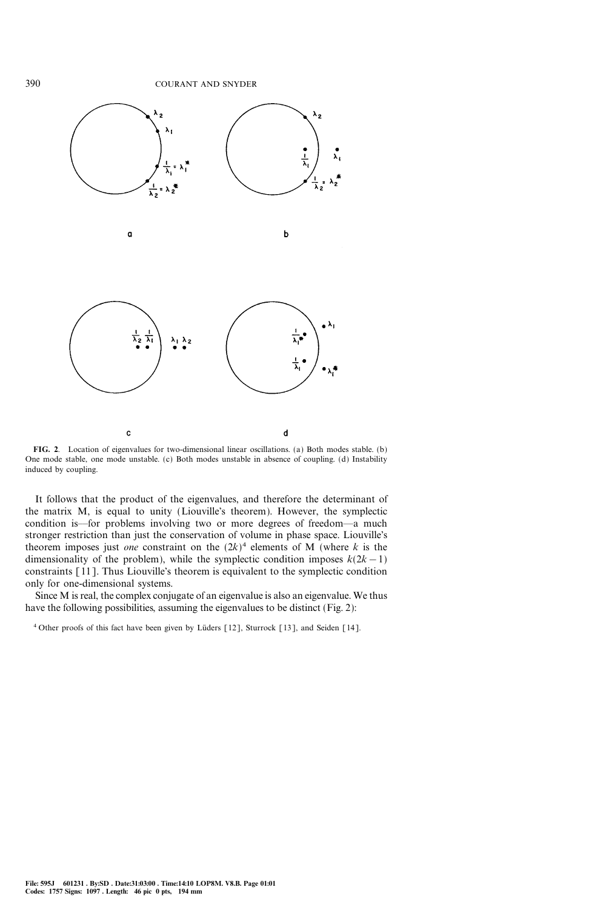**FIG. 2.** Location of eigenvalues for two-dimensional linear oscillations. (a) Both modes stable. (b) One mode stable, one mode unstable. (c) Both modes unstable in absence of coupling. (d) Instability induced by coupling.

It follows that the product of the eigenvalues, and therefore the determinant of the matrix M, is equal to unity (Liouville's theorem). However, the symplectic condition is—for problems involving two or more degrees of freedom—a much stronger restriction than just the conservation of volume in phase space. Liouville's theorem imposes just *one* constraint on the $(2k)^4$ elements of M (where $k$ is the dimensionality of the problem), while the symplectic condition imposes $k(2k-1)$ constraints [11]. Thus Liouville's theorem is equivalent to the symplectic condition only for one-dimensional systems.

Since M is real, the complex conjugate of an eigenvalue is also an eigenvalue. We thus have the following possibilities, assuming the eigenvalues to be distinct (Fig. 2):

[4] Other proofs of this fact have been given by Lüders [12], Sturrock [13], and Seiden [14].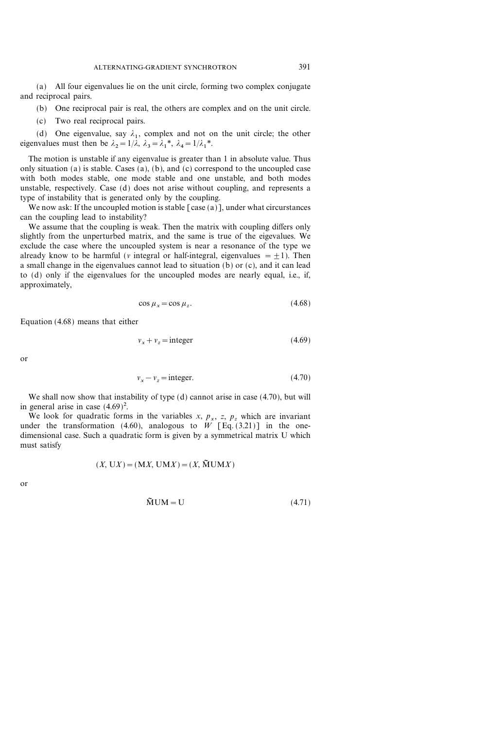(a) All four eigenvalues lie on the unit circle, forming two complex conjugate and reciprocal pairs.

(b) One reciprocal pair is real, the others are complex and on the unit circle.

(c) Two real reciprocal pairs.

(d) One eigenvalue, say $\lambda_1$, complex and not on the unit circle; the other eigenvalues must then be $\lambda_2 = 1/\lambda$, $\lambda_3 = \lambda_1{}^*$, $\lambda_4 = 1/\lambda_1{}^*$.

The motion is unstable if any eigenvalue is greater than 1 in absolute value. Thus only situation (a) is stable. Cases (a), (b), and (c) correspond to the uncoupled case with both modes stable, one mode stable and one unstable, and both modes unstable, respectively. Case (d) does not arise without coupling, and represents a type of instability that is generated only by the coupling.

We now ask: If the uncoupled motion is stable [case (a)], under what circurstances can the coupling lead to instability?

We assume that the coupling is weak. Then the matrix with coupling differs only slightly from the unperturbed matrix, and the same is true of the eigenvalues. We exclude the case where the uncoupled system is near a resonance of the type we already know to be harmful ($\nu$ integral or half-integral, eigenvalues $= \pm 1$). Then a small change in the eigenvalues cannot lead to situation (b) or (c), and it can lead to (d) only if the eigenvalues for the uncoupled modes are nearly equal, i.e., if, approximately,

$$\cos \mu_x = \cos \mu_z. \tag{4.68}$$

Equation (4.68) means that either

$$\nu_x + \nu_z = \text{integer} \tag{4.69}$$

or

$$\nu_x - \nu_z = \text{integer}. \tag{4.70}$$

We shall now show that instability of type (d) cannot arise in case (4.70), but will in general arise in case (4.69)[2].

We look for quadratic forms in the variables $x$, $p_x$, $z$, $p_z$ which are invariant under the transformation (4.60), analogous to $W$ [Eq. (3.21)] in the one-dimensional case. Such a quadratic form is given by a symmetrical matrix U which must satisfy

$$(X, \mathrm{U}X) = (\mathrm{M}X, \mathrm{UM}X) = (X, \tilde{\mathrm{M}}\mathrm{UM}X)$$

or

$$\tilde{\mathrm{M}}\mathrm{UM} = \mathrm{U} \tag{4.71}$$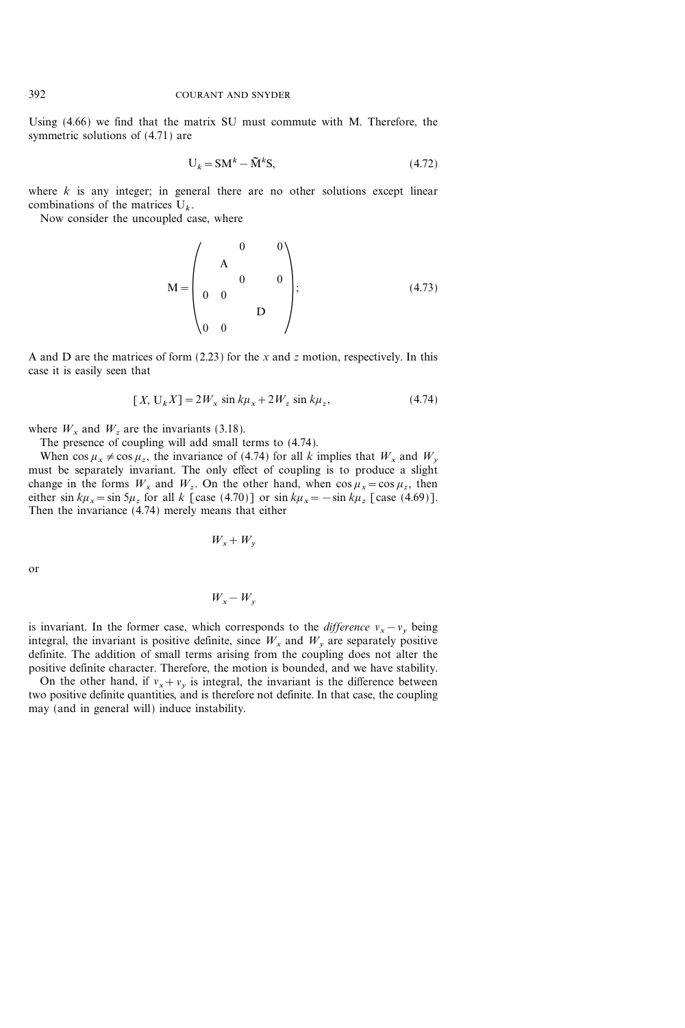Using (4.66) we find that the matrix SU must commute with M. Therefore, the symmetric solutions of (4.71) are

$$\mathrm{U}_k = \mathrm{SM}^k - \tilde{\mathrm{M}}^k \mathrm{S}, \tag{4.72}$$

where $k$ is any integer; in general there are no other solutions except linear combinations of the matrices $\mathrm{U}_k$.

Now consider the uncoupled case, where

$$\mathrm{M} = \begin{pmatrix} & & 0 & 0 \\ & \mathrm{A} & & \\ & & 0 & 0 \\ 0 & 0 & & \\ & & \mathrm{D} & \\ 0 & 0 & & \end{pmatrix}; \tag{4.73}$$

A and D are the matrices of form (2.23) for the $x$ and $z$ motion, respectively. In this case it is easily seen that

$$[X, \mathrm{U}_k X] = 2W_x \sin k\mu_x + 2W_z \sin k\mu_z, \tag{4.74}$$

where $W_x$ and $W_z$ are the invariants (3.18).

The presence of coupling will add small terms to (4.74).

When $\cos\mu_x \neq \cos\mu_z$, the invariance of (4.74) for all $k$ implies that $W_x$ and $W_y$ must be separately invariant. The only effect of coupling is to produce a slight change in the forms $W_x$ and $W_z$. On the other hand, when $\cos\mu_x = \cos\mu_z$, then either $\sin k\mu_x = \sin 5\mu_z$ for all $k$ [case (4.70)] or $\sin k\mu_x = -\sin k\mu_z$ [case (4.69)]. Then the invariance (4.74) merely means that either

$$W_x + W_y$$

or

$$W_x - W_y$$

is invariant. In the former case, which corresponds to the *difference* $\nu_x - \nu_y$ being integral, the invariant is positive definite, since $W_x$ and $W_y$ are separately positive definite. The addition of small terms arising from the coupling does not alter the positive definite character. Therefore, the motion is bounded, and we have stability.

On the other hand, if $\nu_x + \nu_y$ is integral, the invariant is the difference between two positive definite quantities, and is therefore not definite. In that case, the coupling may (and in general will) induce instability.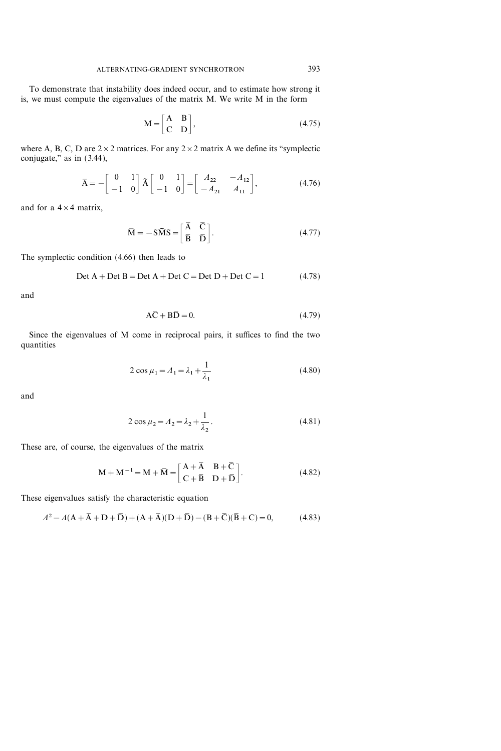To demonstrate that instability does indeed occur, and to estimate how strong it is, we must compute the eigenvalues of the matrix M. We write M in the form

$$\mathrm{M} = \begin{bmatrix} \mathrm{A} & \mathrm{B} \\ \mathrm{C} & \mathrm{D} \end{bmatrix}, \tag{4.75}$$

where A, B, C, D are $2 \times 2$ matrices. For any $2 \times 2$ matrix A we define its "symplectic conjugate," as in (3.44),

$$\bar{\mathrm{A}} = -\begin{bmatrix} 0 & 1 \\ -1 & 0 \end{bmatrix} \tilde{\mathrm{A}} \begin{bmatrix} 0 & 1 \\ -1 & 0 \end{bmatrix} = \begin{bmatrix} A_{22} & -A_{12} \\ -A_{21} & A_{11} \end{bmatrix}, \tag{4.76}$$

and for a $4 \times 4$ matrix,

$$\bar{\mathrm{M}} = -\mathrm{S}\tilde{\mathrm{M}}\mathrm{S} = \begin{bmatrix} \bar{\mathrm{A}} & \bar{\mathrm{C}} \\ \bar{\mathrm{B}} & \bar{\mathrm{D}} \end{bmatrix}. \tag{4.77}$$

The symplectic condition (4.66) then leads to

$$\operatorname{Det} \mathrm{A} + \operatorname{Det} \mathrm{B} = \operatorname{Det} \mathrm{A} + \operatorname{Det} \mathrm{C} = \operatorname{Det} \mathrm{D} + \operatorname{Det} \mathrm{C} = 1 \tag{4.78}$$

and

$$\mathrm{A}\bar{\mathrm{C}} + \mathrm{B}\bar{\mathrm{D}} = 0. \tag{4.79}$$

Since the eigenvalues of M come in reciprocal pairs, it suffices to find the two quantities

$$2\cos\mu_1 = \Lambda_1 = \lambda_1 + \frac{1}{\lambda_1} \tag{4.80}$$

and

$$2\cos\mu_2 = \Lambda_2 = \lambda_2 + \frac{1}{\lambda_2}. \tag{4.81}$$

These are, of course, the eigenvalues of the matrix

$$\mathrm{M} + \mathrm{M}^{-1} = \mathrm{M} + \bar{\mathrm{M}} = \begin{bmatrix} \mathrm{A} + \bar{\mathrm{A}} & \mathrm{B} + \bar{\mathrm{C}} \\ \mathrm{C} + \bar{\mathrm{B}} & \mathrm{D} + \bar{\mathrm{D}} \end{bmatrix}. \tag{4.82}$$

These eigenvalues satisfy the characteristic equation

$$\Lambda^2 - \Lambda(\mathrm{A} + \bar{\mathrm{A}} + \mathrm{D} + \bar{\mathrm{D}}) + (\mathrm{A} + \bar{\mathrm{A}})(\mathrm{D} + \bar{\mathrm{D}}) - (\mathrm{B} + \bar{\mathrm{C}})(\bar{\mathrm{B}} + \mathrm{C}) = 0, \tag{4.83}$$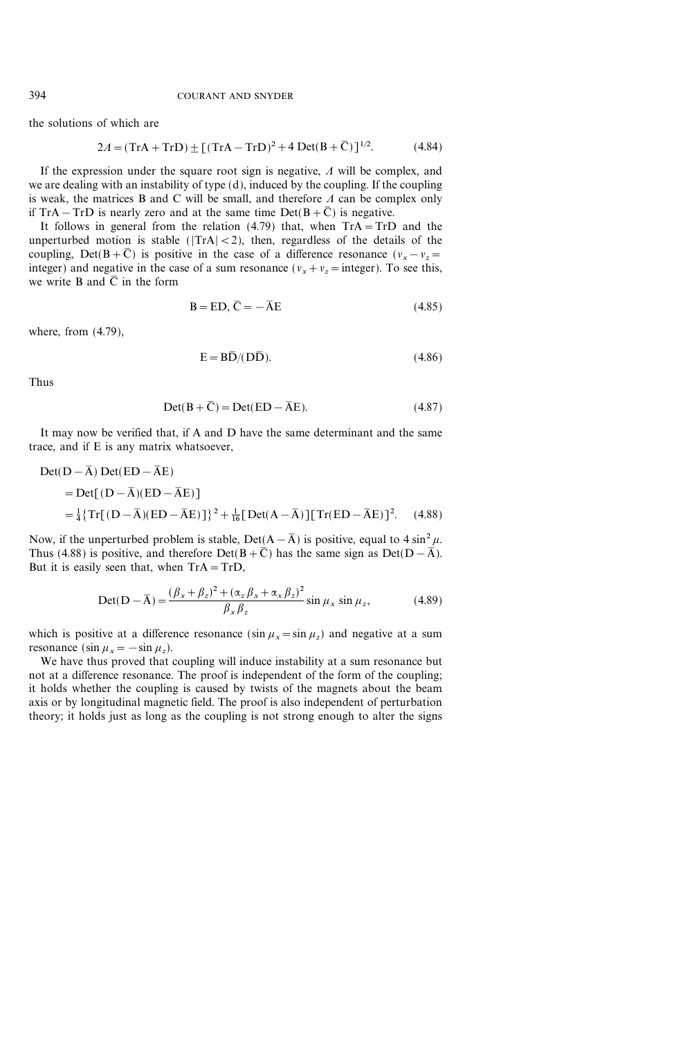the solutions of which are

$$2\Lambda = (\mathrm{Tr}A + \mathrm{Tr}D) \pm [(\mathrm{Tr}A - \mathrm{Tr}D)^2 + 4\,\mathrm{Det}(B + \bar{C})]^{1/2}. \tag{4.84}$$

If the expression under the square root sign is negative, $\Lambda$ will be complex, and we are dealing with an instability of type (d), induced by the coupling. If the coupling is weak, the matrices B and C will be small, and therefore $\Lambda$ can be complex only if $\mathrm{Tr}A - \mathrm{Tr}D$ is nearly zero and at the same time $\mathrm{Det}(B + \bar{C})$ is negative.

It follows in general from the relation (4.79) that, when $\mathrm{Tr}A = \mathrm{Tr}D$ and the unperturbed motion is stable ($|\mathrm{Tr}A| < 2$), then, regardless of the details of the coupling, $\mathrm{Det}(B + \bar{C})$ is positive in the case of a difference resonance ($\nu_x - \nu_z =$ integer) and negative in the case of a sum resonance ($\nu_x + \nu_z =$ integer). To see this, we write B and $\bar{C}$ in the form

$$B = ED,\ \bar{C} = -\bar{A}E \tag{4.85}$$

where, from (4.79),

$$E = B\bar{D}/(D\bar{D}). \tag{4.86}$$

Thus

$$\mathrm{Det}(B + \bar{C}) = \mathrm{Det}(ED - \bar{A}E). \tag{4.87}$$

It may now be verified that, if A and D have the same determinant and the same trace, and if E is any matrix whatsoever,

$$\begin{aligned}
&\mathrm{Det}(D - \bar{A})\,\mathrm{Det}(ED - \bar{A}E) \\
&\quad = \mathrm{Det}[(D - \bar{A})(ED - \bar{A}E)] \\
&\quad = \tfrac{1}{4}\{\mathrm{Tr}[(D - \bar{A})(ED - \bar{A}E)]\}^2 + \tfrac{1}{16}[\mathrm{Det}(A - \bar{A})][\mathrm{Tr}(ED - \bar{A}E)]^2.
\end{aligned} \tag{4.88}$$

Now, if the unperturbed problem is stable, $\mathrm{Det}(A - \bar{A})$ is positive, equal to $4\sin^2\mu$. Thus (4.88) is positive, and therefore $\mathrm{Det}(B + \bar{C})$ has the same sign as $\mathrm{Det}(D - \bar{A})$. But it is easily seen that, when $\mathrm{Tr}A = \mathrm{Tr}D$,

$$\mathrm{Det}(D - \bar{A}) = \frac{(\beta_x + \beta_z)^2 + (\alpha_z \beta_x + \alpha_x \beta_z)^2}{\beta_x \beta_z} \sin\mu_x \sin\mu_z, \tag{4.89}$$

which is positive at a difference resonance ($\sin\mu_x = \sin\mu_z$) and negative at a sum resonance ($\sin\mu_x = -\sin\mu_z$).

We have thus proved that coupling will induce instability at a sum resonance but not at a difference resonance. The proof is independent of the form of the coupling; it holds whether the coupling is caused by twists of the magnets about the beam axis or by longitudinal magnetic field. The proof is also independent of perturbation theory; it holds just as long as the coupling is not strong enough to alter the signs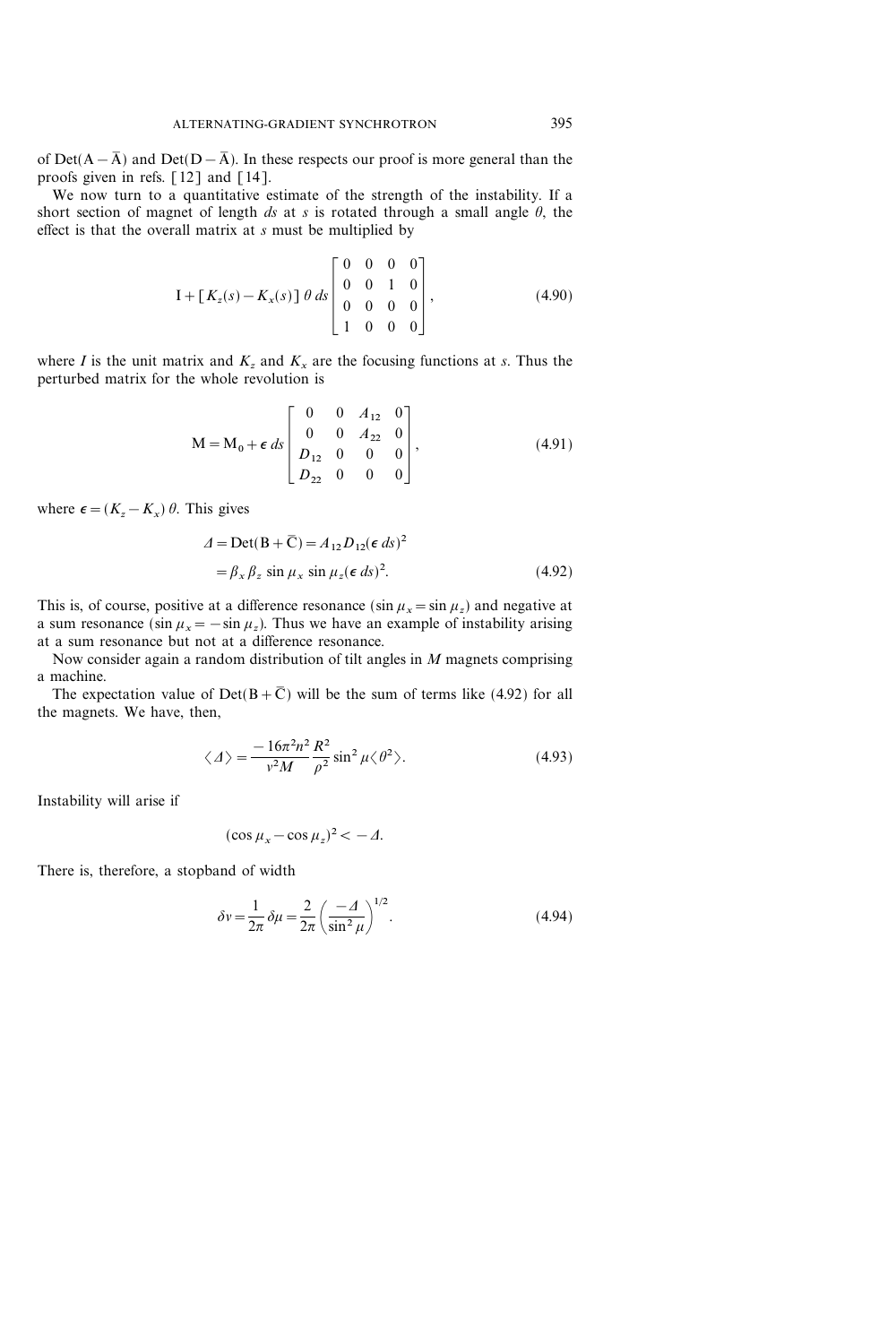of $\mathrm{Det}(\mathrm{A}-\bar{\mathrm{A}})$ and $\mathrm{Det}(\mathrm{D}-\bar{\mathrm{A}})$. In these respects our proof is more general than the proofs given in refs. [12] and [14].

We now turn to a quantitative estimate of the strength of the instability. If a short section of magnet of length $ds$ at $s$ is rotated through a small angle $\theta$, the effect is that the overall matrix at $s$ must be multiplied by

$$\mathrm{I} + [K_z(s) - K_x(s)]\,\theta\, ds \begin{bmatrix} 0 & 0 & 0 & 0 \\ 0 & 0 & 1 & 0 \\ 0 & 0 & 0 & 0 \\ 1 & 0 & 0 & 0 \end{bmatrix}, \tag{4.90}$$

where $I$ is the unit matrix and $K_z$ and $K_x$ are the focusing functions at $s$. Thus the perturbed matrix for the whole revolution is

$$\mathrm{M} = \mathrm{M}_0 + \epsilon\, ds \begin{bmatrix} 0 & 0 & A_{12} & 0 \\ 0 & 0 & A_{22} & 0 \\ D_{12} & 0 & 0 & 0 \\ D_{22} & 0 & 0 & 0 \end{bmatrix}, \tag{4.91}$$

where $\epsilon = (K_z - K_x)\,\theta$. This gives

$$\begin{aligned} \Delta &= \mathrm{Det}(\mathrm{B} + \bar{\mathrm{C}}) = A_{12} D_{12} (\epsilon\, ds)^2 \\ &= \beta_x \beta_z \sin\mu_x \sin\mu_z (\epsilon\, ds)^2. \end{aligned} \tag{4.92}$$

This is, of course, positive at a difference resonance ($\sin\mu_x = \sin\mu_z$) and negative at a sum resonance ($\sin\mu_x = -\sin\mu_z$). Thus we have an example of instability arising at a sum resonance but not at a difference resonance.

Now consider again a random distribution of tilt angles in $M$ magnets comprising a machine.

The expectation value of $\mathrm{Det}(\mathrm{B} + \bar{\mathrm{C}})$ will be the sum of terms like (4.92) for all the magnets. We have, then,

$$\langle \Delta \rangle = \frac{-16\pi^2 n^2}{\nu^2 M} \frac{R^2}{\rho^2} \sin^2\mu \langle \theta^2 \rangle. \tag{4.93}$$

Instability will arise if

$$(\cos\mu_x - \cos\mu_z)^2 < -\Delta.$$

There is, therefore, a stopband of width

$$\delta\nu = \frac{1}{2\pi}\delta\mu = \frac{2}{2\pi}\left(\frac{-\Delta}{\sin^2\mu}\right)^{1/2}. \tag{4.94}$$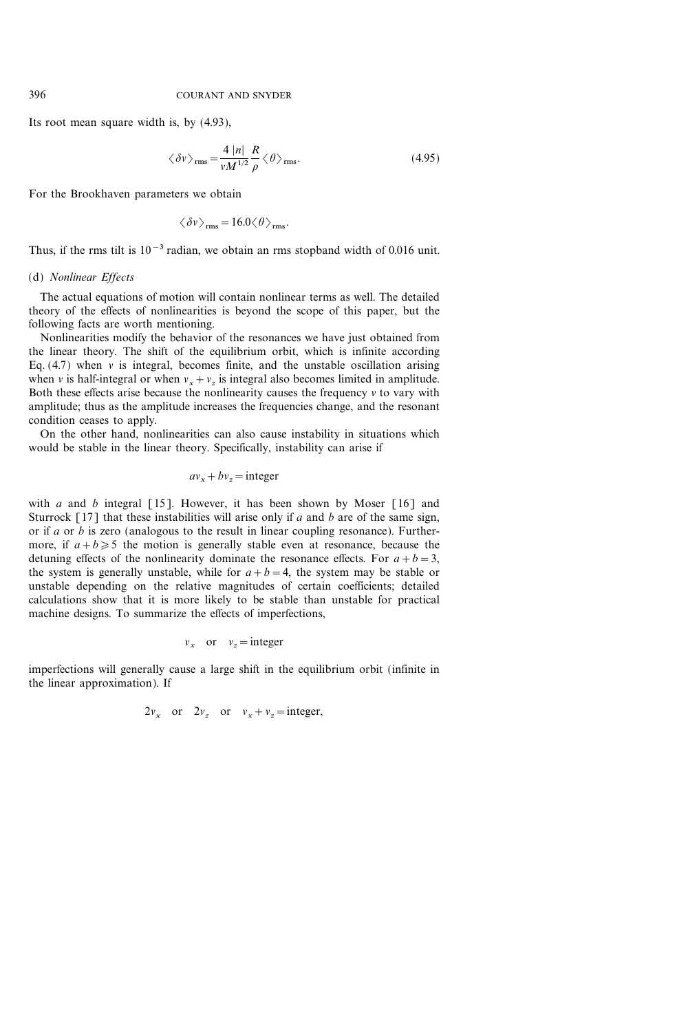Its root mean square width is, by (4.93),

$$\langle \delta v \rangle_{\text{rms}} = \frac{4\,|n|}{v M^{1/2}} \frac{R}{\rho} \langle \theta \rangle_{\text{rms}}. \tag{4.95}$$

For the Brookhaven parameters we obtain

$$\langle \delta v \rangle_{\text{rms}} = 16.0 \langle \theta \rangle_{\text{rms}}.$$

Thus, if the rms tilt is $10^{-3}$ radian, we obtain an rms stopband width of 0.016 unit.

### (d) *Nonlinear Effects*

The actual equations of motion will contain nonlinear terms as well. The detailed theory of the effects of nonlinearities is beyond the scope of this paper, but the following facts are worth mentioning.

Nonlinearities modify the behavior of the resonances we have just obtained from the linear theory. The shift of the equilibrium orbit, which is infinite according Eq. (4.7) when $v$ is integral, becomes finite, and the unstable oscillation arising when $v$ is half-integral or when $v_x + v_z$ is integral also becomes limited in amplitude. Both these effects arise because the nonlinearity causes the frequency $v$ to vary with amplitude; thus as the amplitude increases the frequencies change, and the resonant condition ceases to apply.

On the other hand, nonlinearities can also cause instability in situations which would be stable in the linear theory. Specifically, instability can arise if

$$a v_x + b v_z = \text{integer}$$

with $a$ and $b$ integral [15]. However, it has been shown by Moser [16] and Sturrock [17] that these instabilities will arise only if $a$ and $b$ are of the same sign, or if $a$ or $b$ is zero (analogous to the result in linear coupling resonance). Furthermore, if $a + b \geqslant 5$ the motion is generally stable even at resonance, because the detuning effects of the nonlinearity dominate the resonance effects. For $a + b = 3$, the system is generally unstable, while for $a + b = 4$, the system may be stable or unstable depending on the relative magnitudes of certain coefficients; detailed calculations show that it is more likely to be stable than unstable for practical machine designs. To summarize the effects of imperfections,

$$v_x \quad \text{or} \quad v_z = \text{integer}$$

imperfections will generally cause a large shift in the equilibrium orbit (infinite in the linear approximation). If

$$2v_x \quad \text{or} \quad 2v_z \quad \text{or} \quad v_x + v_z = \text{integer},$$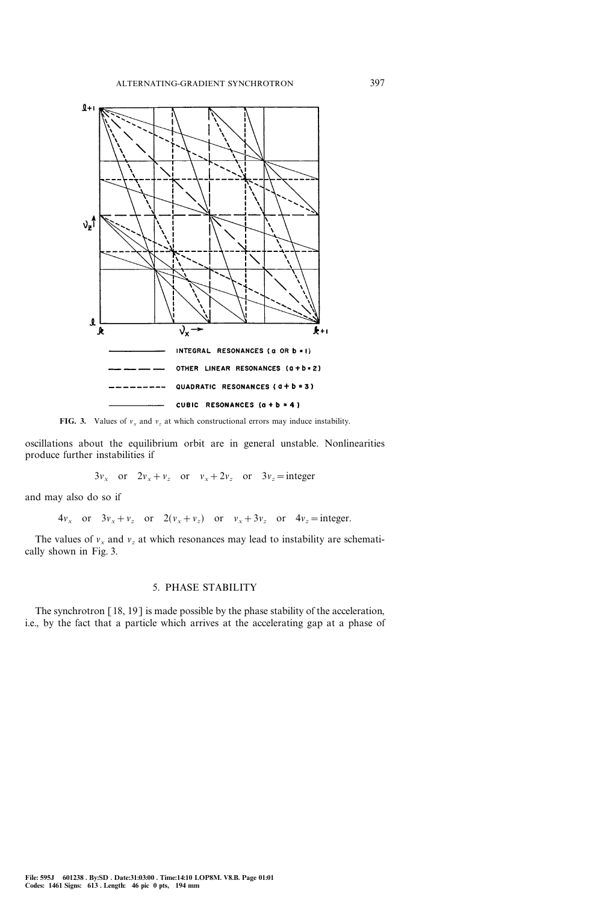INTEGRAL RESONANCES (a OR b = 1)

OTHER LINEAR RESONANCES (a + b = 2)

QUADRATIC RESONANCES (a + b = 3)

CUBIC RESONANCES (a + b = 4)

**FIG. 3.** Values of $\nu_x$ and $\nu_z$ at which constructional errors may induce instability.

oscillations about the equilibrium orbit are in general unstable. Nonlinearities produce further instabilities if

$$3\nu_x \quad \text{or} \quad 2\nu_x + \nu_z \quad \text{or} \quad \nu_x + 2\nu_z \quad \text{or} \quad 3\nu_z = \text{integer}$$

and may also do so if

$$4\nu_x \quad \text{or} \quad 3\nu_x + \nu_z \quad \text{or} \quad 2(\nu_x + \nu_z) \quad \text{or} \quad \nu_x + 3\nu_z \quad \text{or} \quad 4\nu_z = \text{integer}.$$

The values of $\nu_x$ and $\nu_z$ at which resonances may lead to instability are schematically shown in Fig. 3.

## 5. PHASE STABILITY

The synchrotron [18, 19] is made possible by the phase stability of the acceleration, i.e., by the fact that a particle which arrives at the accelerating gap at a phase of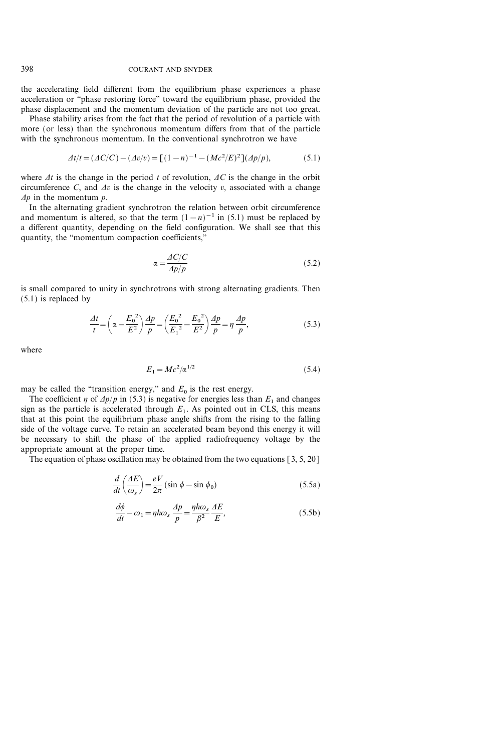the accelerating field different from the equilibrium phase experiences a phase acceleration or "phase restoring force" toward the equilibrium phase, provided the phase displacement and the momentum deviation of the particle are not too great.

Phase stability arises from the fact that the period of revolution of a particle with more (or less) than the synchronous momentum differs from that of the particle with the synchronous momentum. In the conventional synchrotron we have

$$\Delta t/t = (\Delta C/C) - (\Delta v/v) = [(1-n)^{-1} - (Mc^2/E)^2](\Delta p/p), \tag{5.1}$$

where $\Delta t$ is the change in the period $t$ of revolution, $\Delta C$ is the change in the orbit circumference $C$, and $\Delta v$ is the change in the velocity $v$, associated with a change $\Delta p$ in the momentum $p$.

In the alternating gradient synchrotron the relation between orbit circumference and momentum is altered, so that the term $(1-n)^{-1}$ in (5.1) must be replaced by a different quantity, depending on the field configuration. We shall see that this quantity, the "momentum compaction coefficients,"

$$\alpha = \frac{\Delta C/C}{\Delta p/p} \tag{5.2}$$

is small compared to unity in synchrotrons with strong alternating gradients. Then (5.1) is replaced by

$$\frac{\Delta t}{t} = \left(\alpha - \frac{{E_0}^2}{E^2}\right)\frac{\Delta p}{p} = \left(\frac{{E_0}^2}{{E_1}^2} - \frac{{E_0}^2}{E^2}\right)\frac{\Delta p}{p} = \eta\,\frac{\Delta p}{p}, \tag{5.3}$$

where

$$E_1 = Mc^2/\alpha^{1/2} \tag{5.4}$$

may be called the "transition energy," and $E_0$ is the rest energy.

The coefficient $\eta$ of $\Delta p/p$ in (5.3) is negative for energies less than $E_1$ and changes sign as the particle is accelerated through $E_1$. As pointed out in CLS, this means that at this point the equilibrium phase angle shifts from the rising to the falling side of the voltage curve. To retain an accelerated beam beyond this energy it will be necessary to shift the phase of the applied radiofrequency voltage by the appropriate amount at the proper time.

The equation of phase oscillation may be obtained from the two equations [3, 5, 20]

$$\frac{d}{dt}\left(\frac{\Delta E}{\omega_s}\right) = \frac{eV}{2\pi}(\sin\phi - \sin\phi_0) \tag{5.5a}$$

$$\frac{d\phi}{dt} - \omega_1 = \eta h \omega_s \frac{\Delta p}{p} = \frac{\eta h \omega_s}{\beta^2}\frac{\Delta E}{E}, \tag{5.5b}$$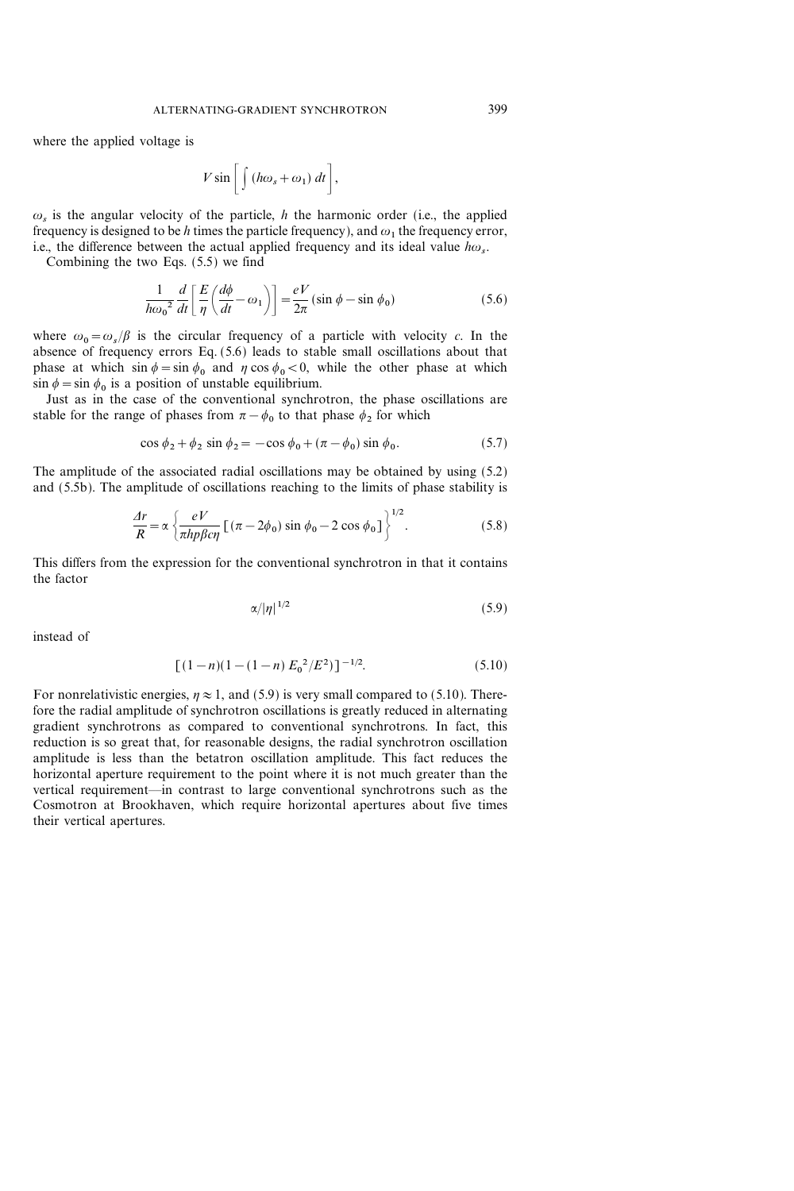where the applied voltage is

$$V \sin \left[ \int (h\omega_s + \omega_1)\, dt \right],$$

$\omega_s$ is the angular velocity of the particle, $h$ the harmonic order (i.e., the applied frequency is designed to be $h$ times the particle frequency), and $\omega_1$ the frequency error, i.e., the difference between the actual applied frequency and its ideal value $h\omega_s$.

Combining the two Eqs. (5.5) we find

$$\frac{1}{h{\omega_0}^2} \frac{d}{dt} \left[ \frac{E}{\eta} \left( \frac{d\phi}{dt} - \omega_1 \right) \right] = \frac{eV}{2\pi} (\sin \phi - \sin \phi_0) \tag{5.6}$$

where $\omega_0 = \omega_s / \beta$ is the circular frequency of a particle with velocity $c$. In the absence of frequency errors Eq. (5.6) leads to stable small oscillations about that phase at which $\sin \phi = \sin \phi_0$ and $\eta \cos \phi_0 < 0$, while the other phase at which $\sin \phi = \sin \phi_0$ is a position of unstable equilibrium.

Just as in the case of the conventional synchrotron, the phase oscillations are stable for the range of phases from $\pi - \phi_0$ to that phase $\phi_2$ for which

$$\cos \phi_2 + \phi_2 \sin \phi_2 = -\cos \phi_0 + (\pi - \phi_0) \sin \phi_0. \tag{5.7}$$

The amplitude of the associated radial oscillations may be obtained by using (5.2) and (5.5b). The amplitude of oscillations reaching to the limits of phase stability is

$$\frac{\Delta r}{R} = \alpha \left\{ \frac{eV}{\pi h p \beta c \eta} \left[ (\pi - 2\phi_0) \sin \phi_0 - 2 \cos \phi_0 \right] \right\}^{1/2}. \tag{5.8}$$

This differs from the expression for the conventional synchrotron in that it contains the factor

$$\alpha / |\eta|^{1/2} \tag{5.9}$$

instead of

$$\left[ (1-n)(1-(1-n)\, {E_0}^2/E^2) \right]^{-1/2}. \tag{5.10}$$

For nonrelativistic energies, $\eta \approx 1$, and (5.9) is very small compared to (5.10). Therefore the radial amplitude of synchrotron oscillations is greatly reduced in alternating gradient synchrotrons as compared to conventional synchrotrons. In fact, this reduction is so great that, for reasonable designs, the radial synchrotron oscillation amplitude is less than the betatron oscillation amplitude. This fact reduces the horizontal aperture requirement to the point where it is not much greater than the vertical requirement—in contrast to large conventional synchrotrons such as the Cosmotron at Brookhaven, which require horizontal apertures about five times their vertical apertures.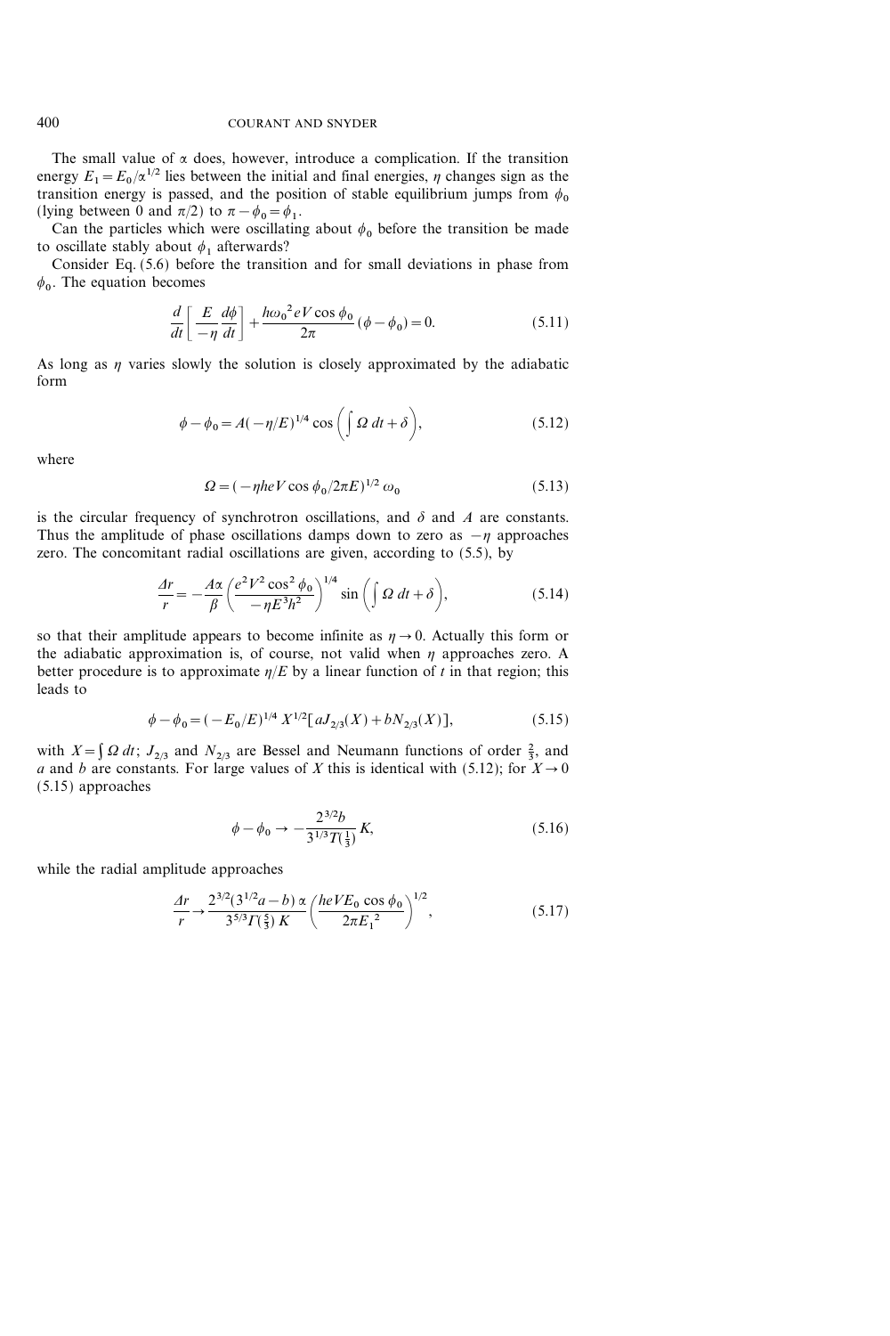The small value of $\alpha$ does, however, introduce a complication. If the transition energy $E_1 = E_0/\alpha^{1/2}$ lies between the initial and final energies, $\eta$ changes sign as the transition energy is passed, and the position of stable equilibrium jumps from $\phi_0$ (lying between 0 and $\pi/2$) to $\pi - \phi_0 = \phi_1$.

Can the particles which were oscillating about $\phi_0$ before the transition be made to oscillate stably about $\phi_1$ afterwards?

Consider Eq. (5.6) before the transition and for small deviations in phase from $\phi_0$. The equation becomes

$$\frac{d}{dt}\left[\frac{E}{-\eta}\frac{d\phi}{dt}\right] + \frac{h\omega_0{}^2 eV\cos\phi_0}{2\pi}(\phi - \phi_0) = 0. \tag{5.11}$$

As long as $\eta$ varies slowly the solution is closely approximated by the adiabatic form

$$\phi - \phi_0 = A(-\eta/E)^{1/4}\cos\left(\int \Omega\, dt + \delta\right), \tag{5.12}$$

where

$$\Omega = (-\eta heV\cos\phi_0/2\pi E)^{1/2}\,\omega_0 \tag{5.13}$$

is the circular frequency of synchrotron oscillations, and $\delta$ and $A$ are constants. Thus the amplitude of phase oscillations damps down to zero as $-\eta$ approaches zero. The concomitant radial oscillations are given, according to (5.5), by

$$\frac{\Delta r}{r} = -\frac{A\alpha}{\beta}\left(\frac{e^2V^2\cos^2\phi_0}{-\eta E^3 h^2}\right)^{1/4}\sin\left(\int \Omega\, dt + \delta\right), \tag{5.14}$$

so that their amplitude appears to become infinite as $\eta \to 0$. Actually this form or the adiabatic approximation is, of course, not valid when $\eta$ approaches zero. A better procedure is to approximate $\eta/E$ by a linear function of $t$ in that region; this leads to

$$\phi - \phi_0 = (-E_0/E)^{1/4}\, X^{1/2}[aJ_{2/3}(X) + bN_{2/3}(X)], \tag{5.15}$$

with $X = \int \Omega\, dt$; $J_{2/3}$ and $N_{2/3}$ are Bessel and Neumann functions of order $\frac{2}{3}$, and $a$ and $b$ are constants. For large values of $X$ this is identical with (5.12); for $X \to 0$ (5.15) approaches

$$\phi - \phi_0 \to -\frac{2^{3/2}b}{3^{1/3}\Gamma(\frac{1}{3})}K, \tag{5.16}$$

while the radial amplitude approaches

$$\frac{\Delta r}{r} \to \frac{2^{3/2}(3^{1/2}a - b)\,\alpha}{3^{5/3}\Gamma(\frac{5}{3})\,K}\left(\frac{heVE_0\cos\phi_0}{2\pi E_1{}^2}\right)^{1/2}, \tag{5.17}$$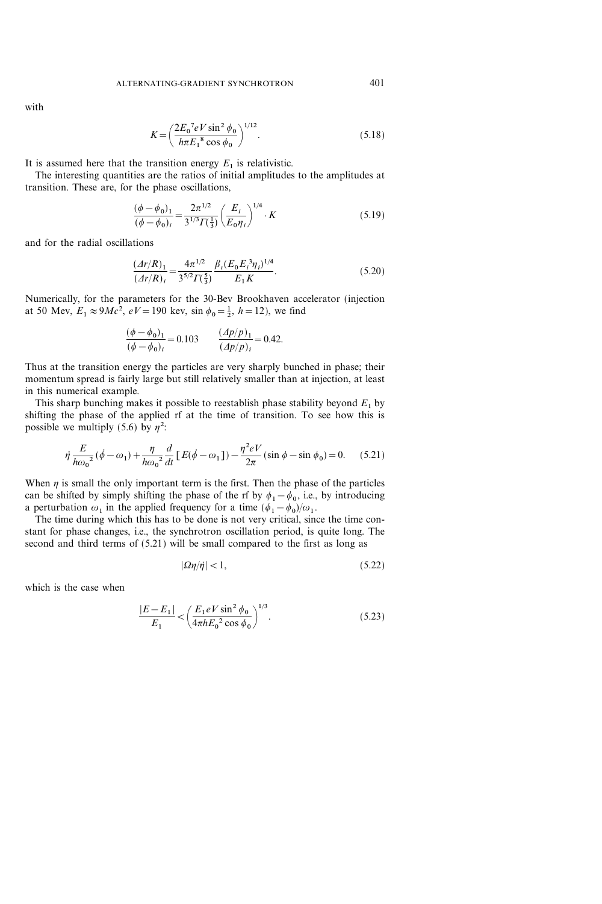with

$$K = \left( \frac{2E_0{}^7 eV \sin^2 \phi_0}{h\pi E_1{}^8 \cos \phi_0} \right)^{1/12}. \tag{5.18}$$

It is assumed here that the transition energy $E_1$ is relativistic.

The interesting quantities are the ratios of initial amplitudes to the amplitudes at transition. These are, for the phase oscillations,

$$\frac{(\phi - \phi_0)_1}{(\phi - \phi_0)_i} = \frac{2\pi^{1/2}}{3^{1/3}\Gamma(\frac{1}{3})} \left( \frac{E_i}{E_0 \eta_i} \right)^{1/4} \cdot K \tag{5.19}$$

and for the radial oscillations

$$\frac{(\Delta r/R)_1}{(\Delta r/R)_i} = \frac{4\pi^{1/2}}{3^{5/2}\Gamma(\frac{5}{3})} \frac{\beta_i (E_0 E_i{}^3 \eta_i)^{1/4}}{E_1 K}. \tag{5.20}$$

Numerically, for the parameters for the 30-Bev Brookhaven accelerator (injection at 50 Mev, $E_1 \approx 9Mc^2$, $eV = 190$ kev, $\sin \phi_0 = \frac{1}{2}$, $h = 12$), we find

$$\frac{(\phi - \phi_0)_1}{(\phi - \phi_0)_i} = 0.103 \qquad \frac{(\Delta p/p)_1}{(\Delta p/p)_i} = 0.42.$$

Thus at the transition energy the particles are very sharply bunched in phase; their momentum spread is fairly large but still relatively smaller than at injection, at least in this numerical example.

This sharp bunching makes it possible to reestablish phase stability beyond $E_1$ by shifting the phase of the applied rf at the time of transition. To see how this is possible we multiply (5.6) by $\eta^2$:

$$\dot{\eta} \frac{E}{h\omega_0{}^2} (\dot{\phi} - \omega_1) + \frac{\eta}{h\omega_0{}^2} \frac{d}{dt} [E(\dot{\phi} - \omega_1)] - \frac{\eta^2 eV}{2\pi} (\sin \phi - \sin \phi_0) = 0. \tag{5.21}$$

When $\eta$ is small the only important term is the first. Then the phase of the particles can be shifted by simply shifting the phase of the rf by $\phi_1 - \phi_0$, i.e., by introducing a perturbation $\omega_1$ in the applied frequency for a time $(\phi_1 - \phi_0)/\omega_1$.

The time during which this has to be done is not very critical, since the time constant for phase changes, i.e., the synchrotron oscillation period, is quite long. The second and third terms of (5.21) will be small compared to the first as long as

$$|\Omega \eta / \dot{\eta}| < 1, \tag{5.22}$$

which is the case when

$$\frac{|E - E_1|}{E_1} < \left( \frac{E_1 eV \sin^2 \phi_0}{4\pi h E_0{}^2 \cos \phi_0} \right)^{1/3}. \tag{5.23}$$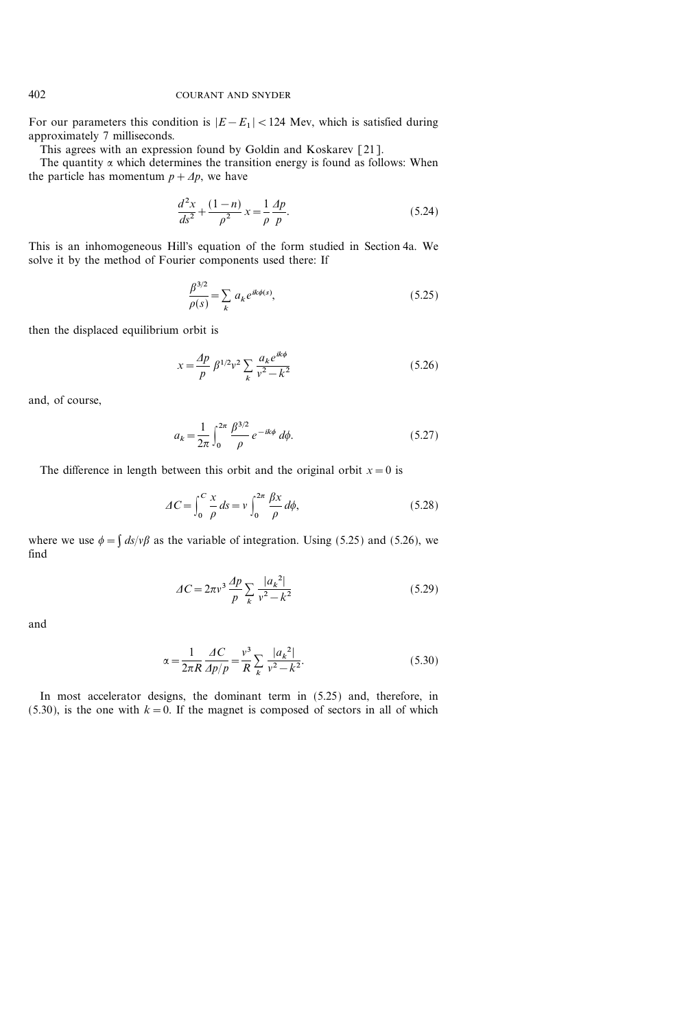For our parameters this condition is $|E - E_1| < 124$ Mev, which is satisfied during approximately 7 milliseconds.

This agrees with an expression found by Goldin and Koskarev [21].

The quantity $\alpha$ which determines the transition energy is found as follows: When the particle has momentum $p + \Delta p$, we have

$$\frac{d^2x}{ds^2} + \frac{(1-n)}{\rho^2} x = \frac{1}{\rho} \frac{\Delta p}{p}. \tag{5.24}$$

This is an inhomogeneous Hill's equation of the form studied in Section 4a. We solve it by the method of Fourier components used there: If

$$\frac{\beta^{3/2}}{\rho(s)} = \sum_k a_k e^{ik\phi(s)}, \tag{5.25}$$

then the displaced equilibrium orbit is

$$x = \frac{\Delta p}{p} \beta^{1/2} \nu^2 \sum_k \frac{a_k e^{ik\phi}}{\nu^2 - k^2} \tag{5.26}$$

and, of course,

$$a_k = \frac{1}{2\pi} \int_0^{2\pi} \frac{\beta^{3/2}}{\rho} e^{-ik\phi} \, d\phi. \tag{5.27}$$

The difference in length between this orbit and the original orbit $x = 0$ is

$$\Delta C = \int_0^C \frac{x}{\rho} \, ds = \nu \int_0^{2\pi} \frac{\beta x}{\rho} \, d\phi, \tag{5.28}$$

where we use $\phi = \int ds/\nu\beta$ as the variable of integration. Using (5.25) and (5.26), we find

$$\Delta C = 2\pi \nu^3 \frac{\Delta p}{p} \sum_k \frac{|a_k{}^2|}{\nu^2 - k^2} \tag{5.29}$$

and

$$\alpha = \frac{1}{2\pi R} \frac{\Delta C}{\Delta p/p} = \frac{\nu^3}{R} \sum_k \frac{|a_k{}^2|}{\nu^2 - k^2}. \tag{5.30}$$

In most accelerator designs, the dominant term in (5.25) and, therefore, in (5.30), is the one with $k = 0$. If the magnet is composed of sectors in all of which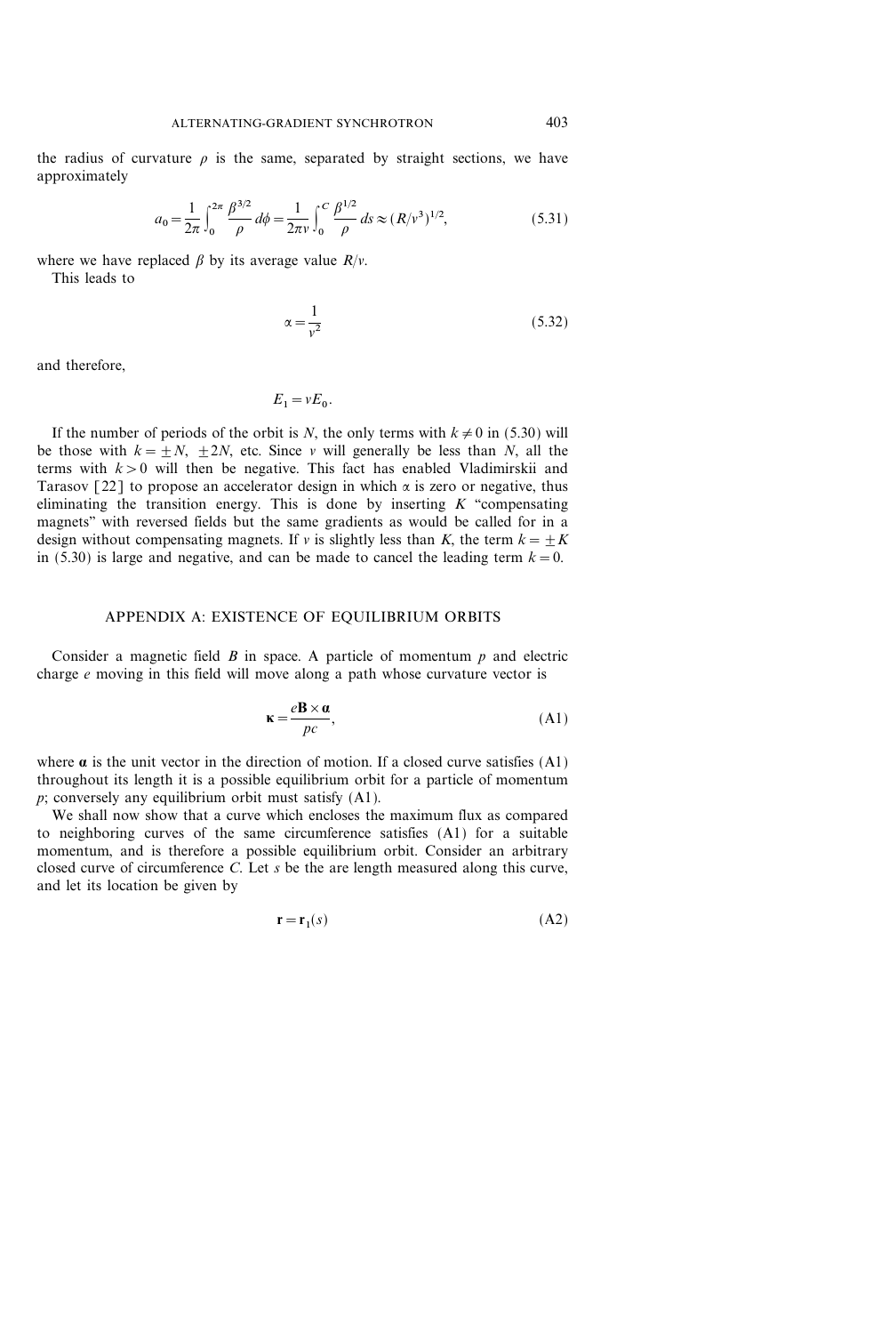the radius of curvature $\rho$ is the same, separated by straight sections, we have approximately

$$a_0 = \frac{1}{2\pi} \int_0^{2\pi} \frac{\beta^{3/2}}{\rho} \, d\phi = \frac{1}{2\pi v} \int_0^C \frac{\beta^{1/2}}{\rho} \, ds \approx (R/v^3)^{1/2}, \tag{5.31}$$

where we have replaced $\beta$ by its average value $R/v$.

This leads to

$$\alpha = \frac{1}{v^2} \tag{5.32}$$

and therefore,

$$E_1 = vE_0.$$

If the number of periods of the orbit is $N$, the only terms with $k \neq 0$ in (5.30) will be those with $k = \pm N$, $\pm 2N$, etc. Since $v$ will generally be less than $N$, all the terms with $k > 0$ will then be negative. This fact has enabled Vladimirskii and Tarasov [22] to propose an accelerator design in which $\alpha$ is zero or negative, thus eliminating the transition energy. This is done by inserting $K$ "compensating magnets" with reversed fields but the same gradients as would be called for in a design without compensating magnets. If $v$ is slightly less than $K$, the term $k = \pm K$ in (5.30) is large and negative, and can be made to cancel the leading term $k = 0$.

## APPENDIX A: EXISTENCE OF EQUILIBRIUM ORBITS

Consider a magnetic field $B$ in space. A particle of momentum $p$ and electric charge $e$ moving in this field will move along a path whose curvature vector is

$$\boldsymbol{\kappa} = \frac{e\mathbf{B} \times \boldsymbol{\alpha}}{pc}, \tag{A1}$$

where $\boldsymbol{\alpha}$ is the unit vector in the direction of motion. If a closed curve satisfies (A1) throughout its length it is a possible equilibrium orbit for a particle of momentum $p$; conversely any equilibrium orbit must satisfy (A1).

We shall now show that a curve which encloses the maximum flux as compared to neighboring curves of the same circumference satisfies (A1) for a suitable momentum, and is therefore a possible equilibrium orbit. Consider an arbitrary closed curve of circumference $C$. Let $s$ be the are length measured along this curve, and let its location be given by

$$\mathbf{r} = \mathbf{r}_1(s) \tag{A2}$$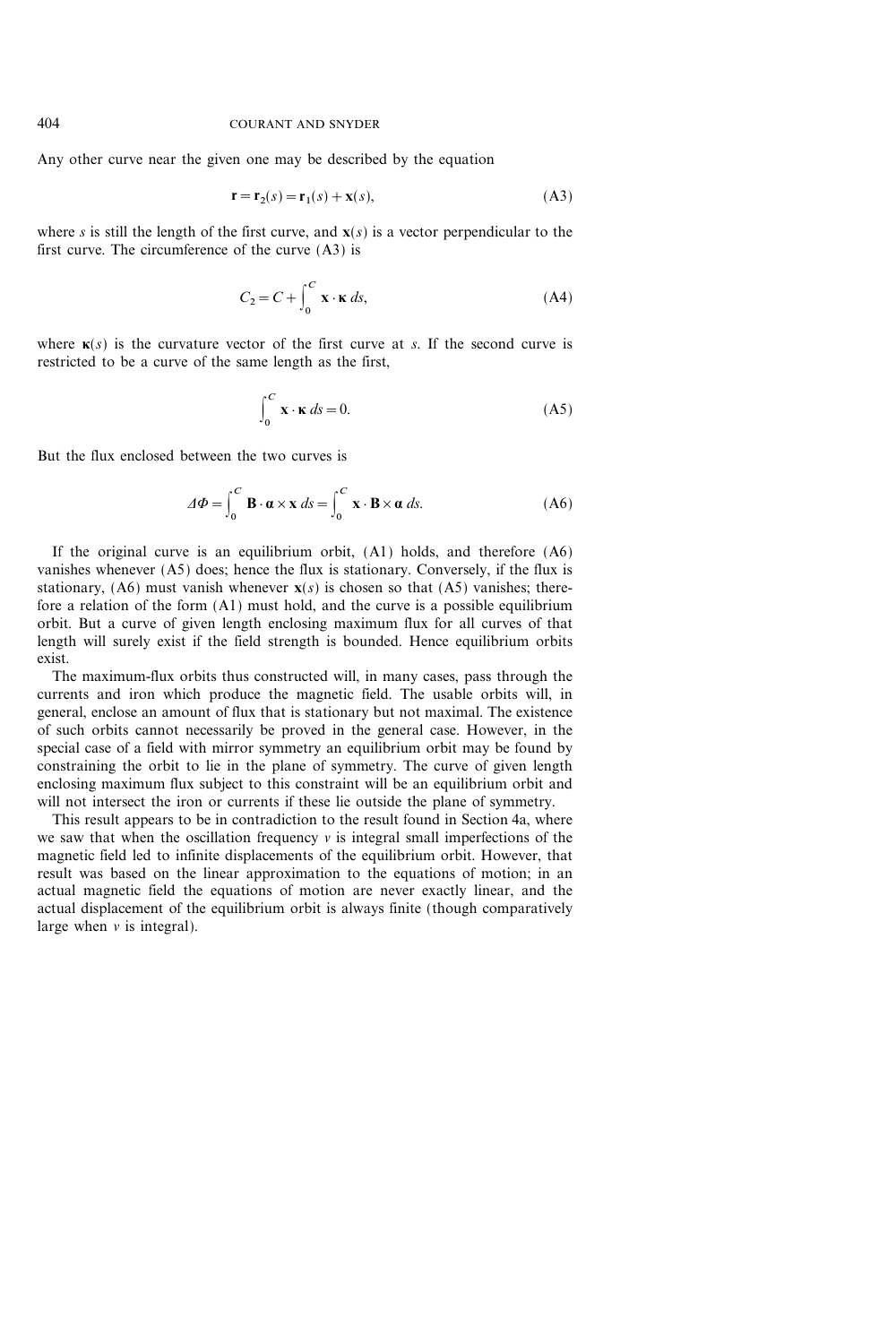Any other curve near the given one may be described by the equation

$$\mathbf{r} = \mathbf{r}_2(s) = \mathbf{r}_1(s) + \mathbf{x}(s), \tag{A3}$$

where $s$ is still the length of the first curve, and $\mathbf{x}(s)$ is a vector perpendicular to the first curve. The circumference of the curve (A3) is

$$C_2 = C + \int_0^C \mathbf{x} \cdot \boldsymbol{\kappa} \, ds, \tag{A4}$$

where $\boldsymbol{\kappa}(s)$ is the curvature vector of the first curve at $s$. If the second curve is restricted to be a curve of the same length as the first,

$$\int_0^C \mathbf{x} \cdot \boldsymbol{\kappa} \, ds = 0. \tag{A5}$$

But the flux enclosed between the two curves is

$$\Delta\Phi = \int_0^C \mathbf{B} \cdot \boldsymbol{\alpha} \times \mathbf{x} \, ds = \int_0^C \mathbf{x} \cdot \mathbf{B} \times \boldsymbol{\alpha} \, ds. \tag{A6}$$

If the original curve is an equilibrium orbit, (A1) holds, and therefore (A6) vanishes whenever (A5) does; hence the flux is stationary. Conversely, if the flux is stationary, (A6) must vanish whenever $\mathbf{x}(s)$ is chosen so that (A5) vanishes; therefore a relation of the form (A1) must hold, and the curve is a possible equilibrium orbit. But a curve of given length enclosing maximum flux for all curves of that length will surely exist if the field strength is bounded. Hence equilibrium orbits exist.

The maximum-flux orbits thus constructed will, in many cases, pass through the currents and iron which produce the magnetic field. The usable orbits will, in general, enclose an amount of flux that is stationary but not maximal. The existence of such orbits cannot necessarily be proved in the general case. However, in the special case of a field with mirror symmetry an equilibrium orbit may be found by constraining the orbit to lie in the plane of symmetry. The curve of given length enclosing maximum flux subject to this constraint will be an equilibrium orbit and will not intersect the iron or currents if these lie outside the plane of symmetry.

This result appears to be in contradiction to the result found in Section 4a, where we saw that when the oscillation frequency $\nu$ is integral small imperfections of the magnetic field led to infinite displacements of the equilibrium orbit. However, that result was based on the linear approximation to the equations of motion; in an actual magnetic field the equations of motion are never exactly linear, and the actual displacement of the equilibrium orbit is always finite (though comparatively large when $\nu$ is integral).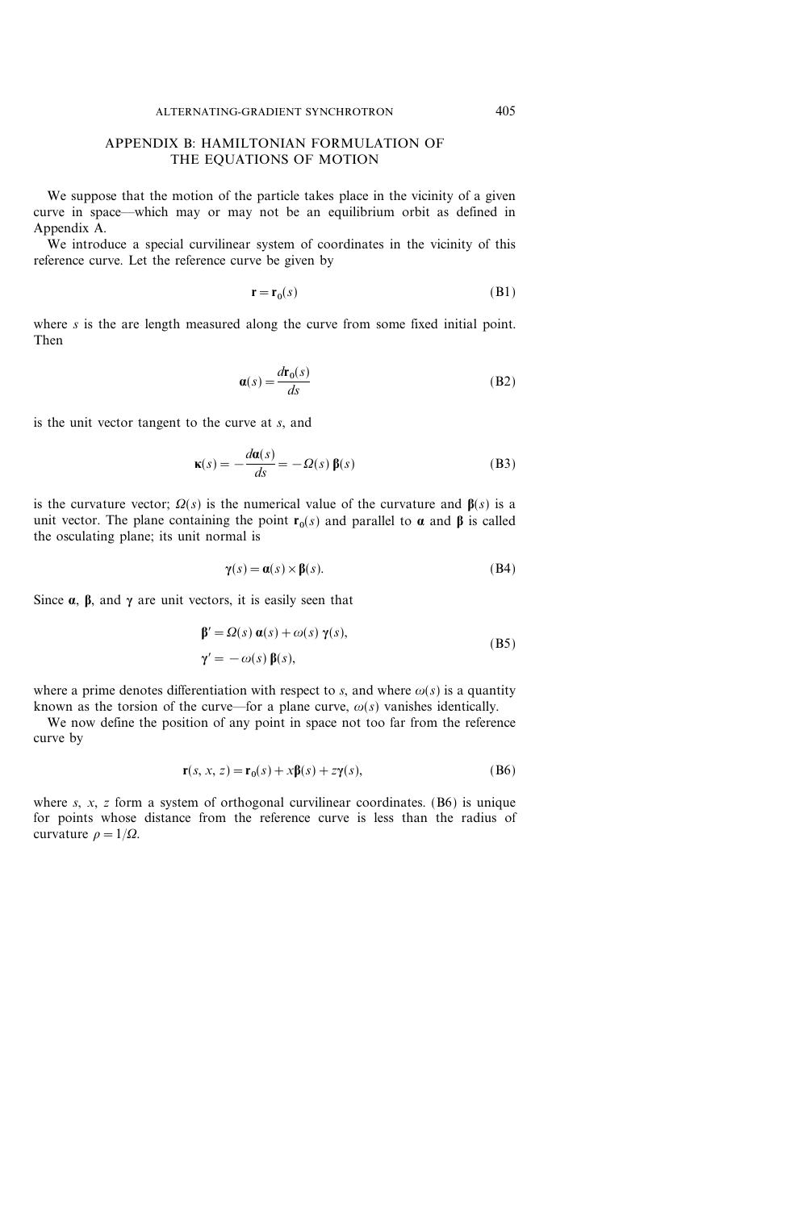## APPENDIX B: HAMILTONIAN FORMULATION OF THE EQUATIONS OF MOTION

We suppose that the motion of the particle takes place in the vicinity of a given curve in space—which may or may not be an equilibrium orbit as defined in Appendix A.

We introduce a special curvilinear system of coordinates in the vicinity of this reference curve. Let the reference curve be given by

$$\mathbf{r} = \mathbf{r}_0(s) \tag{B1}$$

where $s$ is the are length measured along the curve from some fixed initial point. Then

$$\boldsymbol{\alpha}(s) = \frac{d\mathbf{r}_0(s)}{ds} \tag{B2}$$

is the unit vector tangent to the curve at $s$, and

$$\boldsymbol{\kappa}(s) = -\frac{d\boldsymbol{\alpha}(s)}{ds} = -\Omega(s)\,\boldsymbol{\beta}(s) \tag{B3}$$

is the curvature vector; $\Omega(s)$ is the numerical value of the curvature and $\boldsymbol{\beta}(s)$ is a unit vector. The plane containing the point $\mathbf{r}_0(s)$ and parallel to $\boldsymbol{\alpha}$ and $\boldsymbol{\beta}$ is called the osculating plane; its unit normal is

$$\boldsymbol{\gamma}(s) = \boldsymbol{\alpha}(s) \times \boldsymbol{\beta}(s). \tag{B4}$$

Since $\boldsymbol{\alpha}$, $\boldsymbol{\beta}$, and $\boldsymbol{\gamma}$ are unit vectors, it is easily seen that

$$\begin{aligned} \boldsymbol{\beta}' &= \Omega(s)\,\boldsymbol{\alpha}(s) + \omega(s)\,\boldsymbol{\gamma}(s), \\ \boldsymbol{\gamma}' &= -\,\omega(s)\,\boldsymbol{\beta}(s), \end{aligned} \tag{B5}$$

where a prime denotes differentiation with respect to $s$, and where $\omega(s)$ is a quantity known as the torsion of the curve—for a plane curve, $\omega(s)$ vanishes identically.

We now define the position of any point in space not too far from the reference curve by

$$\mathbf{r}(s, x, z) = \mathbf{r}_0(s) + x\boldsymbol{\beta}(s) + z\boldsymbol{\gamma}(s), \tag{B6}$$

where $s$, $x$, $z$ form a system of orthogonal curvilinear coordinates. (B6) is unique for points whose distance from the reference curve is less than the radius of curvature $\rho = 1/\Omega$.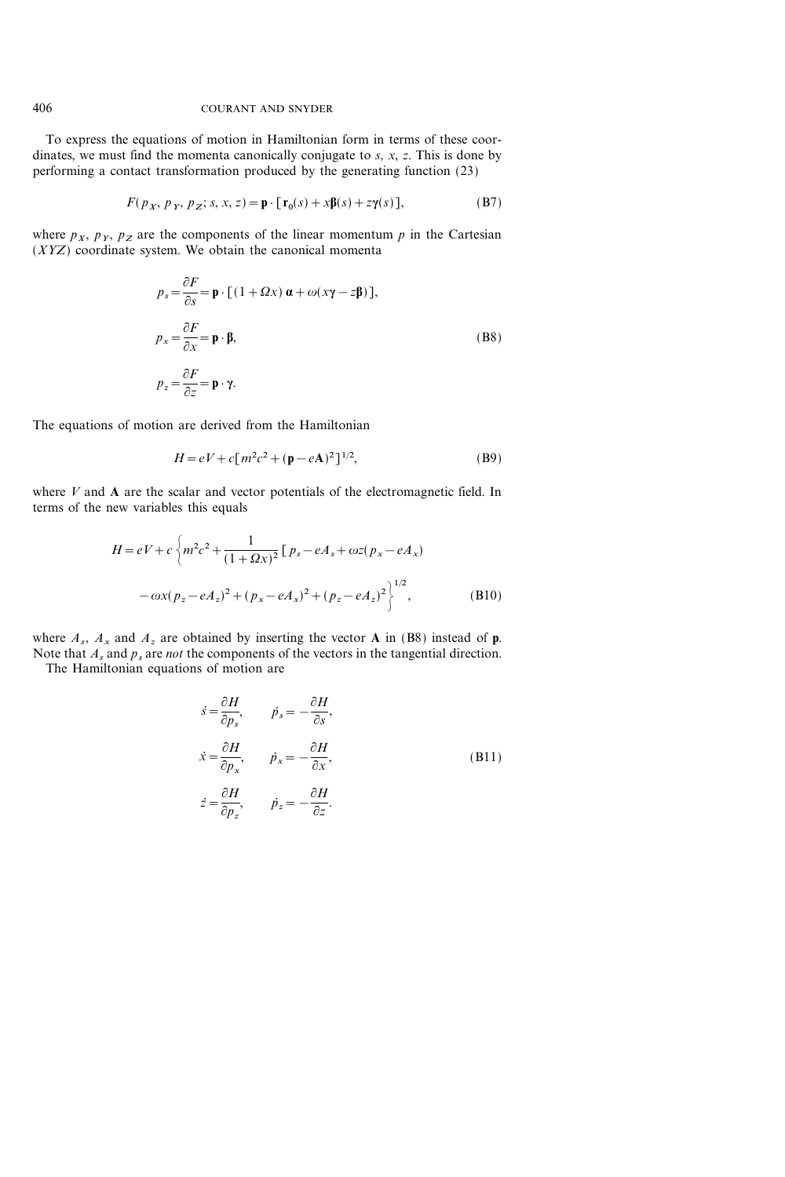To express the equations of motion in Hamiltonian form in terms of these coordinates, we must find the momenta canonically conjugate to $s$, $x$, $z$. This is done by performing a contact transformation produced by the generating function (23)

$$F(p_X, p_Y, p_Z; s, x, z) = \mathbf{p} \cdot [\mathbf{r}_0(s) + x\boldsymbol{\beta}(s) + z\boldsymbol{\gamma}(s)], \tag{B7}$$

where $p_X$, $p_Y$, $p_Z$ are the components of the linear momentum $p$ in the Cartesian $(XYZ)$ coordinate system. We obtain the canonical momenta

$$\begin{aligned}
p_s &= \frac{\partial F}{\partial s} = \mathbf{p} \cdot [(1 + \Omega x)\, \boldsymbol{\alpha} + \omega(x\boldsymbol{\gamma} - z\boldsymbol{\beta})], \\
p_x &= \frac{\partial F}{\partial x} = \mathbf{p} \cdot \boldsymbol{\beta}, \\
p_z &= \frac{\partial F}{\partial z} = \mathbf{p} \cdot \boldsymbol{\gamma}.
\end{aligned} \tag{B8}$$

The equations of motion are derived from the Hamiltonian

$$H = eV + c[m^2c^2 + (\mathbf{p} - e\mathbf{A})^2]^{1/2}, \tag{B9}$$

where $V$ and $\mathbf{A}$ are the scalar and vector potentials of the electromagnetic field. In terms of the new variables this equals

$$\begin{aligned}
H = eV + c \Bigg\{ m^2c^2 + \frac{1}{(1 + \Omega x)^2} [\, p_s - eA_s + \omega z(p_x - eA_x) \\
- \omega x(p_z - eA_z)^2 + (p_x - eA_x)^2 + (p_z - eA_z)^2 \Bigg\}^{1/2},
\end{aligned} \tag{B10}$$

where $A_s$, $A_x$ and $A_z$ are obtained by inserting the vector $\mathbf{A}$ in (B8) instead of $\mathbf{p}$. Note that $A_s$ and $p_s$ are *not* the components of the vectors in the tangential direction.

The Hamiltonian equations of motion are

$$\begin{aligned}
\dot{s} &= \frac{\partial H}{\partial p_s}, \qquad \dot{p}_s = -\frac{\partial H}{\partial s}, \\
\dot{x} &= \frac{\partial H}{\partial p_x}, \qquad \dot{p}_x = -\frac{\partial H}{\partial x}, \\
\dot{z} &= \frac{\partial H}{\partial p_z}, \qquad \dot{p}_z = -\frac{\partial H}{\partial z}.
\end{aligned} \tag{B11}$$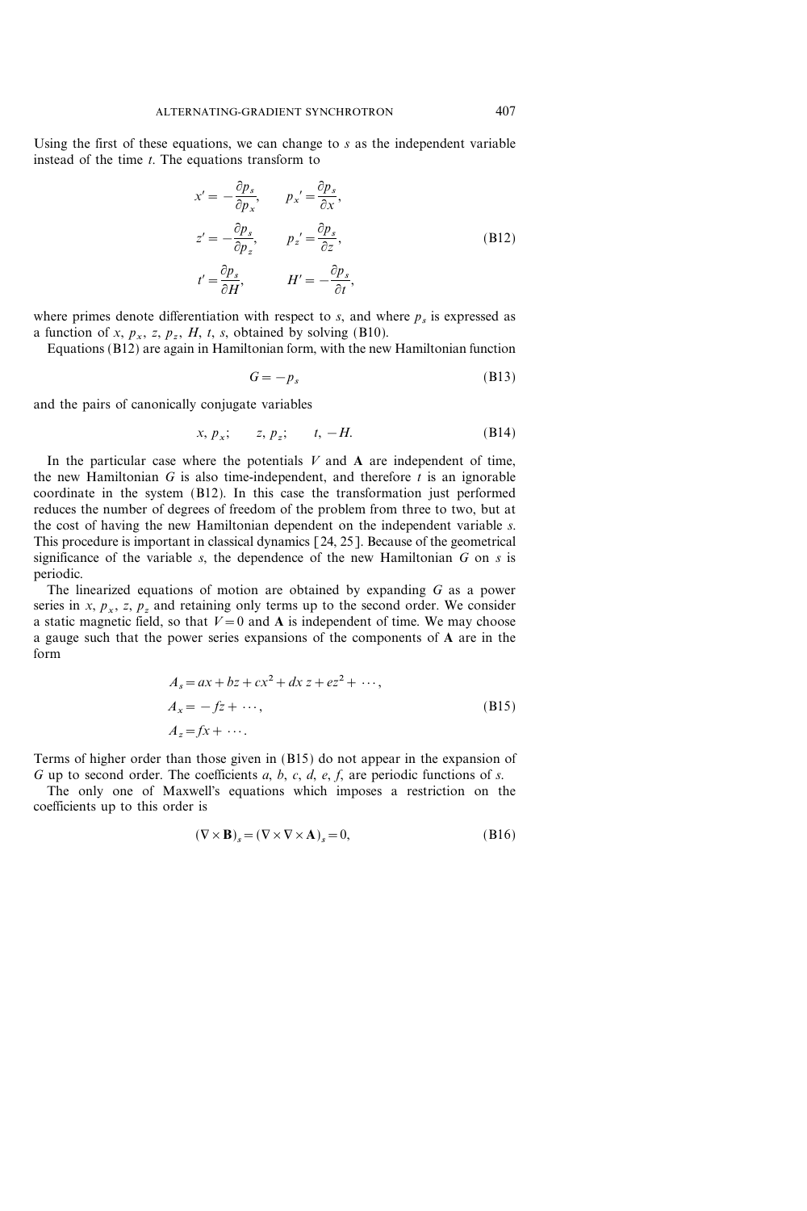Using the first of these equations, we can change to $s$ as the independent variable instead of the time $t$. The equations transform to

$$
\begin{aligned}
x' &= -\frac{\partial p_s}{\partial p_x}, \qquad & p_x' &= \frac{\partial p_s}{\partial x}, \\
z' &= -\frac{\partial p_s}{\partial p_z}, \qquad & p_z' &= \frac{\partial p_s}{\partial z}, \\
t' &= \frac{\partial p_s}{\partial H}, \qquad & H' &= -\frac{\partial p_s}{\partial t},
\end{aligned}
\tag{B12}
$$

where primes denote differentiation with respect to $s$, and where $p_s$ is expressed as a function of $x$, $p_x$, $z$, $p_z$, $H$, $t$, $s$, obtained by solving (B10).

Equations (B12) are again in Hamiltonian form, with the new Hamiltonian function

$$G = -p_s \tag{B13}$$

and the pairs of canonically conjugate variables

$$x,\ p_x; \qquad z,\ p_z; \qquad t,\ -H. \tag{B14}$$

In the particular case where the potentials $V$ and $\mathbf{A}$ are independent of time, the new Hamiltonian $G$ is also time-independent, and therefore $t$ is an ignorable coordinate in the system (B12). In this case the transformation just performed reduces the number of degrees of freedom of the problem from three to two, but at the cost of having the new Hamiltonian dependent on the independent variable $s$. This procedure is important in classical dynamics [24, 25]. Because of the geometrical significance of the variable $s$, the dependence of the new Hamiltonian $G$ on $s$ is periodic.

The linearized equations of motion are obtained by expanding $G$ as a power series in $x$, $p_x$, $z$, $p_z$ and retaining only terms up to the second order. We consider a static magnetic field, so that $V = 0$ and $\mathbf{A}$ is independent of time. We may choose a gauge such that the power series expansions of the components of $\mathbf{A}$ are in the form

$$
\begin{aligned}
A_s &= ax + bz + cx^2 + dx\,z + ez^2 + \cdots, \\
A_x &= -fz + \cdots, \\
A_z &= fx + \cdots.
\end{aligned}
\tag{B15}
$$

Terms of higher order than those given in (B15) do not appear in the expansion of $G$ up to second order. The coefficients $a$, $b$, $c$, $d$, $e$, $f$, are periodic functions of $s$.

The only one of Maxwell's equations which imposes a restriction on the coefficients up to this order is

$$(\nabla \times \mathbf{B})_s = (\nabla \times \nabla \times \mathbf{A})_s = 0, \tag{B16}$$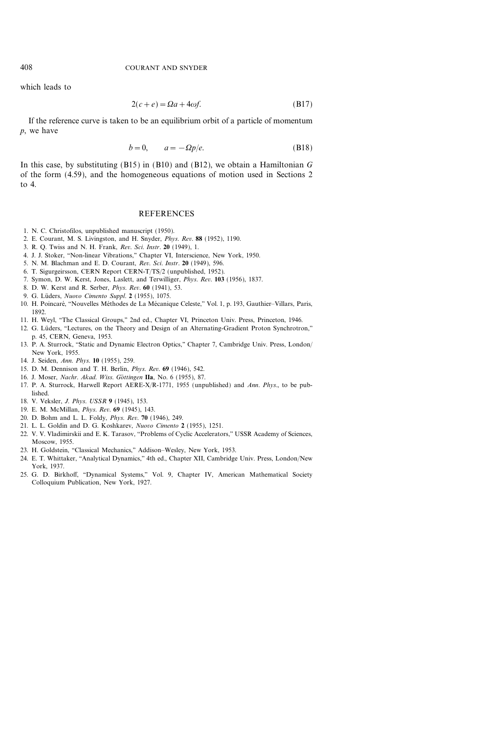which leads to

$$2(c+e) = \Omega a + 4\omega f. \tag{B17}$$

If the reference curve is taken to be an equilibrium orbit of a particle of momentum $p$, we have

$$b = 0, \qquad a = -\Omega p/e. \tag{B18}$$

In this case, by substituting (B15) in (B10) and (B12), we obtain a Hamiltonian $G$ of the form (4.59), and the homogeneous equations of motion used in Sections 2 to 4.

## REFERENCES

1. N. C. Christofilos, unpublished manuscript (1950).
2. E. Courant, M. S. Livingston, and H. Snyder, *Phys. Rev.* **88** (1952), 1190.
3. R. Q. Twiss and N. H. Frank, *Rev. Sci. Instr.* **20** (1949), 1.
4. J. J. Stoker, "Non-linear Vibrations," Chapter VI, Interscience, New York, 1950.
5. N. M. Blachman and E. D. Courant, *Rev. Sci. Instr.* **20** (1949), 596.
6. T. Sigurgeirsson, CERN Report CERN-T/TS/2 (unpublished, 1952).
7. Symon, D. W. Kerst, Jones, Laslett, and Terwilliger, *Phys. Rev.* **103** (1956), 1837.
8. D. W. Kerst and R. Serber, *Phys. Rev.* **60** (1941), 53.
9. G. Lüders, *Nuovo Cimento Suppl.* **2** (1955), 1075.
10. H. Poincaré, "Nouvelles Méthodes de La Mécanique Celeste," Vol. 1, p. 193, Gauthier–Villars, Paris, 1892.
11. H. Weyl, "The Classical Groups," 2nd ed., Chapter VI, Princeton Univ. Press, Princeton, 1946.
12. G. Lüders, "Lectures, on the Theory and Design of an Alternating-Gradient Proton Synchrotron," p. 45, CERN, Geneva, 1953.
13. P. A. Sturrock, "Static and Dynamic Electron Optics," Chapter 7, Cambridge Univ. Press, London/New York, 1955.
14. J. Seiden, *Ann. Phys.* **10** (1955), 259.
15. D. M. Dennison and T. H. Berlin, *Phys. Rev.* **69** (1946), 542.
16. J. Moser, *Nachr. Akad. Wiss. Göttingen* **IIa**, No. 6 (1955), 87.
17. P. A. Sturrock, Harwell Report AERE-X/R-1771, 1955 (unpublished) and *Ann. Phys.*, to be published.
18. V. Veksler, *J. Phys. USSR* **9** (1945), 153.
19. E. M. McMillan, *Phys. Rev.* **69** (1945), 143.
20. D. Bohm and L. L. Foldy, *Phys. Rev.* **70** (1946), 249.
21. L. L. Goldin and D. G. Koshkarev, *Nuovo Cimento* **2** (1955), 1251.
22. V. V. Vladimirskii and E. K. Tarasov, "Problems of Cyclic Accelerators," USSR Academy of Sciences, Moscow, 1955.
23. H. Goldstein, "Classical Mechanics," Addison–Wesley, New York, 1953.
24. E. T. Whittaker, "Analytical Dynamics," 4th ed., Chapter XII, Cambridge Univ. Press, London/New York, 1937.
25. G. D. Birkhoff, "Dynamical Systems," Vol. 9, Chapter IV, American Mathematical Society Colloquium Publication, New York, 1927.